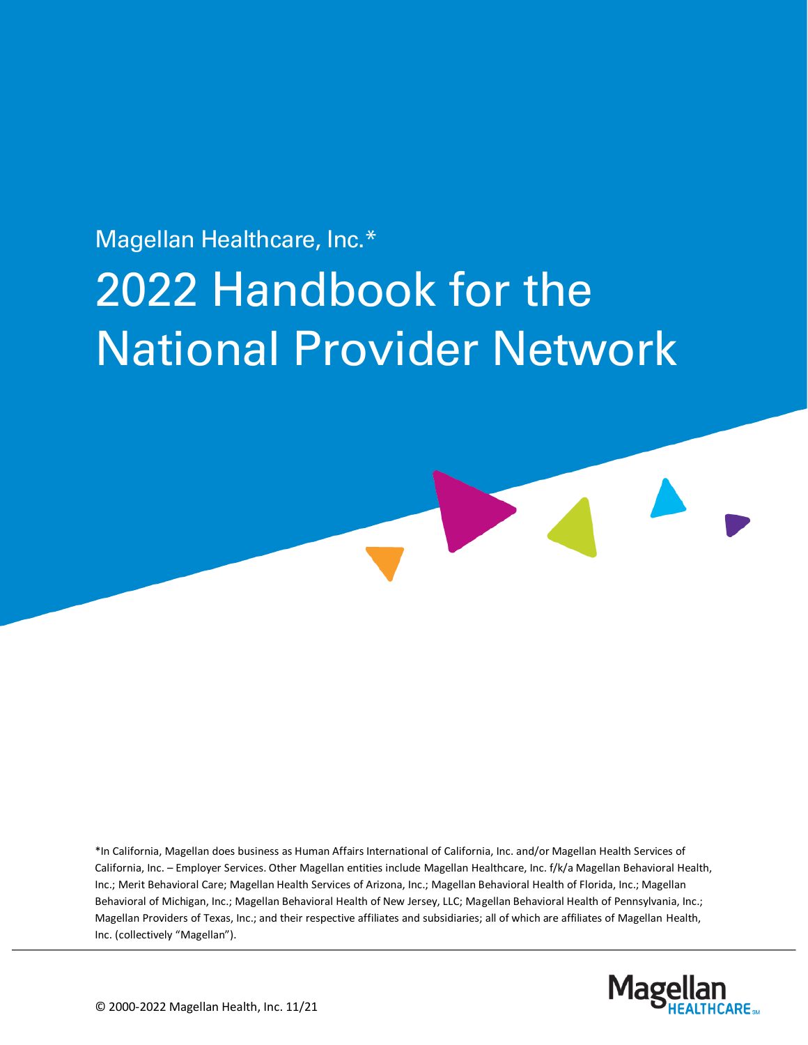Magellan Healthcare, Inc.*

# 2022 Handbook for the National Provider Network

*In California, Magellan does business as Human Affairs International of California, Inc. and/or Magellan Health Services of California, Inc. – Employer Services. Other Magellan entities include Magellan Healthcare, Inc. f/k/a Magellan Behavioral Health, Inc.; Merit Behavioral Care; Magellan Health Services of Arizona, Inc.; Magellan Behavioral Health of Florida, Inc.; Magellan Behavioral of Michigan, Inc.; Magellan Behavioral Health of New Jersey, LLC; Magellan Behavioral Health of Pennsylvania, Inc.; Magellan Providers of Texas, Inc.; and their respective affiliates and subsidiaries; all of which are affiliates of Magellan Health, Inc. (collectively "Magellan").

© 2000-2022 Magellan Health, Inc. 11/21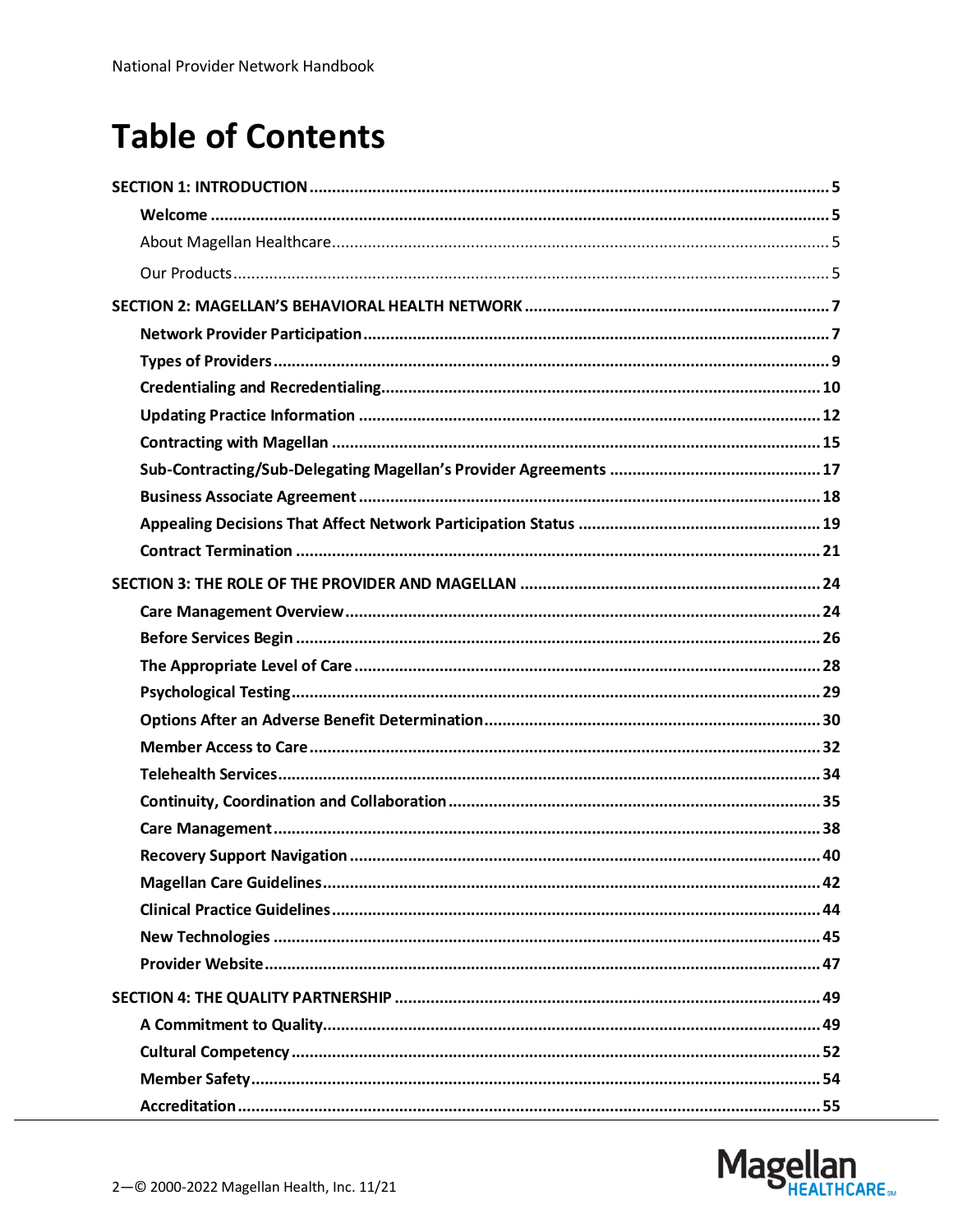# Table of Contents

**SECTION 1: INTRODUCTION** ........ 5

- **Welcome** ........ 5
- About Magellan Healthcare ........ 5
- Our Products ........ 5

**SECTION 2: MAGELLAN'S BEHAVIORAL HEALTH NETWORK** ........ 7

- **Network Provider Participation** ........ 7
- **Types of Providers** ........ 9
- **Credentialing and Recredentialing** ........ 10
- **Updating Practice Information** ........ 12
- **Contracting with Magellan** ........ 15
- **Sub-Contracting/Sub-Delegating Magellan's Provider Agreements** ........ 17
- **Business Associate Agreement** ........ 18
- **Appealing Decisions That Affect Network Participation Status** ........ 19
- **Contract Termination** ........ 21

**SECTION 3: THE ROLE OF THE PROVIDER AND MAGELLAN** ........ 24

- **Care Management Overview** ........ 24
- **Before Services Begin** ........ 26
- **The Appropriate Level of Care** ........ 28
- **Psychological Testing** ........ 29
- **Options After an Adverse Benefit Determination** ........ 30
- **Member Access to Care** ........ 32
- **Telehealth Services** ........ 34
- **Continuity, Coordination and Collaboration** ........ 35
- **Care Management** ........ 38
- **Recovery Support Navigation** ........ 40
- **Magellan Care Guidelines** ........ 42
- **Clinical Practice Guidelines** ........ 44
- **New Technologies** ........ 45
- **Provider Website** ........ 47

**SECTION 4: THE QUALITY PARTNERSHIP** ........ 49

- **A Commitment to Quality** ........ 49
- **Cultural Competency** ........ 52
- **Member Safety** ........ 54
- **Accreditation** ........ 55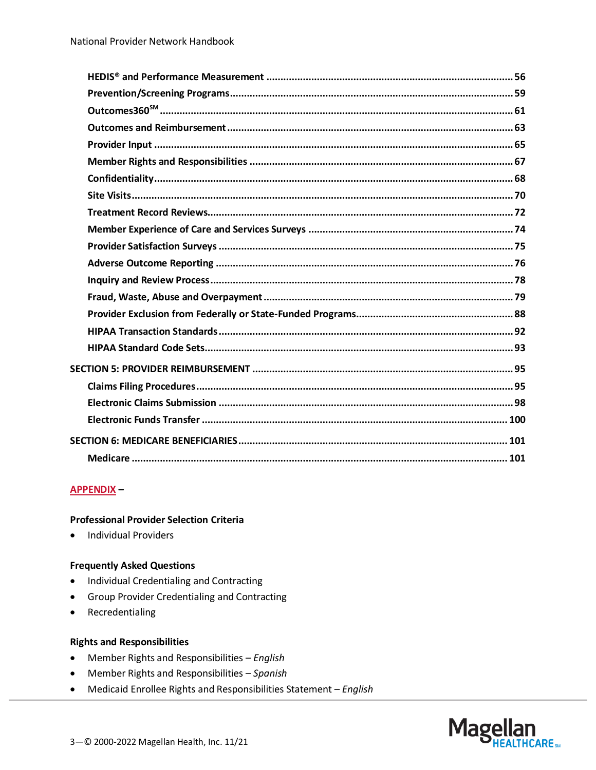**HEDIS® and Performance Measurement** ........ 56
**Prevention/Screening Programs** ........ 59
**Outcomes360℠** ........ 61
**Outcomes and Reimbursement** ........ 63
**Provider Input** ........ 65
**Member Rights and Responsibilities** ........ 67
**Confidentiality** ........ 68
**Site Visits** ........ 70
**Treatment Record Reviews** ........ 72
**Member Experience of Care and Services Surveys** ........ 74
**Provider Satisfaction Surveys** ........ 75
**Adverse Outcome Reporting** ........ 76
**Inquiry and Review Process** ........ 78
**Fraud, Waste, Abuse and Overpayment** ........ 79
**Provider Exclusion from Federally or State-Funded Programs** ........ 88
**HIPAA Transaction Standards** ........ 92
**HIPAA Standard Code Sets** ........ 93

**SECTION 5: PROVIDER REIMBURSEMENT** ........ 95
**Claims Filing Procedures** ........ 95
**Electronic Claims Submission** ........ 98
**Electronic Funds Transfer** ........ 100

**SECTION 6: MEDICARE BENEFICIARIES** ........ 101
**Medicare** ........ 101

**APPENDIX** –

**Professional Provider Selection Criteria**

- Individual Providers

**Frequently Asked Questions**

- Individual Credentialing and Contracting
- Group Provider Credentialing and Contracting
- Recredentialing

**Rights and Responsibilities**

- Member Rights and Responsibilities – *English*
- Member Rights and Responsibilities – *Spanish*
- Medicaid Enrollee Rights and Responsibilities Statement – *English*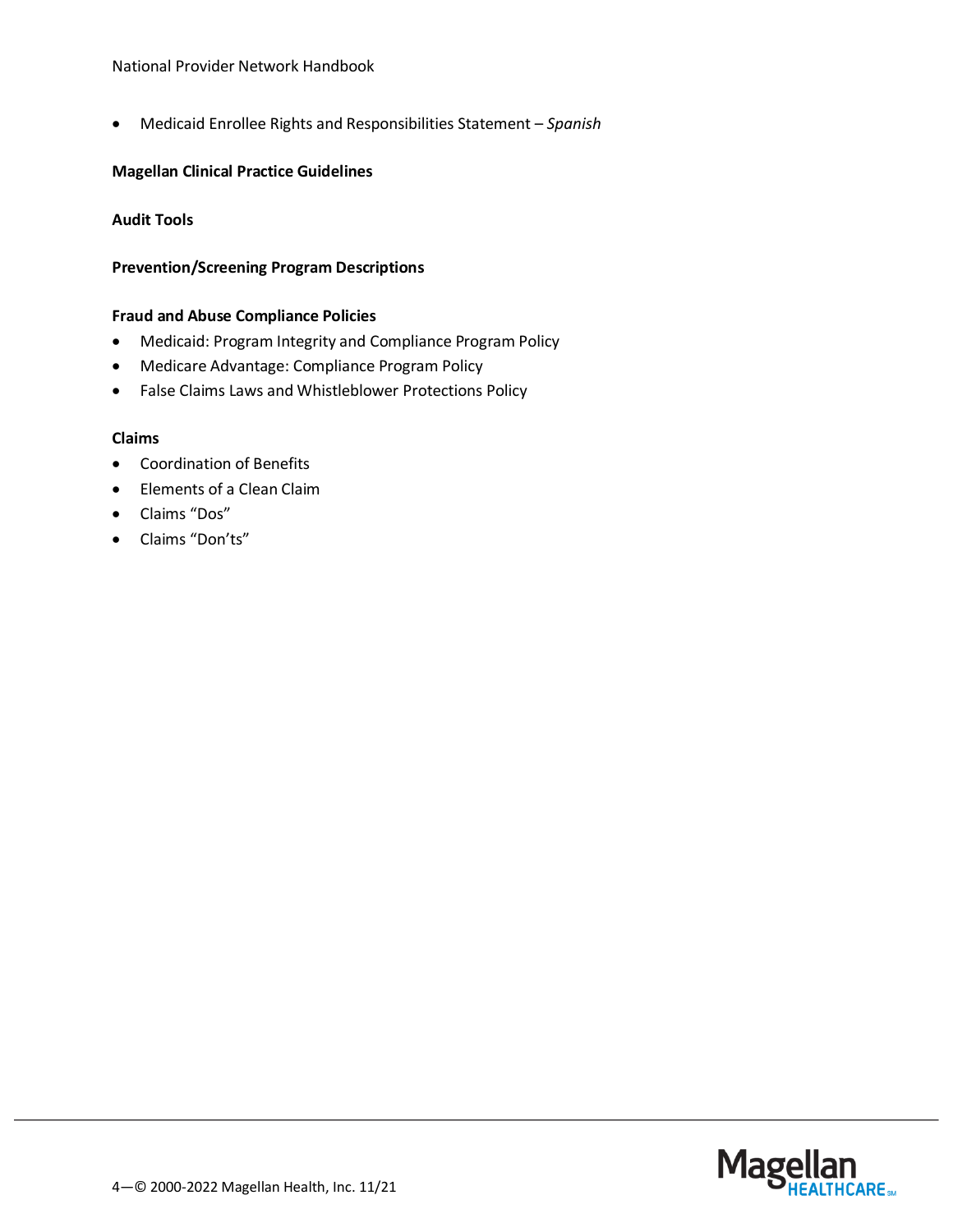- Medicaid Enrollee Rights and Responsibilities Statement – *Spanish*

**Magellan Clinical Practice Guidelines**

**Audit Tools**

**Prevention/Screening Program Descriptions**

**Fraud and Abuse Compliance Policies**

- Medicaid: Program Integrity and Compliance Program Policy
- Medicare Advantage: Compliance Program Policy
- False Claims Laws and Whistleblower Protections Policy

**Claims**

- Coordination of Benefits
- Elements of a Clean Claim
- Claims "Dos"
- Claims "Don'ts"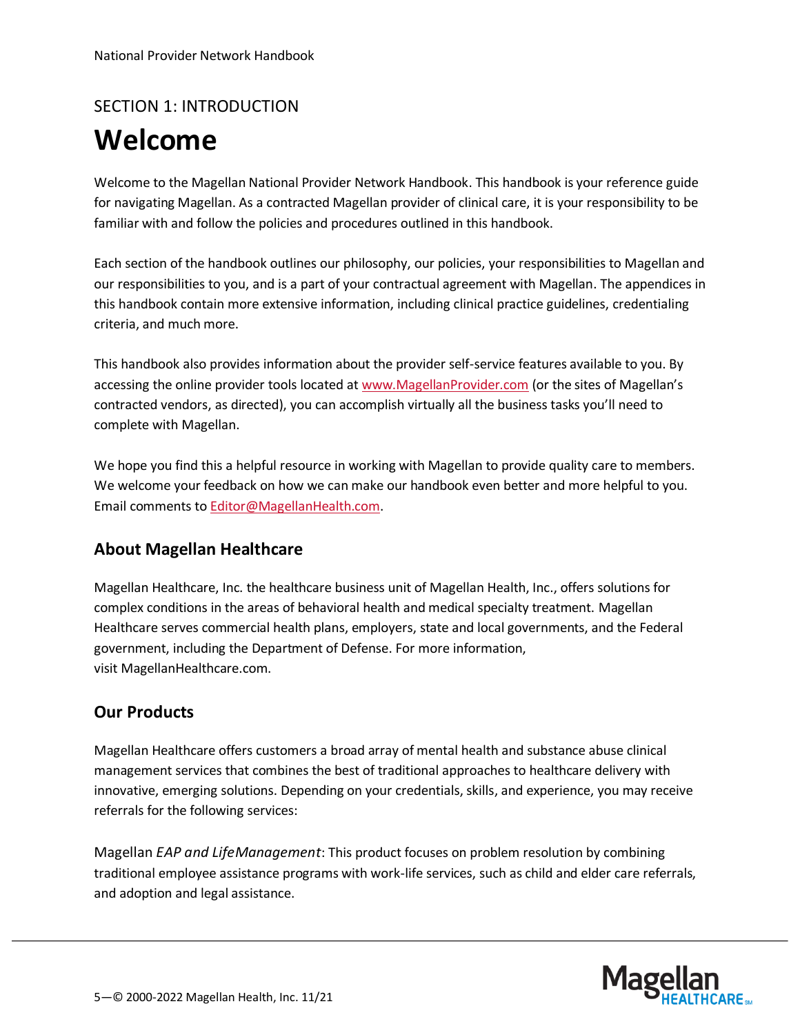SECTION 1: INTRODUCTION

# Welcome

Welcome to the Magellan National Provider Network Handbook. This handbook is your reference guide for navigating Magellan. As a contracted Magellan provider of clinical care, it is your responsibility to be familiar with and follow the policies and procedures outlined in this handbook.

Each section of the handbook outlines our philosophy, our policies, your responsibilities to Magellan and our responsibilities to you, and is a part of your contractual agreement with Magellan. The appendices in this handbook contain more extensive information, including clinical practice guidelines, credentialing criteria, and much more.

This handbook also provides information about the provider self-service features available to you. By accessing the online provider tools located at www.MagellanProvider.com (or the sites of Magellan's contracted vendors, as directed), you can accomplish virtually all the business tasks you'll need to complete with Magellan.

We hope you find this a helpful resource in working with Magellan to provide quality care to members. We welcome your feedback on how we can make our handbook even better and more helpful to you. Email comments to Editor@MagellanHealth.com.

## About Magellan Healthcare

Magellan Healthcare, Inc. the healthcare business unit of Magellan Health, Inc., offers solutions for complex conditions in the areas of behavioral health and medical specialty treatment. Magellan Healthcare serves commercial health plans, employers, state and local governments, and the Federal government, including the Department of Defense. For more information, visit MagellanHealthcare.com.

## Our Products

Magellan Healthcare offers customers a broad array of mental health and substance abuse clinical management services that combines the best of traditional approaches to healthcare delivery with innovative, emerging solutions. Depending on your credentials, skills, and experience, you may receive referrals for the following services:

Magellan *EAP and LifeManagement*: This product focuses on problem resolution by combining traditional employee assistance programs with work-life services, such as child and elder care referrals, and adoption and legal assistance.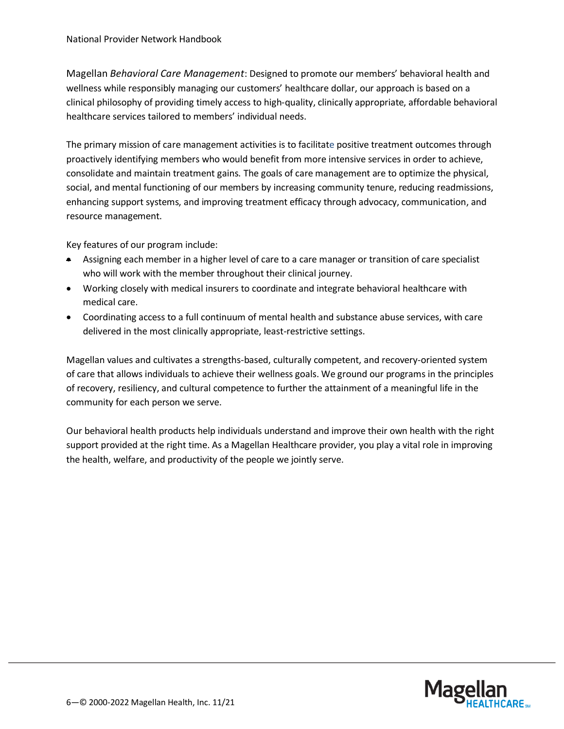Magellan *Behavioral Care Management*: Designed to promote our members' behavioral health and wellness while responsibly managing our customers' healthcare dollar, our approach is based on a clinical philosophy of providing timely access to high-quality, clinically appropriate, affordable behavioral healthcare services tailored to members' individual needs.

The primary mission of care management activities is to facilitate positive treatment outcomes through proactively identifying members who would benefit from more intensive services in order to achieve, consolidate and maintain treatment gains. The goals of care management are to optimize the physical, social, and mental functioning of our members by increasing community tenure, reducing readmissions, enhancing support systems, and improving treatment efficacy through advocacy, communication, and resource management.

Key features of our program include:

- Assigning each member in a higher level of care to a care manager or transition of care specialist who will work with the member throughout their clinical journey.
- Working closely with medical insurers to coordinate and integrate behavioral healthcare with medical care.
- Coordinating access to a full continuum of mental health and substance abuse services, with care delivered in the most clinically appropriate, least-restrictive settings.

Magellan values and cultivates a strengths-based, culturally competent, and recovery-oriented system of care that allows individuals to achieve their wellness goals. We ground our programs in the principles of recovery, resiliency, and cultural competence to further the attainment of a meaningful life in the community for each person we serve.

Our behavioral health products help individuals understand and improve their own health with the right support provided at the right time. As a Magellan Healthcare provider, you play a vital role in improving the health, welfare, and productivity of the people we jointly serve.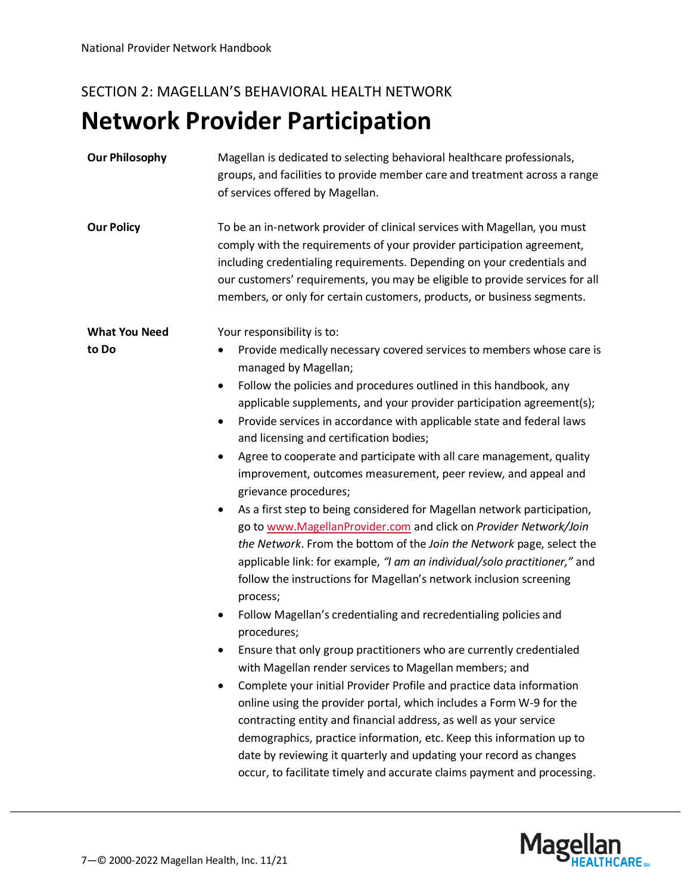SECTION 2: MAGELLAN'S BEHAVIORAL HEALTH NETWORK

# Network Provider Participation

**Our Philosophy**

Magellan is dedicated to selecting behavioral healthcare professionals, groups, and facilities to provide member care and treatment across a range of services offered by Magellan.

**Our Policy**

To be an in-network provider of clinical services with Magellan, you must comply with the requirements of your provider participation agreement, including credentialing requirements. Depending on your credentials and our customers' requirements, you may be eligible to provide services for all members, or only for certain customers, products, or business segments.

**What You Need to Do**

Your responsibility is to:

- Provide medically necessary covered services to members whose care is managed by Magellan;
- Follow the policies and procedures outlined in this handbook, any applicable supplements, and your provider participation agreement(s);
- Provide services in accordance with applicable state and federal laws and licensing and certification bodies;
- Agree to cooperate and participate with all care management, quality improvement, outcomes measurement, peer review, and appeal and grievance procedures;
- As a first step to being considered for Magellan network participation, go to www.MagellanProvider.com and click on *Provider Network/Join the Network*. From the bottom of the *Join the Network* page, select the applicable link: for example, *"I am an individual/solo practitioner,"* and follow the instructions for Magellan's network inclusion screening process;
- Follow Magellan's credentialing and recredentialing policies and procedures;
- Ensure that only group practitioners who are currently credentialed with Magellan render services to Magellan members; and
- Complete your initial Provider Profile and practice data information online using the provider portal, which includes a Form W-9 for the contracting entity and financial address, as well as your service demographics, practice information, etc. Keep this information up to date by reviewing it quarterly and updating your record as changes occur, to facilitate timely and accurate claims payment and processing.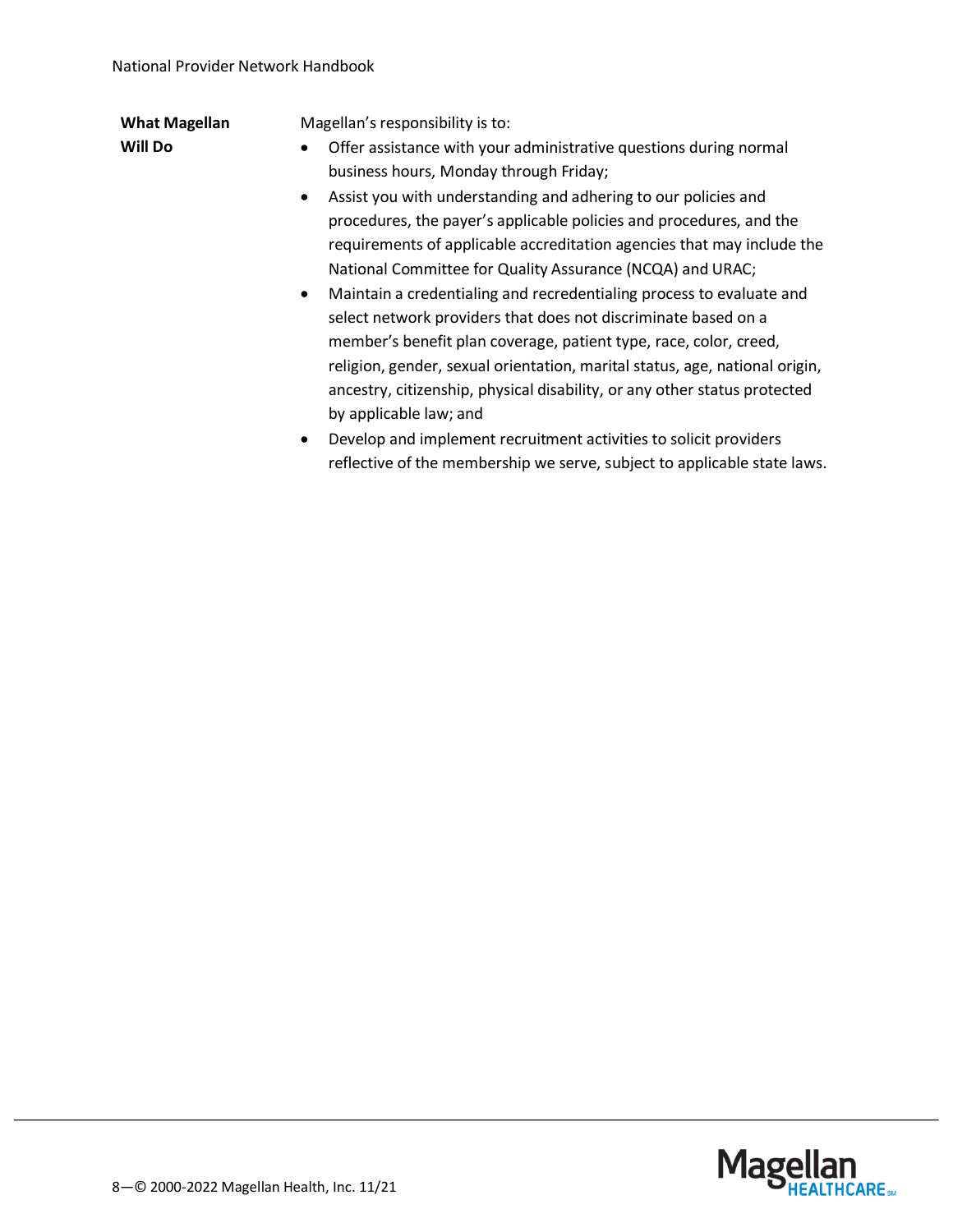**What Magellan Will Do**

Magellan's responsibility is to:

- Offer assistance with your administrative questions during normal business hours, Monday through Friday;
- Assist you with understanding and adhering to our policies and procedures, the payer's applicable policies and procedures, and the requirements of applicable accreditation agencies that may include the National Committee for Quality Assurance (NCQA) and URAC;
- Maintain a credentialing and recredentialing process to evaluate and select network providers that does not discriminate based on a member's benefit plan coverage, patient type, race, color, creed, religion, gender, sexual orientation, marital status, age, national origin, ancestry, citizenship, physical disability, or any other status protected by applicable law; and
- Develop and implement recruitment activities to solicit providers reflective of the membership we serve, subject to applicable state laws.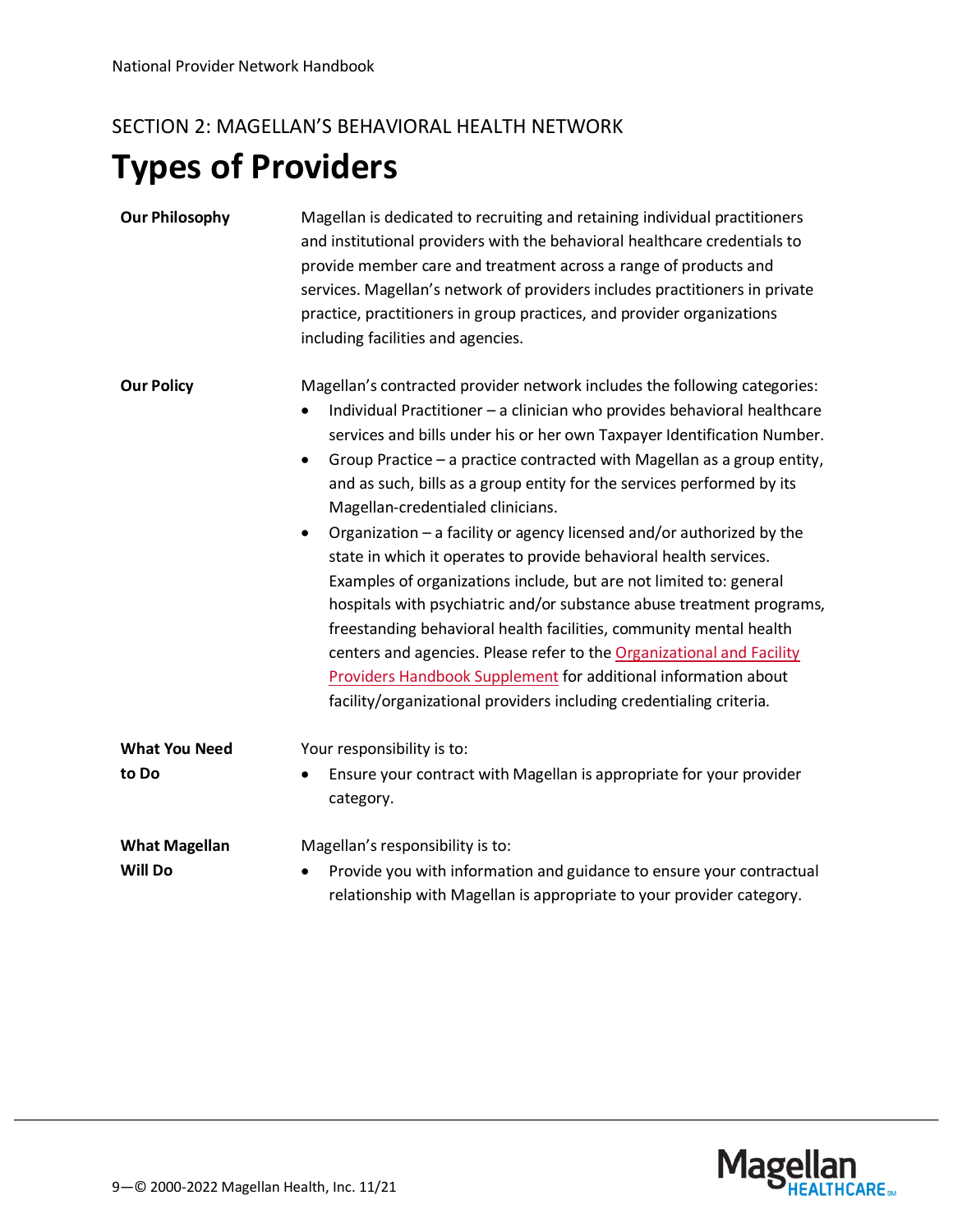SECTION 2: MAGELLAN'S BEHAVIORAL HEALTH NETWORK

# Types of Providers

**Our Philosophy**

Magellan is dedicated to recruiting and retaining individual practitioners and institutional providers with the behavioral healthcare credentials to provide member care and treatment across a range of products and services. Magellan's network of providers includes practitioners in private practice, practitioners in group practices, and provider organizations including facilities and agencies.

**Our Policy**

Magellan's contracted provider network includes the following categories:

- Individual Practitioner – a clinician who provides behavioral healthcare services and bills under his or her own Taxpayer Identification Number.
- Group Practice – a practice contracted with Magellan as a group entity, and as such, bills as a group entity for the services performed by its Magellan-credentialed clinicians.
- Organization – a facility or agency licensed and/or authorized by the state in which it operates to provide behavioral health services. Examples of organizations include, but are not limited to: general hospitals with psychiatric and/or substance abuse treatment programs, freestanding behavioral health facilities, community mental health centers and agencies. Please refer to the Organizational and Facility Providers Handbook Supplement for additional information about facility/organizational providers including credentialing criteria.

**What You Need to Do**

Your responsibility is to:

- Ensure your contract with Magellan is appropriate for your provider category.

**What Magellan Will Do**

Magellan's responsibility is to:

- Provide you with information and guidance to ensure your contractual relationship with Magellan is appropriate to your provider category.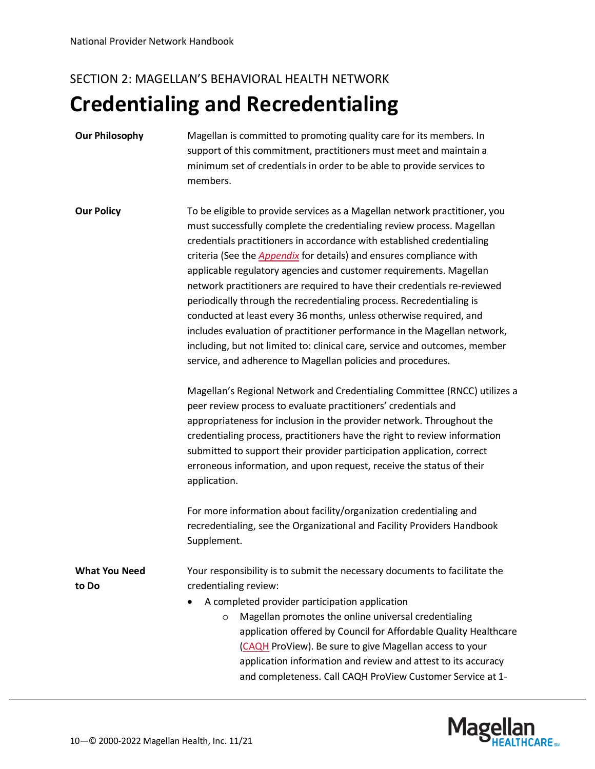SECTION 2: MAGELLAN'S BEHAVIORAL HEALTH NETWORK

# Credentialing and Recredentialing

**Our Philosophy**

Magellan is committed to promoting quality care for its members. In support of this commitment, practitioners must meet and maintain a minimum set of credentials in order to be able to provide services to members.

**Our Policy**

To be eligible to provide services as a Magellan network practitioner, you must successfully complete the credentialing review process. Magellan credentials practitioners in accordance with established credentialing criteria (See the *Appendix* for details) and ensures compliance with applicable regulatory agencies and customer requirements. Magellan network practitioners are required to have their credentials re-reviewed periodically through the recredentialing process. Recredentialing is conducted at least every 36 months, unless otherwise required, and includes evaluation of practitioner performance in the Magellan network, including, but not limited to: clinical care, service and outcomes, member service, and adherence to Magellan policies and procedures.

Magellan's Regional Network and Credentialing Committee (RNCC) utilizes a peer review process to evaluate practitioners' credentials and appropriateness for inclusion in the provider network. Throughout the credentialing process, practitioners have the right to review information submitted to support their provider participation application, correct erroneous information, and upon request, receive the status of their application.

For more information about facility/organization credentialing and recredentialing, see the Organizational and Facility Providers Handbook Supplement.

**What You Need to Do**

Your responsibility is to submit the necessary documents to facilitate the credentialing review:

- A completed provider participation application
  - Magellan promotes the online universal credentialing application offered by Council for Affordable Quality Healthcare (CAQH ProView). Be sure to give Magellan access to your application information and review and attest to its accuracy and completeness. Call CAQH ProView Customer Service at 1-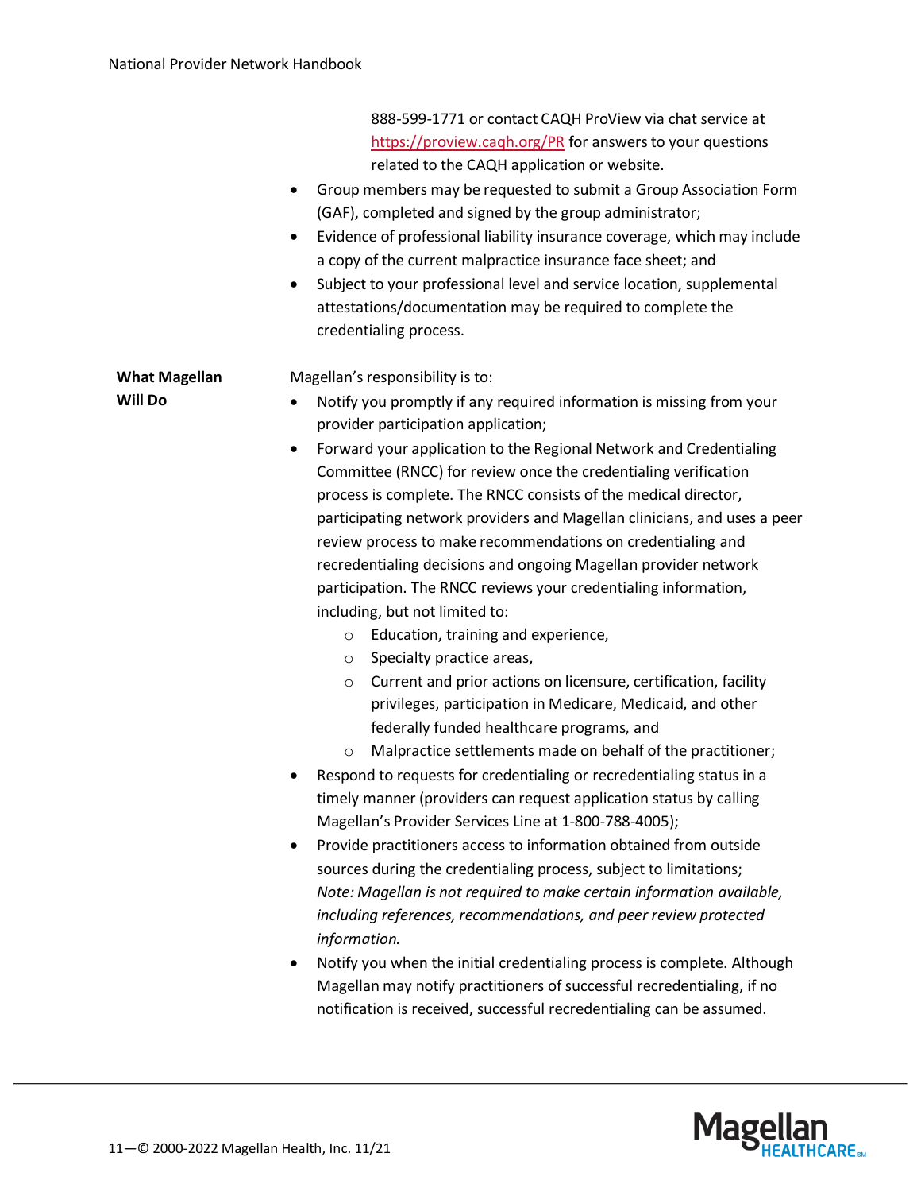888-599-1771 or contact CAQH ProView via chat service at [https://proview.caqh.org/PR](https://proview.caqh.org/PR) for answers to your questions related to the CAQH application or website.

- Group members may be requested to submit a Group Association Form (GAF), completed and signed by the group administrator;
- Evidence of professional liability insurance coverage, which may include a copy of the current malpractice insurance face sheet; and
- Subject to your professional level and service location, supplemental attestations/documentation may be required to complete the credentialing process.

**What Magellan Will Do**

Magellan's responsibility is to:

- Notify you promptly if any required information is missing from your provider participation application;
- Forward your application to the Regional Network and Credentialing Committee (RNCC) for review once the credentialing verification process is complete. The RNCC consists of the medical director, participating network providers and Magellan clinicians, and uses a peer review process to make recommendations on credentialing and recredentialing decisions and ongoing Magellan provider network participation. The RNCC reviews your credentialing information, including, but not limited to:
  - Education, training and experience,
  - Specialty practice areas,
  - Current and prior actions on licensure, certification, facility privileges, participation in Medicare, Medicaid, and other federally funded healthcare programs, and
  - Malpractice settlements made on behalf of the practitioner;
- Respond to requests for credentialing or recredentialing status in a timely manner (providers can request application status by calling Magellan's Provider Services Line at 1-800-788-4005);
- Provide practitioners access to information obtained from outside sources during the credentialing process, subject to limitations; *Note: Magellan is not required to make certain information available, including references, recommendations, and peer review protected information.*
- Notify you when the initial credentialing process is complete. Although Magellan may notify practitioners of successful recredentialing, if no notification is received, successful recredentialing can be assumed.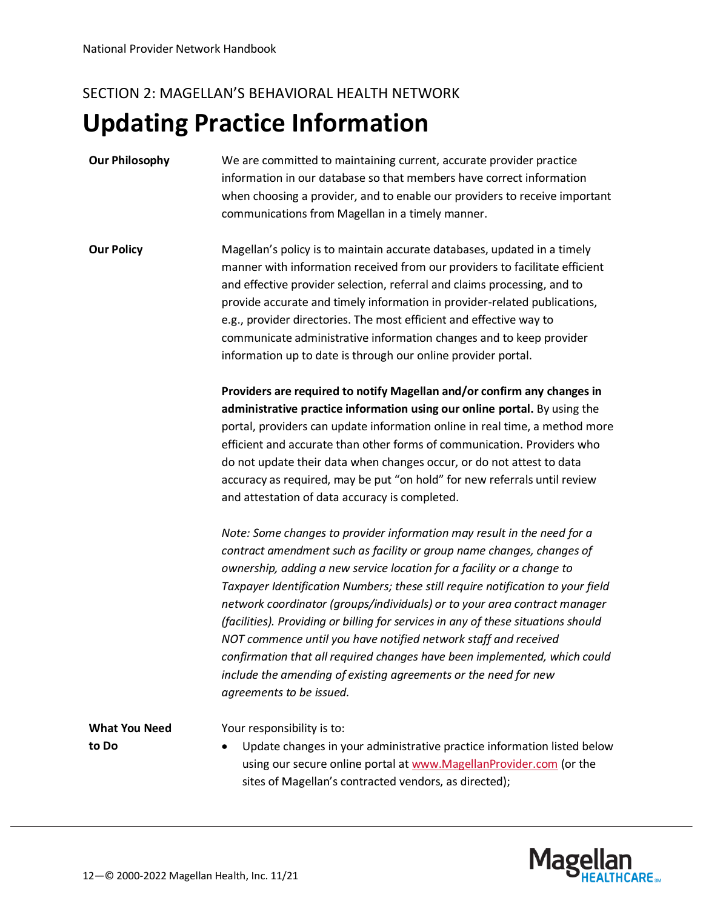SECTION 2: MAGELLAN'S BEHAVIORAL HEALTH NETWORK

# Updating Practice Information

**Our Philosophy**

We are committed to maintaining current, accurate provider practice information in our database so that members have correct information when choosing a provider, and to enable our providers to receive important communications from Magellan in a timely manner.

**Our Policy**

Magellan's policy is to maintain accurate databases, updated in a timely manner with information received from our providers to facilitate efficient and effective provider selection, referral and claims processing, and to provide accurate and timely information in provider-related publications, e.g., provider directories. The most efficient and effective way to communicate administrative information changes and to keep provider information up to date is through our online provider portal.

**Providers are required to notify Magellan and/or confirm any changes in administrative practice information using our online portal.** By using the portal, providers can update information online in real time, a method more efficient and accurate than other forms of communication. Providers who do not update their data when changes occur, or do not attest to data accuracy as required, may be put "on hold" for new referrals until review and attestation of data accuracy is completed.

*Note: Some changes to provider information may result in the need for a contract amendment such as facility or group name changes, changes of ownership, adding a new service location for a facility or a change to Taxpayer Identification Numbers; these still require notification to your field network coordinator (groups/individuals) or to your area contract manager (facilities). Providing or billing for services in any of these situations should NOT commence until you have notified network staff and received confirmation that all required changes have been implemented, which could include the amending of existing agreements or the need for new agreements to be issued.*

**What You Need to Do**

Your responsibility is to:

- Update changes in your administrative practice information listed below using our secure online portal at www.MagellanProvider.com (or the sites of Magellan's contracted vendors, as directed);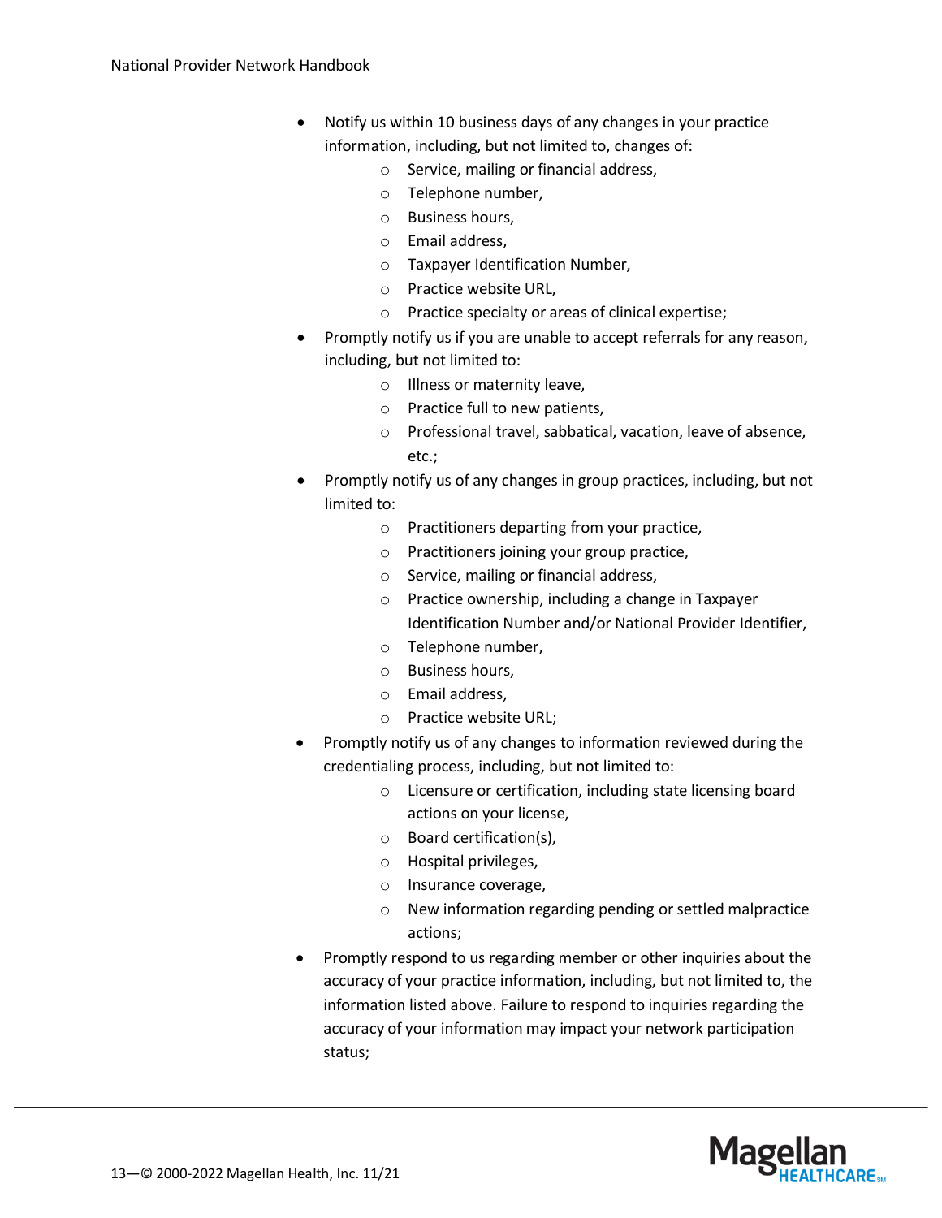- Notify us within 10 business days of any changes in your practice information, including, but not limited to, changes of:
  - Service, mailing or financial address,
  - Telephone number,
  - Business hours,
  - Email address,
  - Taxpayer Identification Number,
  - Practice website URL,
  - Practice specialty or areas of clinical expertise;
- Promptly notify us if you are unable to accept referrals for any reason, including, but not limited to:
  - Illness or maternity leave,
  - Practice full to new patients,
  - Professional travel, sabbatical, vacation, leave of absence, etc.;
- Promptly notify us of any changes in group practices, including, but not limited to:
  - Practitioners departing from your practice,
  - Practitioners joining your group practice,
  - Service, mailing or financial address,
  - Practice ownership, including a change in Taxpayer Identification Number and/or National Provider Identifier,
  - Telephone number,
  - Business hours,
  - Email address,
  - Practice website URL;
- Promptly notify us of any changes to information reviewed during the credentialing process, including, but not limited to:
  - Licensure or certification, including state licensing board actions on your license,
  - Board certification(s),
  - Hospital privileges,
  - Insurance coverage,
  - New information regarding pending or settled malpractice actions;
- Promptly respond to us regarding member or other inquiries about the accuracy of your practice information, including, but not limited to, the information listed above. Failure to respond to inquiries regarding the accuracy of your information may impact your network participation status;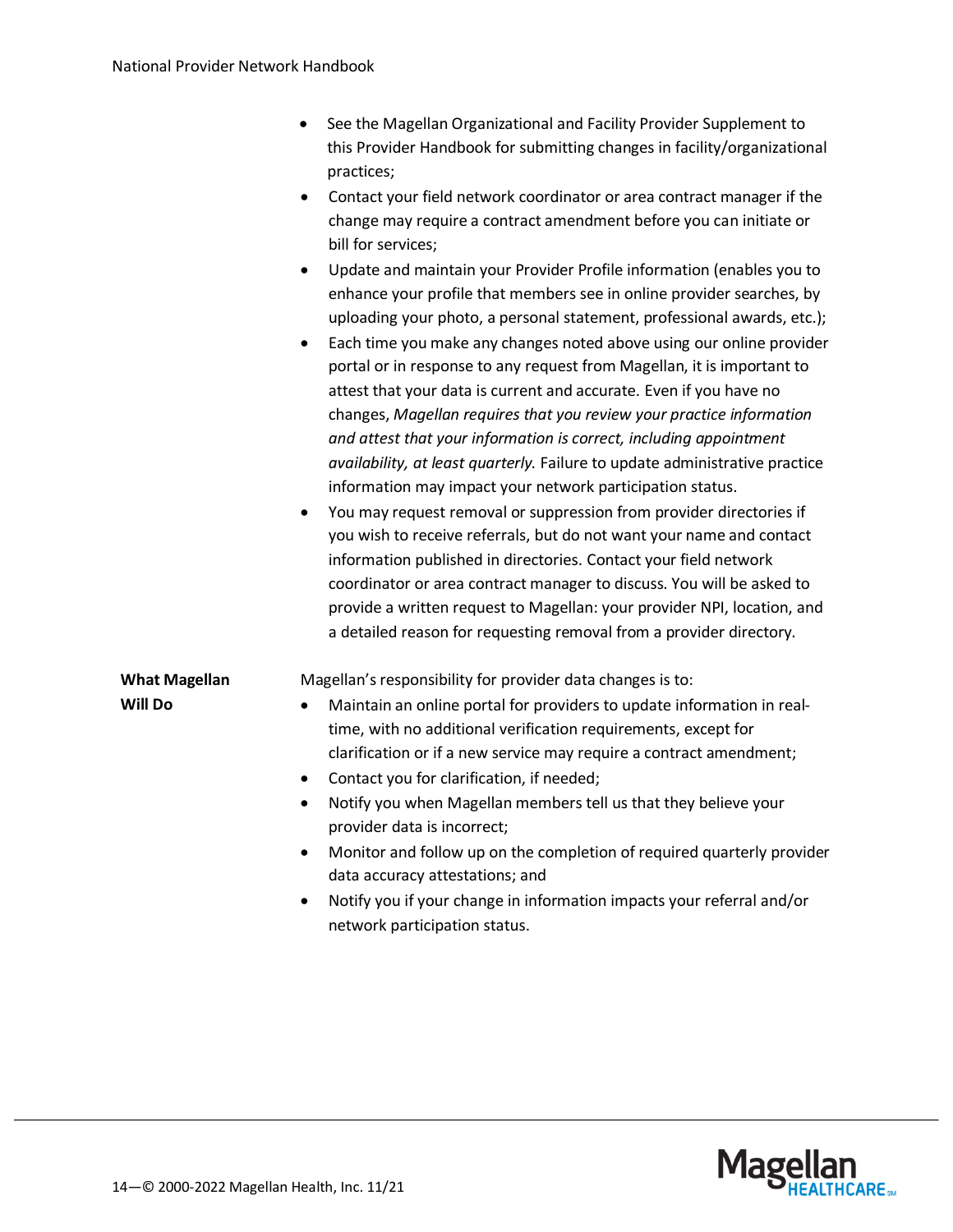- See the Magellan Organizational and Facility Provider Supplement to this Provider Handbook for submitting changes in facility/organizational practices;
- Contact your field network coordinator or area contract manager if the change may require a contract amendment before you can initiate or bill for services;
- Update and maintain your Provider Profile information (enables you to enhance your profile that members see in online provider searches, by uploading your photo, a personal statement, professional awards, etc.);
- Each time you make any changes noted above using our online provider portal or in response to any request from Magellan, it is important to attest that your data is current and accurate. Even if you have no changes, *Magellan requires that you review your practice information and attest that your information is correct, including appointment availability, at least quarterly*. Failure to update administrative practice information may impact your network participation status.
- You may request removal or suppression from provider directories if you wish to receive referrals, but do not want your name and contact information published in directories. Contact your field network coordinator or area contract manager to discuss. You will be asked to provide a written request to Magellan: your provider NPI, location, and a detailed reason for requesting removal from a provider directory.

**What Magellan Will Do**

Magellan's responsibility for provider data changes is to:

- Maintain an online portal for providers to update information in real-time, with no additional verification requirements, except for clarification or if a new service may require a contract amendment;
- Contact you for clarification, if needed;
- Notify you when Magellan members tell us that they believe your provider data is incorrect;
- Monitor and follow up on the completion of required quarterly provider data accuracy attestations; and
- Notify you if your change in information impacts your referral and/or network participation status.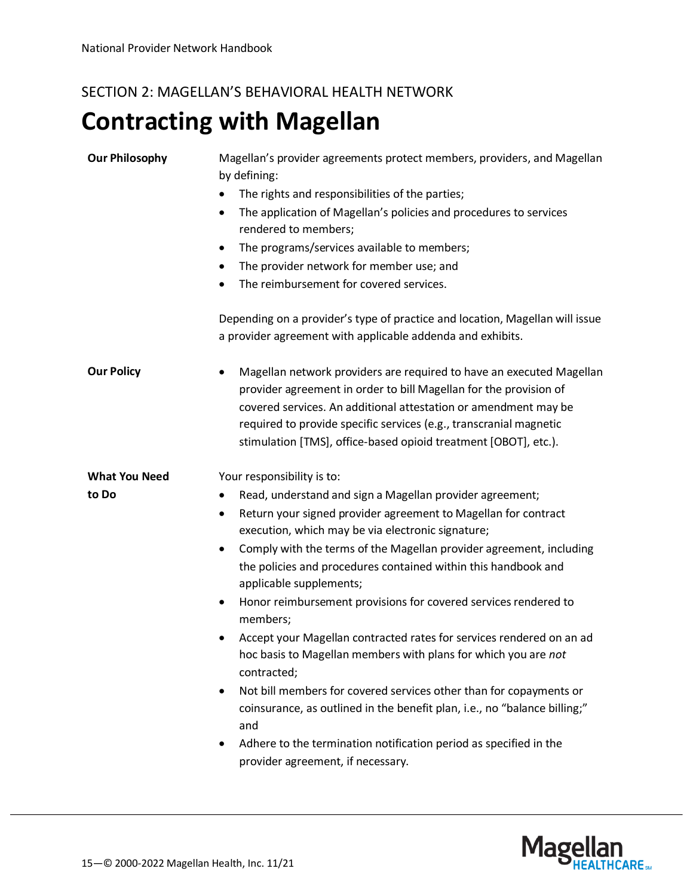SECTION 2: MAGELLAN'S BEHAVIORAL HEALTH NETWORK

# Contracting with Magellan

**Our Philosophy**

Magellan's provider agreements protect members, providers, and Magellan by defining:

- The rights and responsibilities of the parties;
- The application of Magellan's policies and procedures to services rendered to members;
- The programs/services available to members;
- The provider network for member use; and
- The reimbursement for covered services.

Depending on a provider's type of practice and location, Magellan will issue a provider agreement with applicable addenda and exhibits.

**Our Policy**

- Magellan network providers are required to have an executed Magellan provider agreement in order to bill Magellan for the provision of covered services. An additional attestation or amendment may be required to provide specific services (e.g., transcranial magnetic stimulation [TMS], office-based opioid treatment [OBOT], etc.).

**What You Need to Do**

Your responsibility is to:

- Read, understand and sign a Magellan provider agreement;
- Return your signed provider agreement to Magellan for contract execution, which may be via electronic signature;
- Comply with the terms of the Magellan provider agreement, including the policies and procedures contained within this handbook and applicable supplements;
- Honor reimbursement provisions for covered services rendered to members;
- Accept your Magellan contracted rates for services rendered on an ad hoc basis to Magellan members with plans for which you are *not* contracted;
- Not bill members for covered services other than for copayments or coinsurance, as outlined in the benefit plan, i.e., no "balance billing;" and
- Adhere to the termination notification period as specified in the provider agreement, if necessary.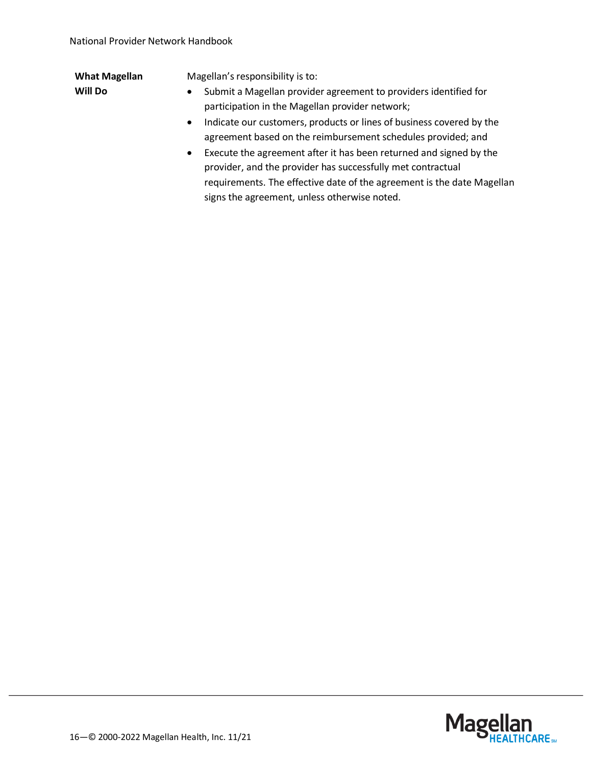**What Magellan Will Do**

Magellan's responsibility is to:

- Submit a Magellan provider agreement to providers identified for participation in the Magellan provider network;
- Indicate our customers, products or lines of business covered by the agreement based on the reimbursement schedules provided; and
- Execute the agreement after it has been returned and signed by the provider, and the provider has successfully met contractual requirements. The effective date of the agreement is the date Magellan signs the agreement, unless otherwise noted.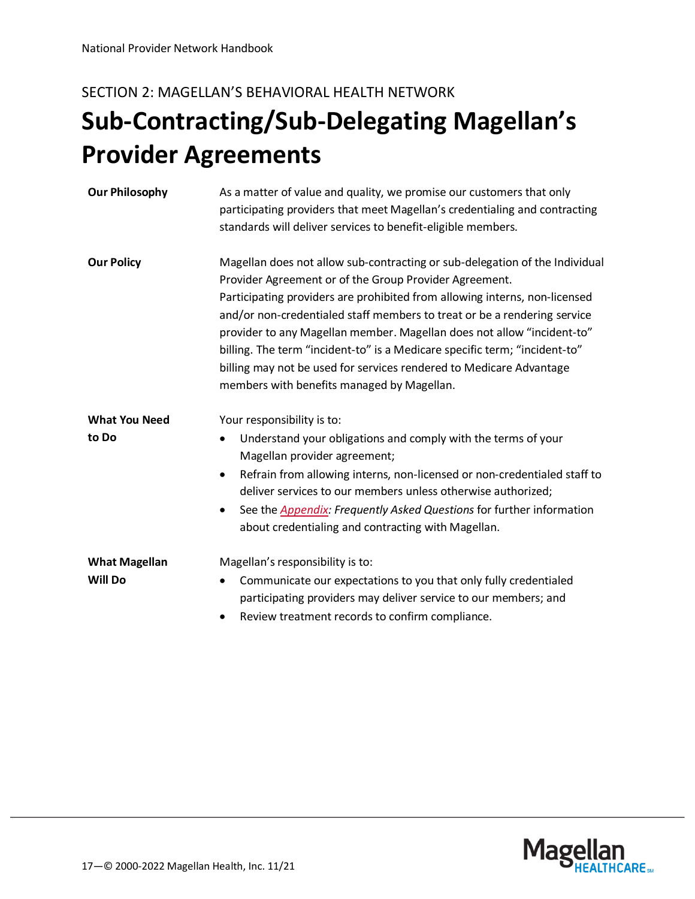SECTION 2: MAGELLAN'S BEHAVIORAL HEALTH NETWORK

# Sub-Contracting/Sub-Delegating Magellan's Provider Agreements

**Our Philosophy**

As a matter of value and quality, we promise our customers that only participating providers that meet Magellan's credentialing and contracting standards will deliver services to benefit-eligible members.

**Our Policy**

Magellan does not allow sub-contracting or sub-delegation of the Individual Provider Agreement or of the Group Provider Agreement. Participating providers are prohibited from allowing interns, non-licensed and/or non-credentialed staff members to treat or be a rendering service provider to any Magellan member. Magellan does not allow "incident-to" billing. The term "incident-to" is a Medicare specific term; "incident-to" billing may not be used for services rendered to Medicare Advantage members with benefits managed by Magellan.

**What You Need to Do**

Your responsibility is to:

- Understand your obligations and comply with the terms of your Magellan provider agreement;
- Refrain from allowing interns, non-licensed or non-credentialed staff to deliver services to our members unless otherwise authorized;
- See the *Appendix: Frequently Asked Questions* for further information about credentialing and contracting with Magellan.

**What Magellan Will Do**

Magellan's responsibility is to:

- Communicate our expectations to you that only fully credentialed participating providers may deliver service to our members; and
- Review treatment records to confirm compliance.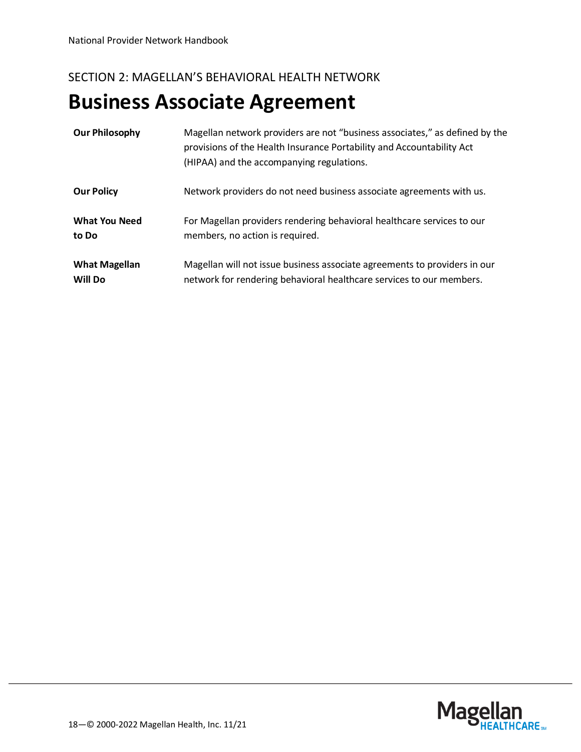SECTION 2: MAGELLAN'S BEHAVIORAL HEALTH NETWORK

# Business Associate Agreement

| | |
|---|---|
| **Our Philosophy** | Magellan network providers are not "business associates," as defined by the provisions of the Health Insurance Portability and Accountability Act (HIPAA) and the accompanying regulations. |
| **Our Policy** | Network providers do not need business associate agreements with us. |
| **What You Need to Do** | For Magellan providers rendering behavioral healthcare services to our members, no action is required. |
| **What Magellan Will Do** | Magellan will not issue business associate agreements to providers in our network for rendering behavioral healthcare services to our members. |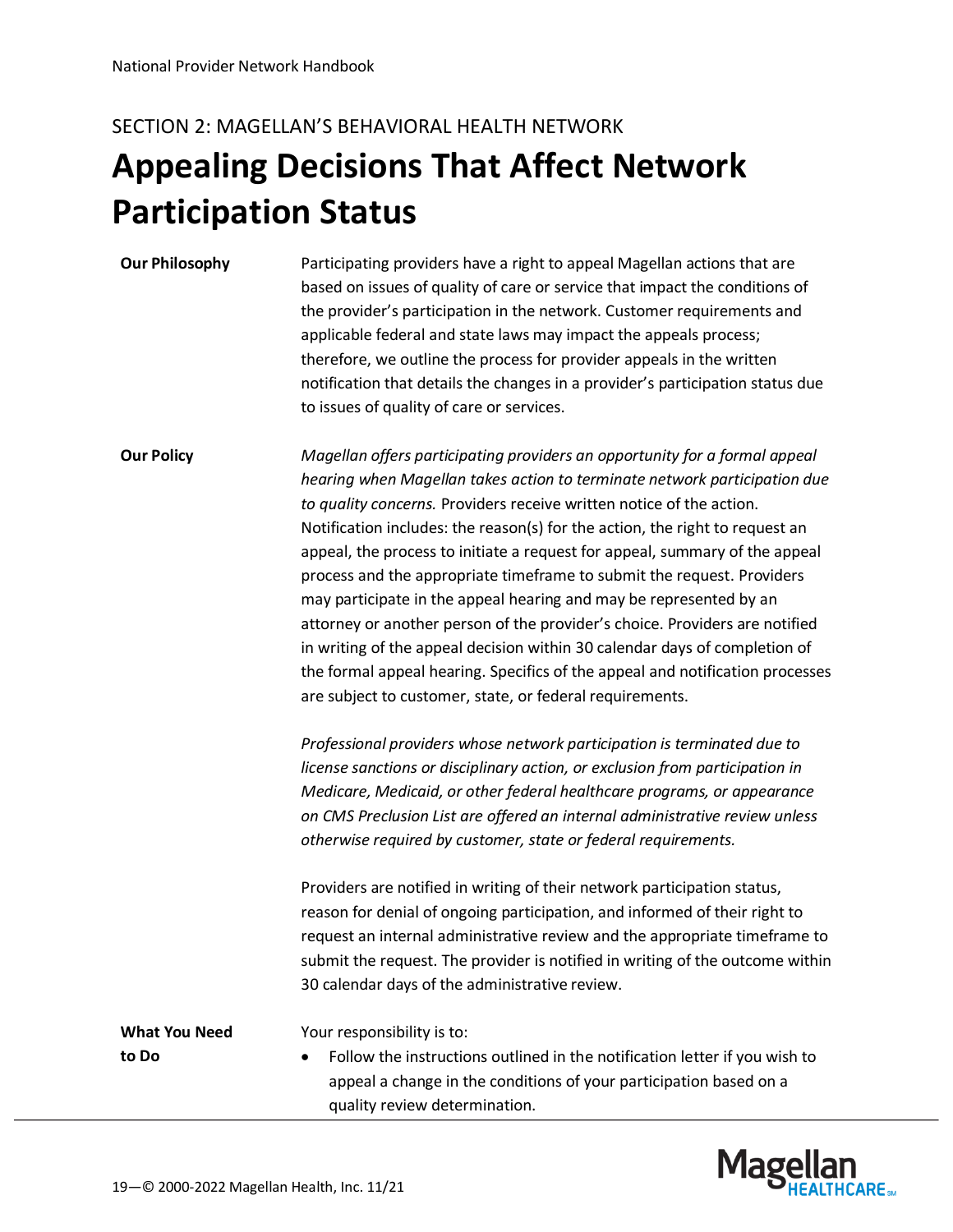SECTION 2: MAGELLAN'S BEHAVIORAL HEALTH NETWORK

# Appealing Decisions That Affect Network Participation Status

**Our Philosophy**

Participating providers have a right to appeal Magellan actions that are based on issues of quality of care or service that impact the conditions of the provider's participation in the network. Customer requirements and applicable federal and state laws may impact the appeals process; therefore, we outline the process for provider appeals in the written notification that details the changes in a provider's participation status due to issues of quality of care or services.

**Our Policy**

*Magellan offers participating providers an opportunity for a formal appeal hearing when Magellan takes action to terminate network participation due to quality concerns.* Providers receive written notice of the action. Notification includes: the reason(s) for the action, the right to request an appeal, the process to initiate a request for appeal, summary of the appeal process and the appropriate timeframe to submit the request. Providers may participate in the appeal hearing and may be represented by an attorney or another person of the provider's choice. Providers are notified in writing of the appeal decision within 30 calendar days of completion of the formal appeal hearing. Specifics of the appeal and notification processes are subject to customer, state, or federal requirements.

*Professional providers whose network participation is terminated due to license sanctions or disciplinary action, or exclusion from participation in Medicare, Medicaid, or other federal healthcare programs, or appearance on CMS Preclusion List are offered an internal administrative review unless otherwise required by customer, state or federal requirements.*

Providers are notified in writing of their network participation status, reason for denial of ongoing participation, and informed of their right to request an internal administrative review and the appropriate timeframe to submit the request. The provider is notified in writing of the outcome within 30 calendar days of the administrative review.

**What You Need to Do**

Your responsibility is to:

- Follow the instructions outlined in the notification letter if you wish to appeal a change in the conditions of your participation based on a quality review determination.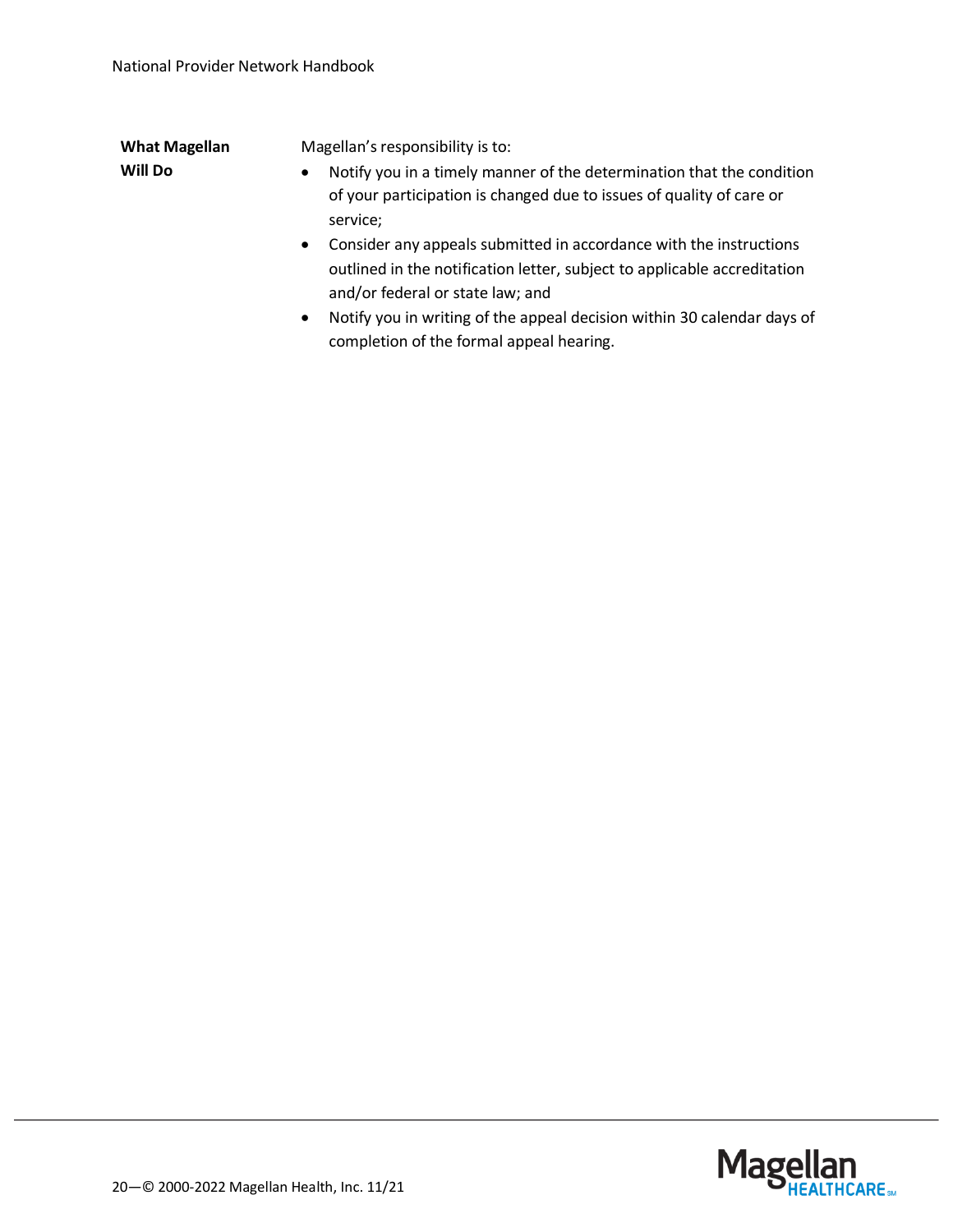**What Magellan Will Do**

Magellan's responsibility is to:

- Notify you in a timely manner of the determination that the condition of your participation is changed due to issues of quality of care or service;
- Consider any appeals submitted in accordance with the instructions outlined in the notification letter, subject to applicable accreditation and/or federal or state law; and
- Notify you in writing of the appeal decision within 30 calendar days of completion of the formal appeal hearing.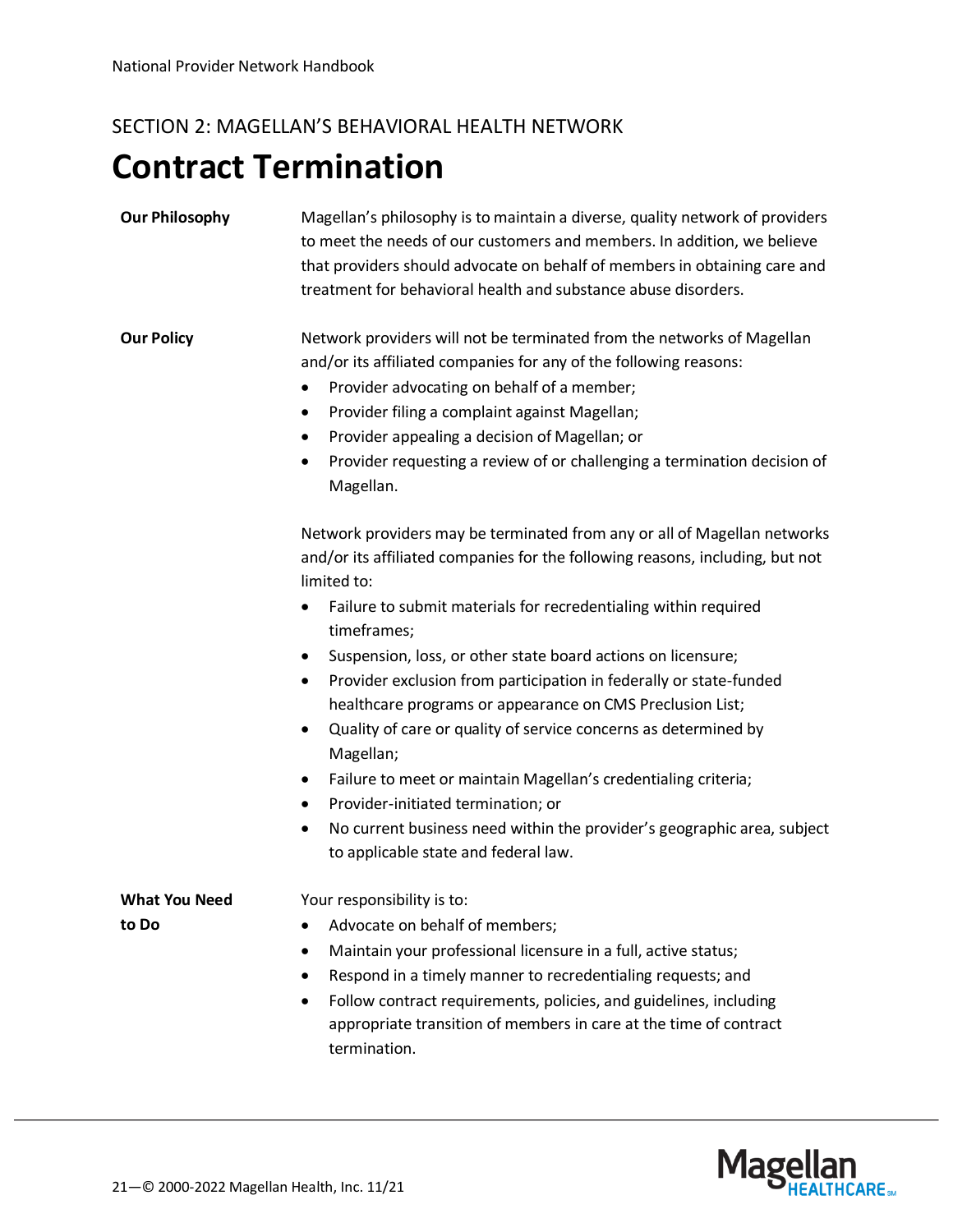SECTION 2: MAGELLAN'S BEHAVIORAL HEALTH NETWORK

# Contract Termination

**Our Philosophy**

Magellan's philosophy is to maintain a diverse, quality network of providers to meet the needs of our customers and members. In addition, we believe that providers should advocate on behalf of members in obtaining care and treatment for behavioral health and substance abuse disorders.

**Our Policy**

Network providers will not be terminated from the networks of Magellan and/or its affiliated companies for any of the following reasons:

- Provider advocating on behalf of a member;
- Provider filing a complaint against Magellan;
- Provider appealing a decision of Magellan; or
- Provider requesting a review of or challenging a termination decision of Magellan.

Network providers may be terminated from any or all of Magellan networks and/or its affiliated companies for the following reasons, including, but not limited to:

- Failure to submit materials for recredentialing within required timeframes;
- Suspension, loss, or other state board actions on licensure;
- Provider exclusion from participation in federally or state-funded healthcare programs or appearance on CMS Preclusion List;
- Quality of care or quality of service concerns as determined by Magellan;
- Failure to meet or maintain Magellan's credentialing criteria;
- Provider-initiated termination; or
- No current business need within the provider's geographic area, subject to applicable state and federal law.

**What You Need to Do**

Your responsibility is to:

- Advocate on behalf of members;
- Maintain your professional licensure in a full, active status;
- Respond in a timely manner to recredentialing requests; and
- Follow contract requirements, policies, and guidelines, including appropriate transition of members in care at the time of contract termination.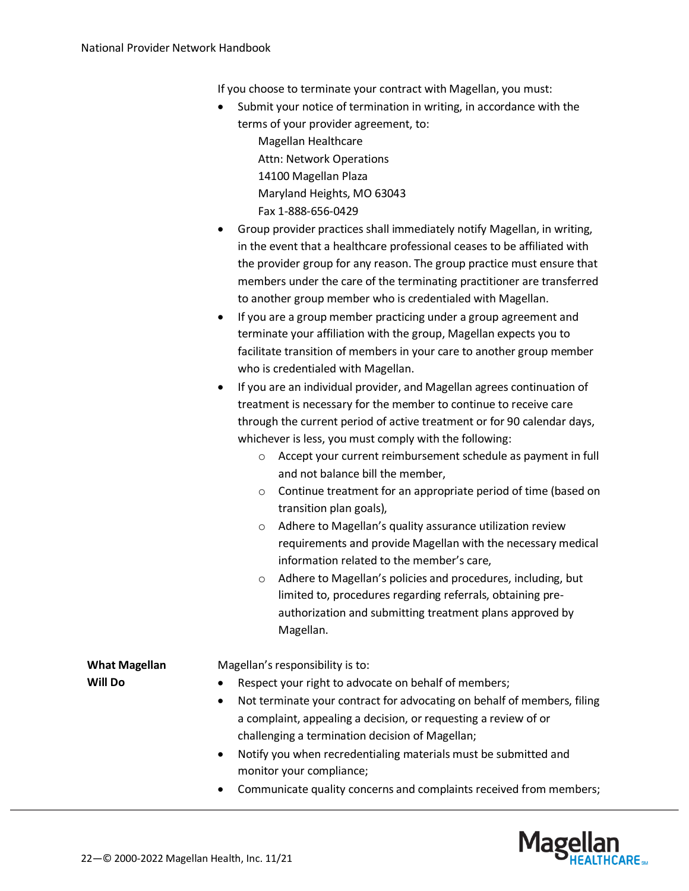If you choose to terminate your contract with Magellan, you must:

- Submit your notice of termination in writing, in accordance with the terms of your provider agreement, to:

  Magellan Healthcare
  Attn: Network Operations
  14100 Magellan Plaza
  Maryland Heights, MO 63043
  Fax 1-888-656-0429

- Group provider practices shall immediately notify Magellan, in writing, in the event that a healthcare professional ceases to be affiliated with the provider group for any reason. The group practice must ensure that members under the care of the terminating practitioner are transferred to another group member who is credentialed with Magellan.
- If you are a group member practicing under a group agreement and terminate your affiliation with the group, Magellan expects you to facilitate transition of members in your care to another group member who is credentialed with Magellan.
- If you are an individual provider, and Magellan agrees continuation of treatment is necessary for the member to continue to receive care through the current period of active treatment or for 90 calendar days, whichever is less, you must comply with the following:
  - Accept your current reimbursement schedule as payment in full and not balance bill the member,
  - Continue treatment for an appropriate period of time (based on transition plan goals),
  - Adhere to Magellan's quality assurance utilization review requirements and provide Magellan with the necessary medical information related to the member's care,
  - Adhere to Magellan's policies and procedures, including, but limited to, procedures regarding referrals, obtaining pre-authorization and submitting treatment plans approved by Magellan.

**What Magellan Will Do**

Magellan's responsibility is to:

- Respect your right to advocate on behalf of members;
- Not terminate your contract for advocating on behalf of members, filing a complaint, appealing a decision, or requesting a review of or challenging a termination decision of Magellan;
- Notify you when recredentialing materials must be submitted and monitor your compliance;
- Communicate quality concerns and complaints received from members;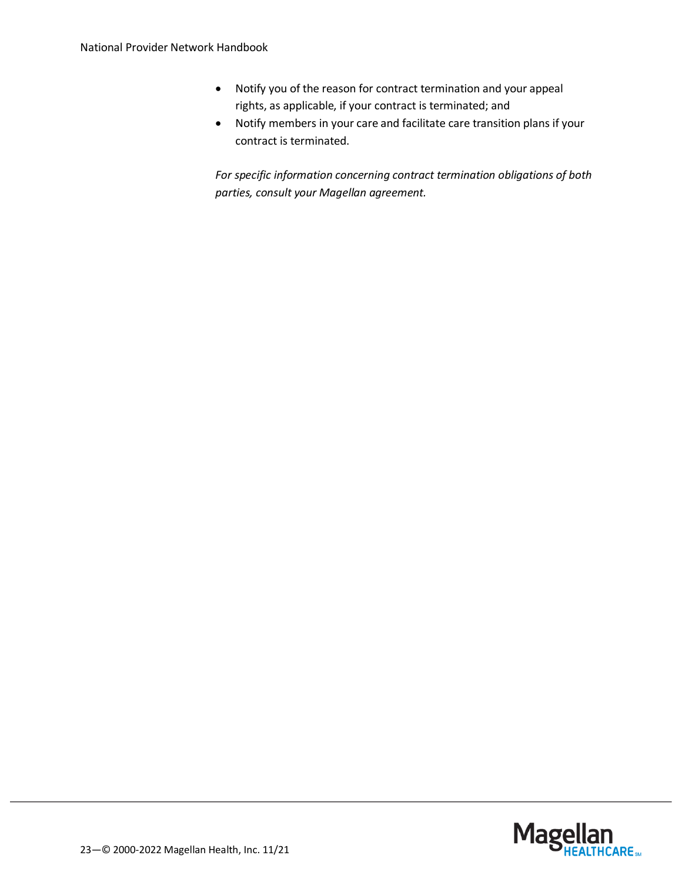- Notify you of the reason for contract termination and your appeal rights, as applicable, if your contract is terminated; and
- Notify members in your care and facilitate care transition plans if your contract is terminated.

*For specific information concerning contract termination obligations of both parties, consult your Magellan agreement.*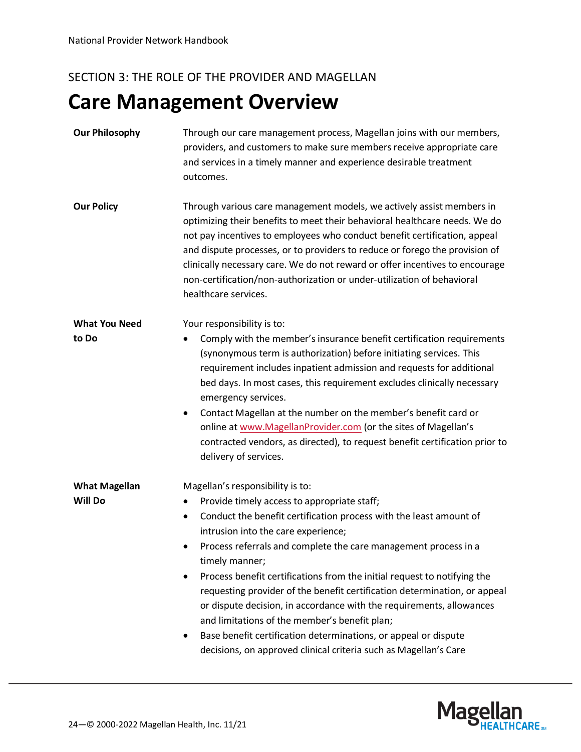SECTION 3: THE ROLE OF THE PROVIDER AND MAGELLAN

# Care Management Overview

**Our Philosophy**

Through our care management process, Magellan joins with our members, providers, and customers to make sure members receive appropriate care and services in a timely manner and experience desirable treatment outcomes.

**Our Policy**

Through various care management models, we actively assist members in optimizing their benefits to meet their behavioral healthcare needs. We do not pay incentives to employees who conduct benefit certification, appeal and dispute processes, or to providers to reduce or forego the provision of clinically necessary care. We do not reward or offer incentives to encourage non-certification/non-authorization or under-utilization of behavioral healthcare services.

**What You Need to Do**

Your responsibility is to:

- Comply with the member's insurance benefit certification requirements (synonymous term is authorization) before initiating services. This requirement includes inpatient admission and requests for additional bed days. In most cases, this requirement excludes clinically necessary emergency services.
- Contact Magellan at the number on the member's benefit card or online at www.MagellanProvider.com (or the sites of Magellan's contracted vendors, as directed), to request benefit certification prior to delivery of services.

**What Magellan Will Do**

Magellan's responsibility is to:

- Provide timely access to appropriate staff;
- Conduct the benefit certification process with the least amount of intrusion into the care experience;
- Process referrals and complete the care management process in a timely manner;
- Process benefit certifications from the initial request to notifying the requesting provider of the benefit certification determination, or appeal or dispute decision, in accordance with the requirements, allowances and limitations of the member's benefit plan;
- Base benefit certification determinations, or appeal or dispute decisions, on approved clinical criteria such as Magellan's Care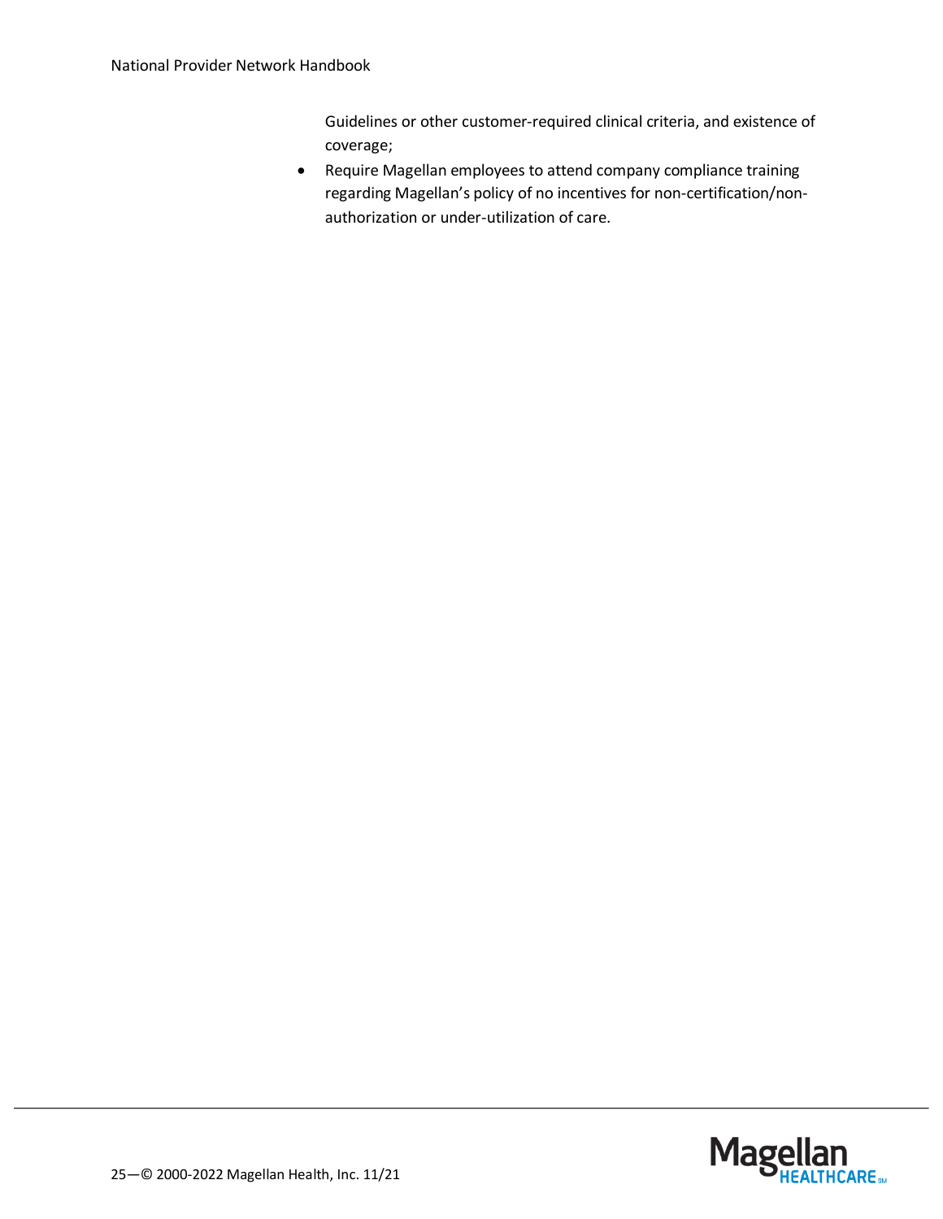Guidelines or other customer-required clinical criteria, and existence of coverage;

- Require Magellan employees to attend company compliance training regarding Magellan's policy of no incentives for non-certification/non-authorization or under-utilization of care.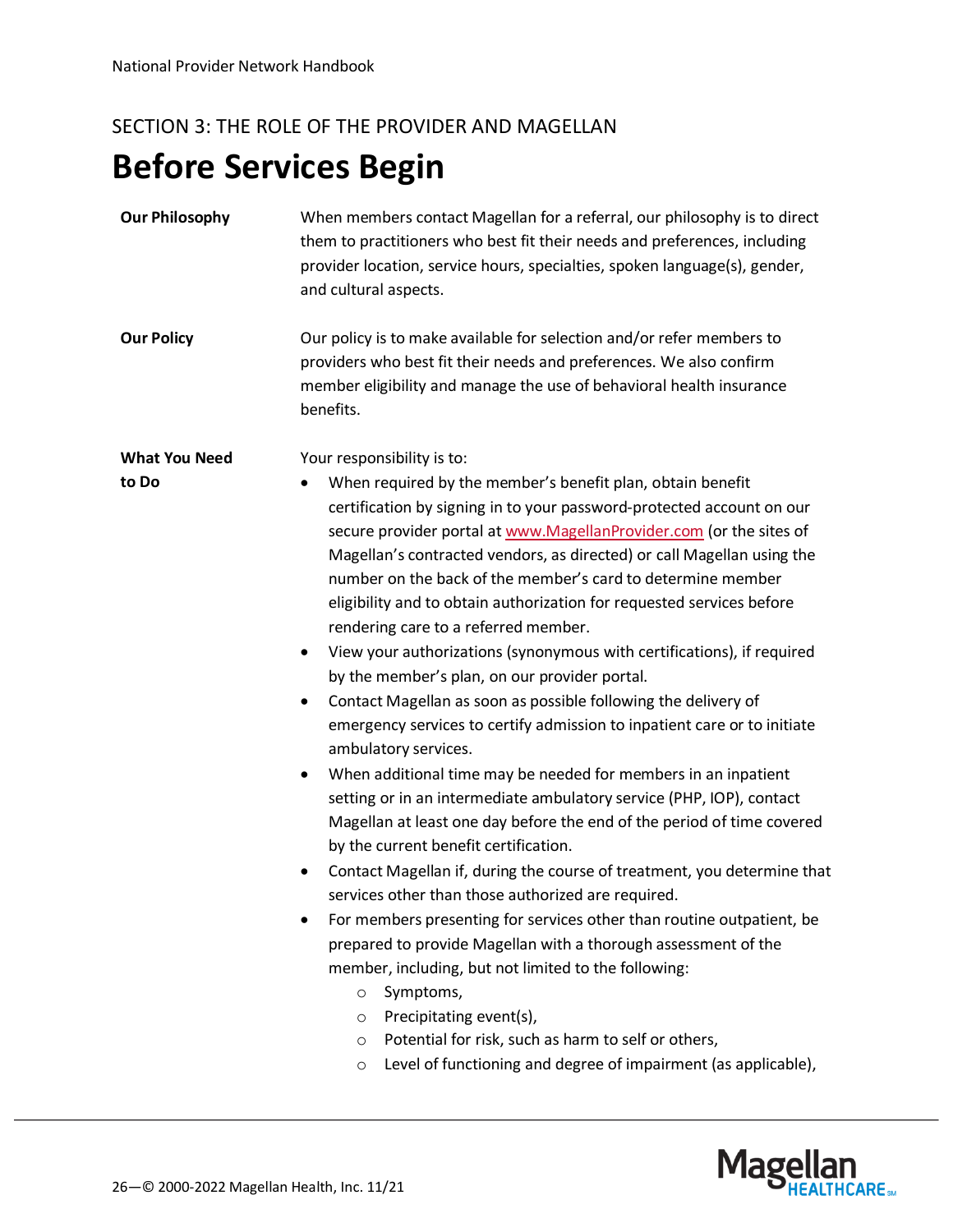SECTION 3: THE ROLE OF THE PROVIDER AND MAGELLAN

# Before Services Begin

**Our Philosophy**

When members contact Magellan for a referral, our philosophy is to direct them to practitioners who best fit their needs and preferences, including provider location, service hours, specialties, spoken language(s), gender, and cultural aspects.

**Our Policy**

Our policy is to make available for selection and/or refer members to providers who best fit their needs and preferences. We also confirm member eligibility and manage the use of behavioral health insurance benefits.

**What You Need to Do**

Your responsibility is to:

- When required by the member's benefit plan, obtain benefit certification by signing in to your password-protected account on our secure provider portal at www.MagellanProvider.com (or the sites of Magellan's contracted vendors, as directed) or call Magellan using the number on the back of the member's card to determine member eligibility and to obtain authorization for requested services before rendering care to a referred member.
- View your authorizations (synonymous with certifications), if required by the member's plan, on our provider portal.
- Contact Magellan as soon as possible following the delivery of emergency services to certify admission to inpatient care or to initiate ambulatory services.
- When additional time may be needed for members in an inpatient setting or in an intermediate ambulatory service (PHP, IOP), contact Magellan at least one day before the end of the period of time covered by the current benefit certification.
- Contact Magellan if, during the course of treatment, you determine that services other than those authorized are required.
- For members presenting for services other than routine outpatient, be prepared to provide Magellan with a thorough assessment of the member, including, but not limited to the following:
  - Symptoms,
  - Precipitating event(s),
  - Potential for risk, such as harm to self or others,
  - Level of functioning and degree of impairment (as applicable),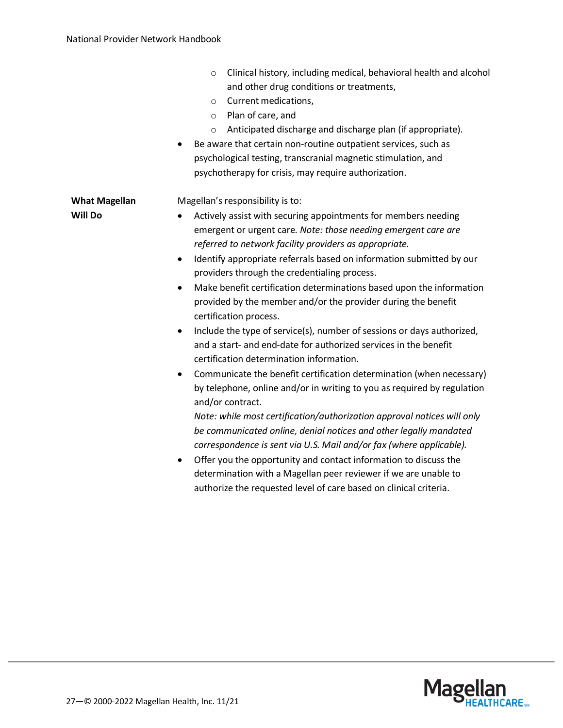- Clinical history, including medical, behavioral health and alcohol and other drug conditions or treatments,
    - Current medications,
    - Plan of care, and
    - Anticipated discharge and discharge plan (if appropriate).
- Be aware that certain non-routine outpatient services, such as psychological testing, transcranial magnetic stimulation, and psychotherapy for crisis, may require authorization.

**What Magellan Will Do**

Magellan's responsibility is to:

- Actively assist with securing appointments for members needing emergent or urgent care. *Note: those needing emergent care are referred to network facility providers as appropriate.*
- Identify appropriate referrals based on information submitted by our providers through the credentialing process.
- Make benefit certification determinations based upon the information provided by the member and/or the provider during the benefit certification process.
- Include the type of service(s), number of sessions or days authorized, and a start- and end-date for authorized services in the benefit certification determination information.
- Communicate the benefit certification determination (when necessary) by telephone, online and/or in writing to you as required by regulation and/or contract.
  *Note: while most certification/authorization approval notices will only be communicated online, denial notices and other legally mandated correspondence is sent via U.S. Mail and/or fax (where applicable).*
- Offer you the opportunity and contact information to discuss the determination with a Magellan peer reviewer if we are unable to authorize the requested level of care based on clinical criteria.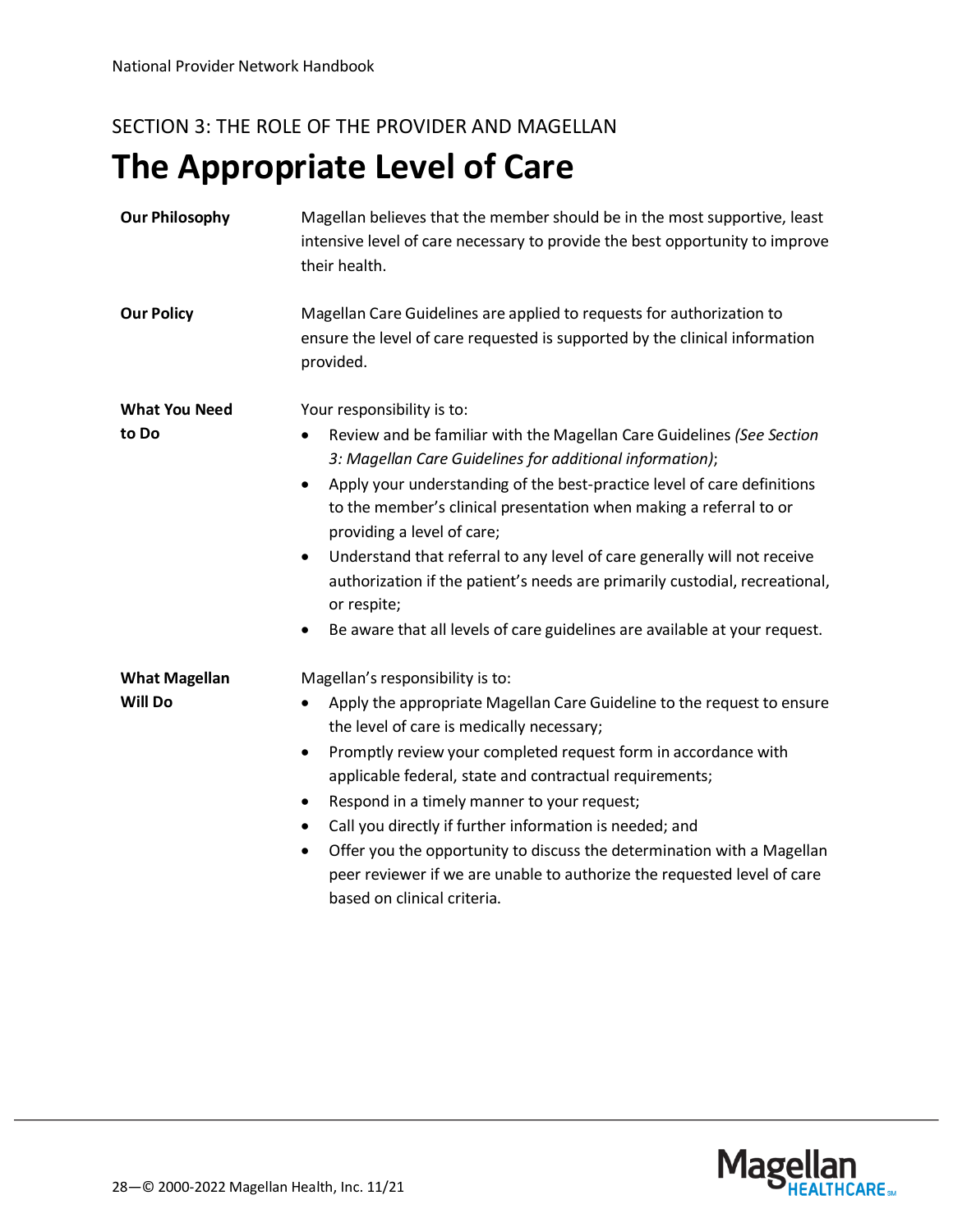SECTION 3: THE ROLE OF THE PROVIDER AND MAGELLAN

# The Appropriate Level of Care

**Our Philosophy**

Magellan believes that the member should be in the most supportive, least intensive level of care necessary to provide the best opportunity to improve their health.

**Our Policy**

Magellan Care Guidelines are applied to requests for authorization to ensure the level of care requested is supported by the clinical information provided.

**What You Need to Do**

Your responsibility is to:

- Review and be familiar with the Magellan Care Guidelines *(See Section 3: Magellan Care Guidelines for additional information)*;
- Apply your understanding of the best-practice level of care definitions to the member's clinical presentation when making a referral to or providing a level of care;
- Understand that referral to any level of care generally will not receive authorization if the patient's needs are primarily custodial, recreational, or respite;
- Be aware that all levels of care guidelines are available at your request.

**What Magellan Will Do**

Magellan's responsibility is to:

- Apply the appropriate Magellan Care Guideline to the request to ensure the level of care is medically necessary;
- Promptly review your completed request form in accordance with applicable federal, state and contractual requirements;
- Respond in a timely manner to your request;
- Call you directly if further information is needed; and
- Offer you the opportunity to discuss the determination with a Magellan peer reviewer if we are unable to authorize the requested level of care based on clinical criteria.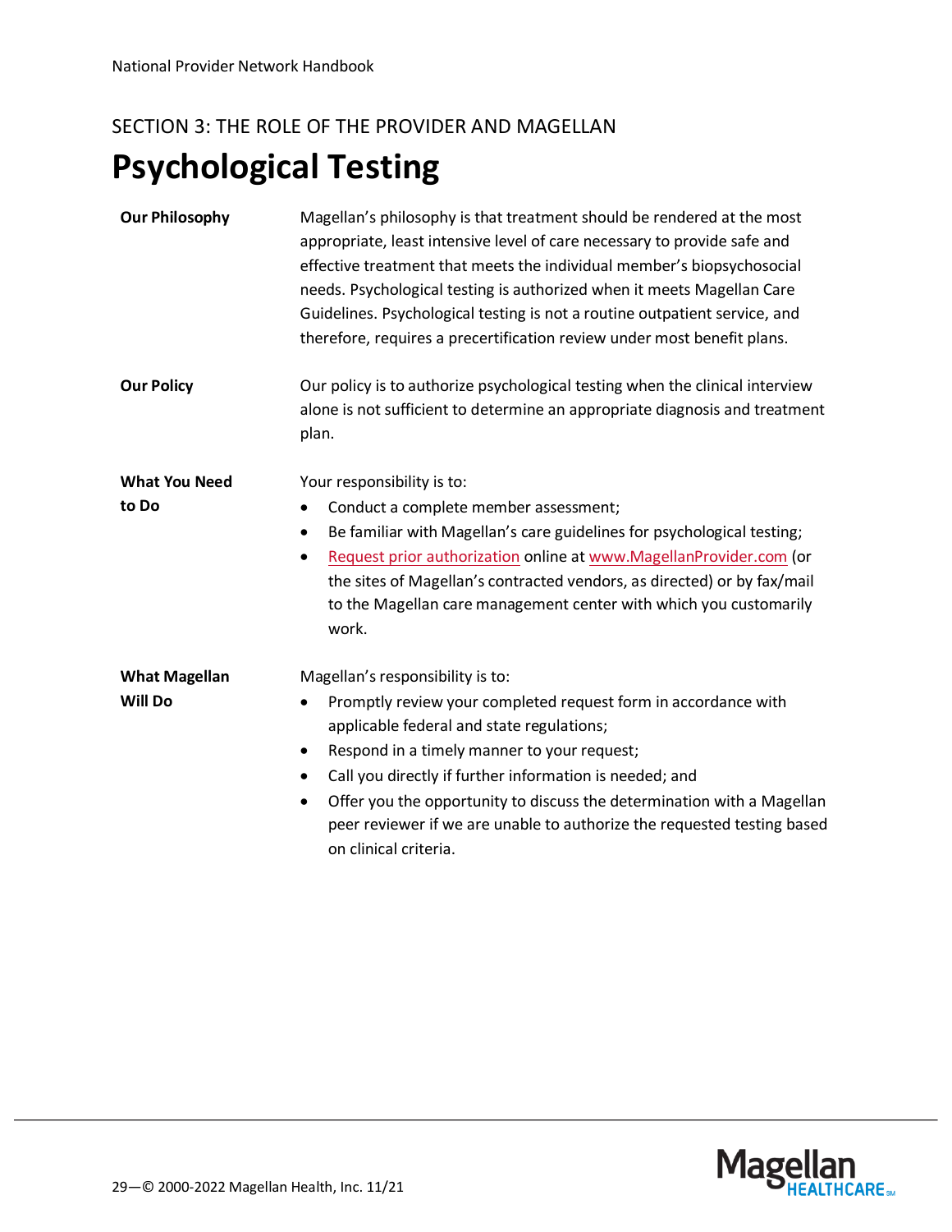SECTION 3: THE ROLE OF THE PROVIDER AND MAGELLAN

# Psychological Testing

**Our Philosophy**

Magellan's philosophy is that treatment should be rendered at the most appropriate, least intensive level of care necessary to provide safe and effective treatment that meets the individual member's biopsychosocial needs. Psychological testing is authorized when it meets Magellan Care Guidelines. Psychological testing is not a routine outpatient service, and therefore, requires a precertification review under most benefit plans.

**Our Policy**

Our policy is to authorize psychological testing when the clinical interview alone is not sufficient to determine an appropriate diagnosis and treatment plan.

**What You Need to Do**

Your responsibility is to:

- Conduct a complete member assessment;
- Be familiar with Magellan's care guidelines for psychological testing;
- Request prior authorization online at www.MagellanProvider.com (or the sites of Magellan's contracted vendors, as directed) or by fax/mail to the Magellan care management center with which you customarily work.

**What Magellan Will Do**

Magellan's responsibility is to:

- Promptly review your completed request form in accordance with applicable federal and state regulations;
- Respond in a timely manner to your request;
- Call you directly if further information is needed; and
- Offer you the opportunity to discuss the determination with a Magellan peer reviewer if we are unable to authorize the requested testing based on clinical criteria.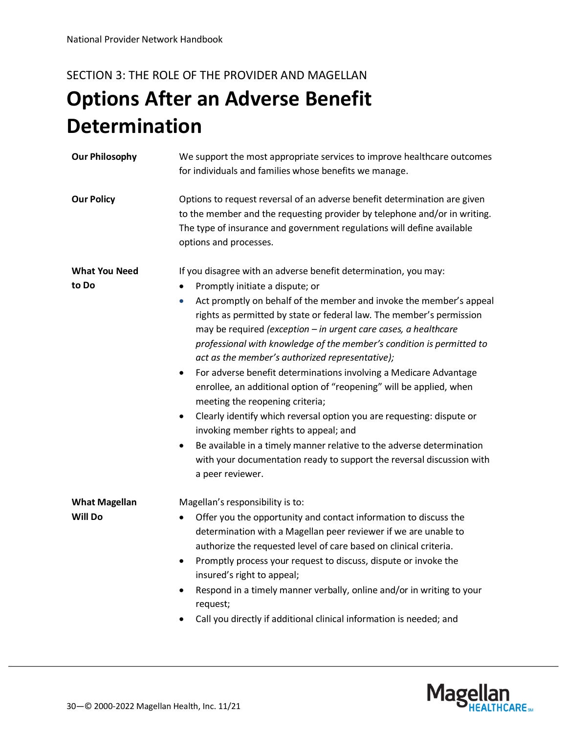SECTION 3: THE ROLE OF THE PROVIDER AND MAGELLAN

# Options After an Adverse Benefit Determination

**Our Philosophy**

We support the most appropriate services to improve healthcare outcomes for individuals and families whose benefits we manage.

**Our Policy**

Options to request reversal of an adverse benefit determination are given to the member and the requesting provider by telephone and/or in writing. The type of insurance and government regulations will define available options and processes.

**What You Need to Do**

If you disagree with an adverse benefit determination, you may:

- Promptly initiate a dispute; or
- Act promptly on behalf of the member and invoke the member's appeal rights as permitted by state or federal law. The member's permission may be required *(exception – in urgent care cases, a healthcare professional with knowledge of the member's condition is permitted to act as the member's authorized representative);*
- For adverse benefit determinations involving a Medicare Advantage enrollee, an additional option of "reopening" will be applied, when meeting the reopening criteria;
- Clearly identify which reversal option you are requesting: dispute or invoking member rights to appeal; and
- Be available in a timely manner relative to the adverse determination with your documentation ready to support the reversal discussion with a peer reviewer.

**What Magellan Will Do**

Magellan's responsibility is to:

- Offer you the opportunity and contact information to discuss the determination with a Magellan peer reviewer if we are unable to authorize the requested level of care based on clinical criteria.
- Promptly process your request to discuss, dispute or invoke the insured's right to appeal;
- Respond in a timely manner verbally, online and/or in writing to your request;
- Call you directly if additional clinical information is needed; and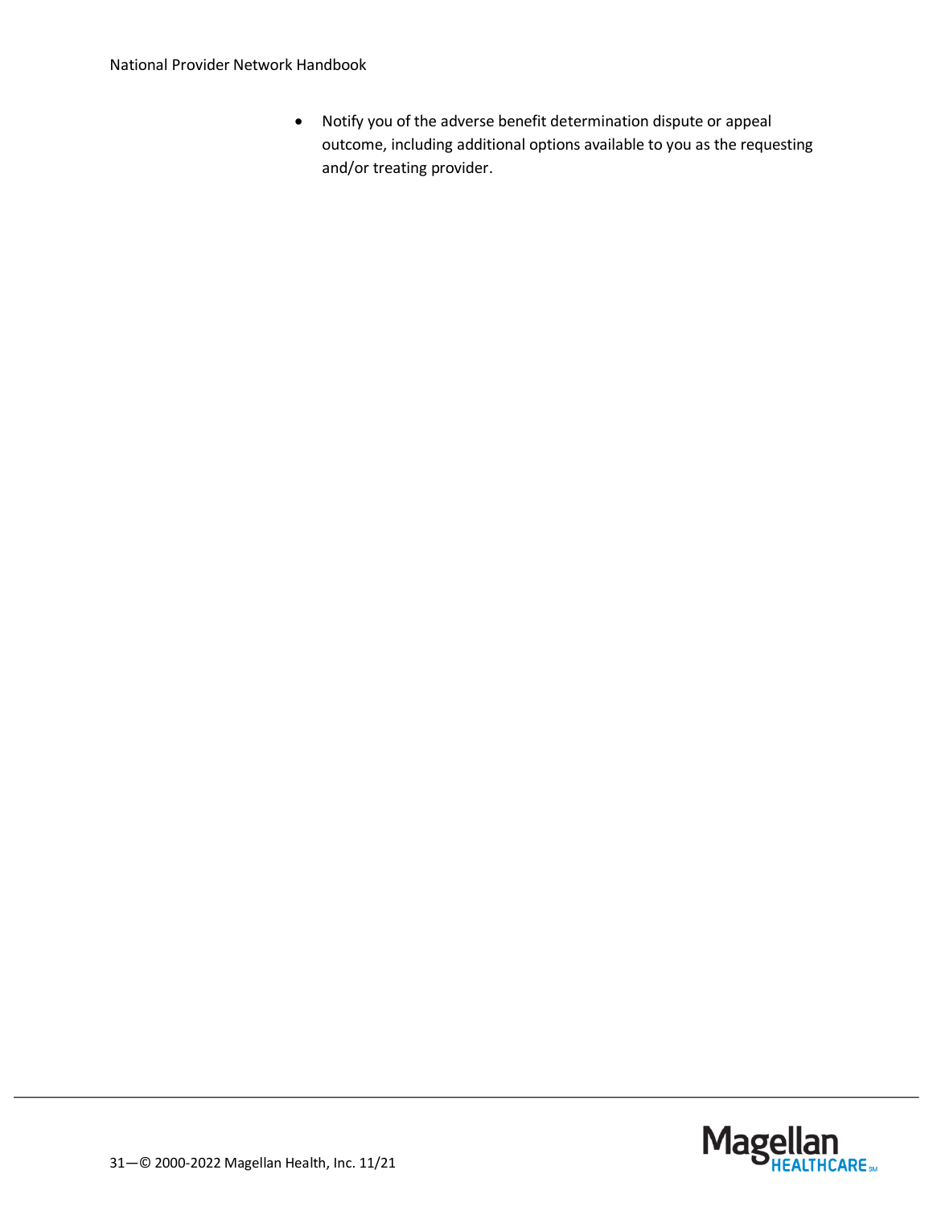- Notify you of the adverse benefit determination dispute or appeal outcome, including additional options available to you as the requesting and/or treating provider.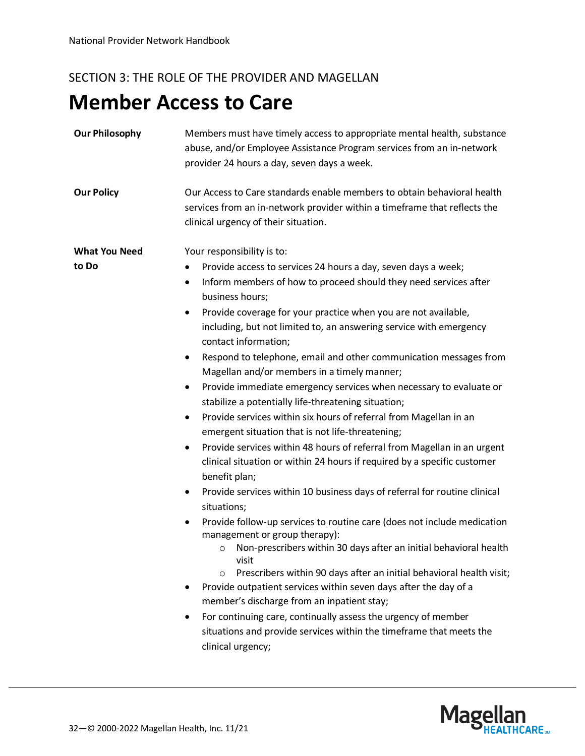SECTION 3: THE ROLE OF THE PROVIDER AND MAGELLAN

# Member Access to Care

**Our Philosophy**

Members must have timely access to appropriate mental health, substance abuse, and/or Employee Assistance Program services from an in-network provider 24 hours a day, seven days a week.

**Our Policy**

Our Access to Care standards enable members to obtain behavioral health services from an in-network provider within a timeframe that reflects the clinical urgency of their situation.

**What You Need to Do**

Your responsibility is to:

- Provide access to services 24 hours a day, seven days a week;
- Inform members of how to proceed should they need services after business hours;
- Provide coverage for your practice when you are not available, including, but not limited to, an answering service with emergency contact information;
- Respond to telephone, email and other communication messages from Magellan and/or members in a timely manner;
- Provide immediate emergency services when necessary to evaluate or stabilize a potentially life-threatening situation;
- Provide services within six hours of referral from Magellan in an emergent situation that is not life-threatening;
- Provide services within 48 hours of referral from Magellan in an urgent clinical situation or within 24 hours if required by a specific customer benefit plan;
- Provide services within 10 business days of referral for routine clinical situations;
- Provide follow-up services to routine care (does not include medication management or group therapy):
  - Non-prescribers within 30 days after an initial behavioral health visit
  - Prescribers within 90 days after an initial behavioral health visit;
- Provide outpatient services within seven days after the day of a member's discharge from an inpatient stay;
- For continuing care, continually assess the urgency of member situations and provide services within the timeframe that meets the clinical urgency;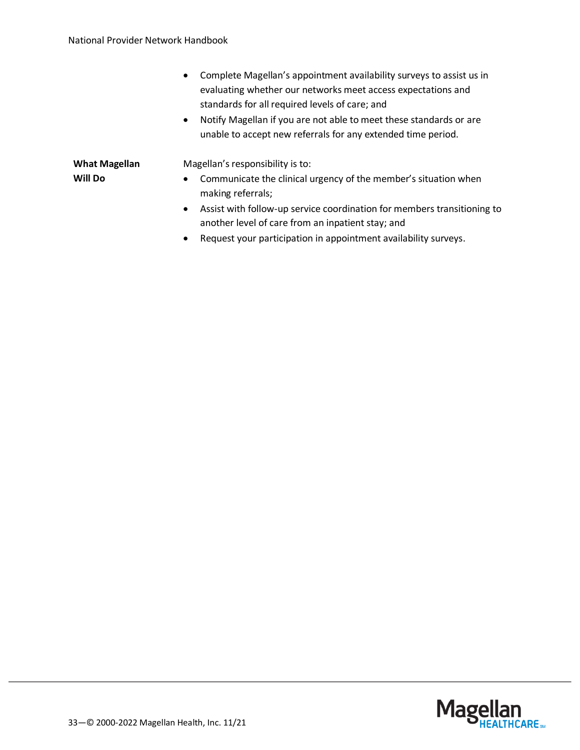- Complete Magellan's appointment availability surveys to assist us in evaluating whether our networks meet access expectations and standards for all required levels of care; and
- Notify Magellan if you are not able to meet these standards or are unable to accept new referrals for any extended time period.

**What Magellan Will Do**

Magellan's responsibility is to:

- Communicate the clinical urgency of the member's situation when making referrals;
- Assist with follow-up service coordination for members transitioning to another level of care from an inpatient stay; and
- Request your participation in appointment availability surveys.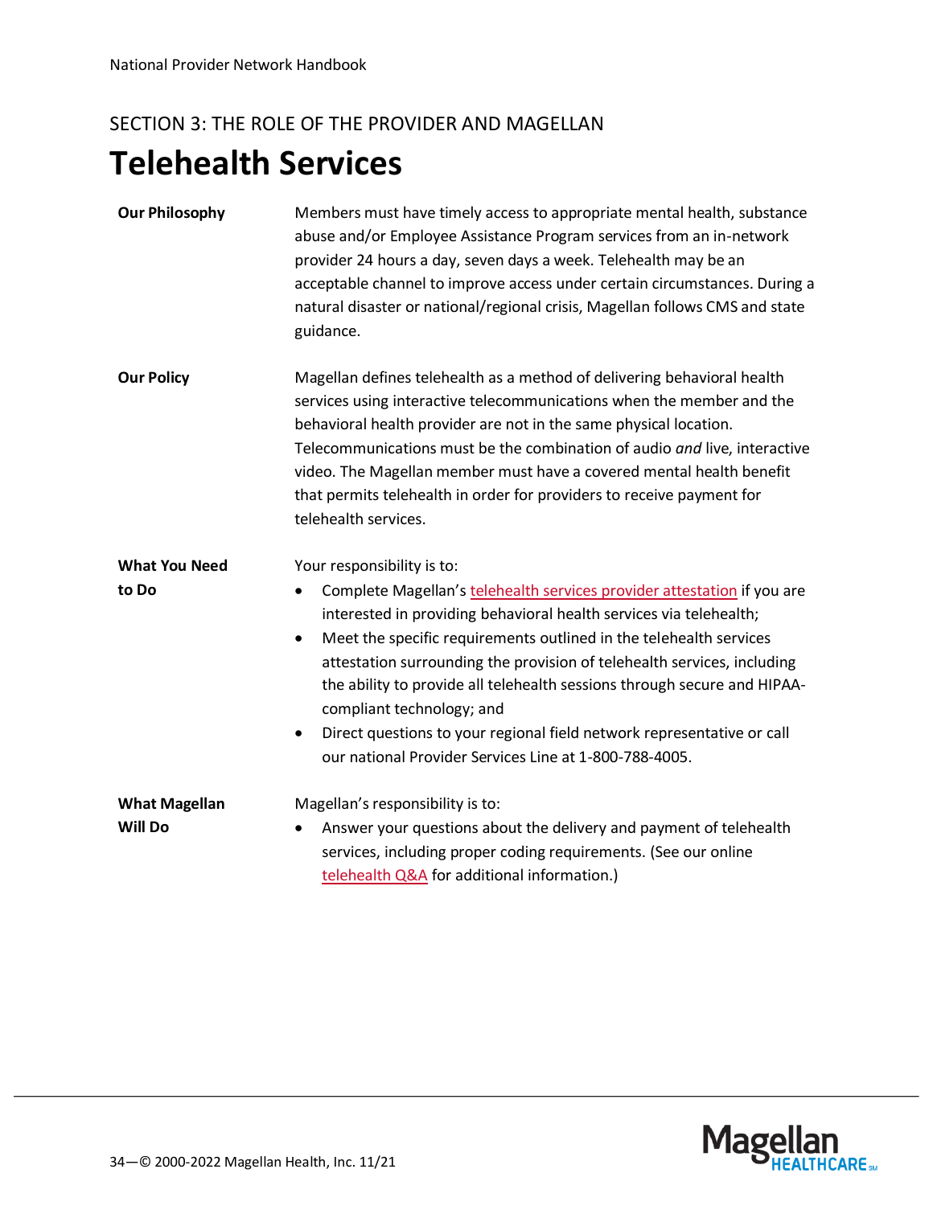SECTION 3: THE ROLE OF THE PROVIDER AND MAGELLAN

# Telehealth Services

**Our Philosophy**

Members must have timely access to appropriate mental health, substance abuse and/or Employee Assistance Program services from an in-network provider 24 hours a day, seven days a week. Telehealth may be an acceptable channel to improve access under certain circumstances. During a natural disaster or national/regional crisis, Magellan follows CMS and state guidance.

**Our Policy**

Magellan defines telehealth as a method of delivering behavioral health services using interactive telecommunications when the member and the behavioral health provider are not in the same physical location. Telecommunications must be the combination of audio *and* live, interactive video. The Magellan member must have a covered mental health benefit that permits telehealth in order for providers to receive payment for telehealth services.

**What You Need to Do**

Your responsibility is to:

- Complete Magellan's telehealth services provider attestation if you are interested in providing behavioral health services via telehealth;
- Meet the specific requirements outlined in the telehealth services attestation surrounding the provision of telehealth services, including the ability to provide all telehealth sessions through secure and HIPAA-compliant technology; and
- Direct questions to your regional field network representative or call our national Provider Services Line at 1-800-788-4005.

**What Magellan Will Do**

Magellan's responsibility is to:

- Answer your questions about the delivery and payment of telehealth services, including proper coding requirements. (See our online telehealth Q&A for additional information.)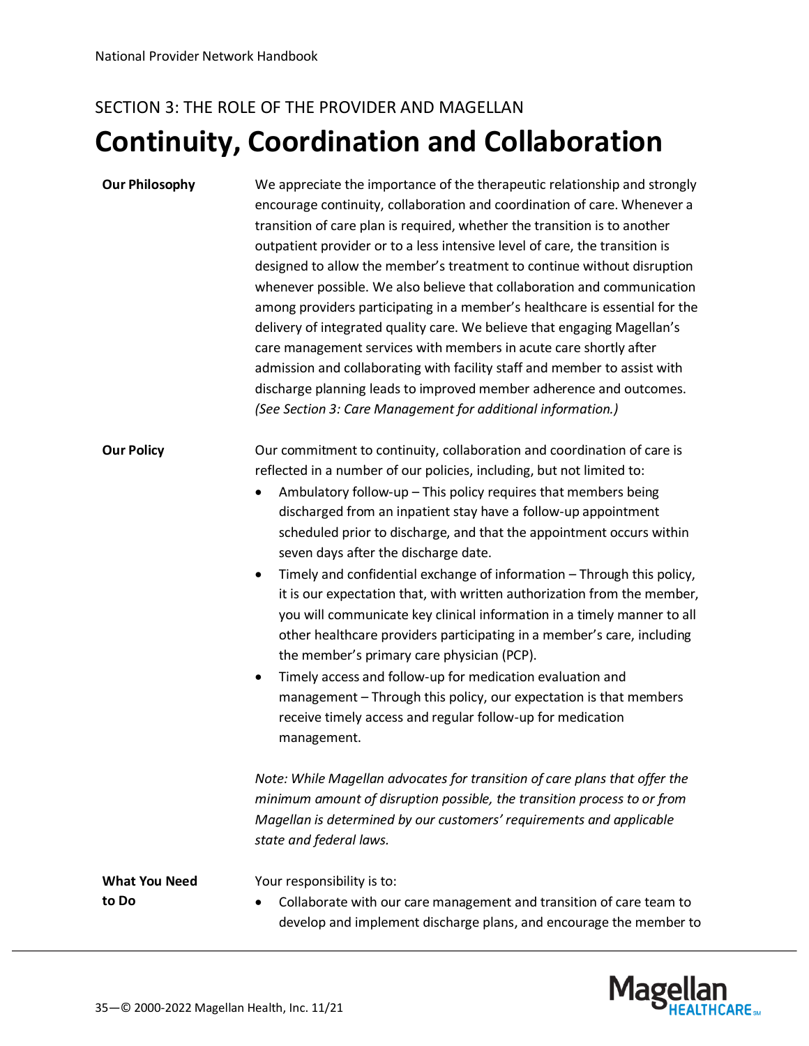SECTION 3: THE ROLE OF THE PROVIDER AND MAGELLAN

# Continuity, Coordination and Collaboration

**Our Philosophy**

We appreciate the importance of the therapeutic relationship and strongly encourage continuity, collaboration and coordination of care. Whenever a transition of care plan is required, whether the transition is to another outpatient provider or to a less intensive level of care, the transition is designed to allow the member's treatment to continue without disruption whenever possible. We also believe that collaboration and communication among providers participating in a member's healthcare is essential for the delivery of integrated quality care. We believe that engaging Magellan's care management services with members in acute care shortly after admission and collaborating with facility staff and member to assist with discharge planning leads to improved member adherence and outcomes. *(See Section 3: Care Management for additional information.)*

**Our Policy**

Our commitment to continuity, collaboration and coordination of care is reflected in a number of our policies, including, but not limited to:

- Ambulatory follow-up – This policy requires that members being discharged from an inpatient stay have a follow-up appointment scheduled prior to discharge, and that the appointment occurs within seven days after the discharge date.
- Timely and confidential exchange of information – Through this policy, it is our expectation that, with written authorization from the member, you will communicate key clinical information in a timely manner to all other healthcare providers participating in a member's care, including the member's primary care physician (PCP).
- Timely access and follow-up for medication evaluation and management – Through this policy, our expectation is that members receive timely access and regular follow-up for medication management.

*Note: While Magellan advocates for transition of care plans that offer the minimum amount of disruption possible, the transition process to or from Magellan is determined by our customers' requirements and applicable state and federal laws.*

**What You Need to Do**

Your responsibility is to:

- Collaborate with our care management and transition of care team to develop and implement discharge plans, and encourage the member to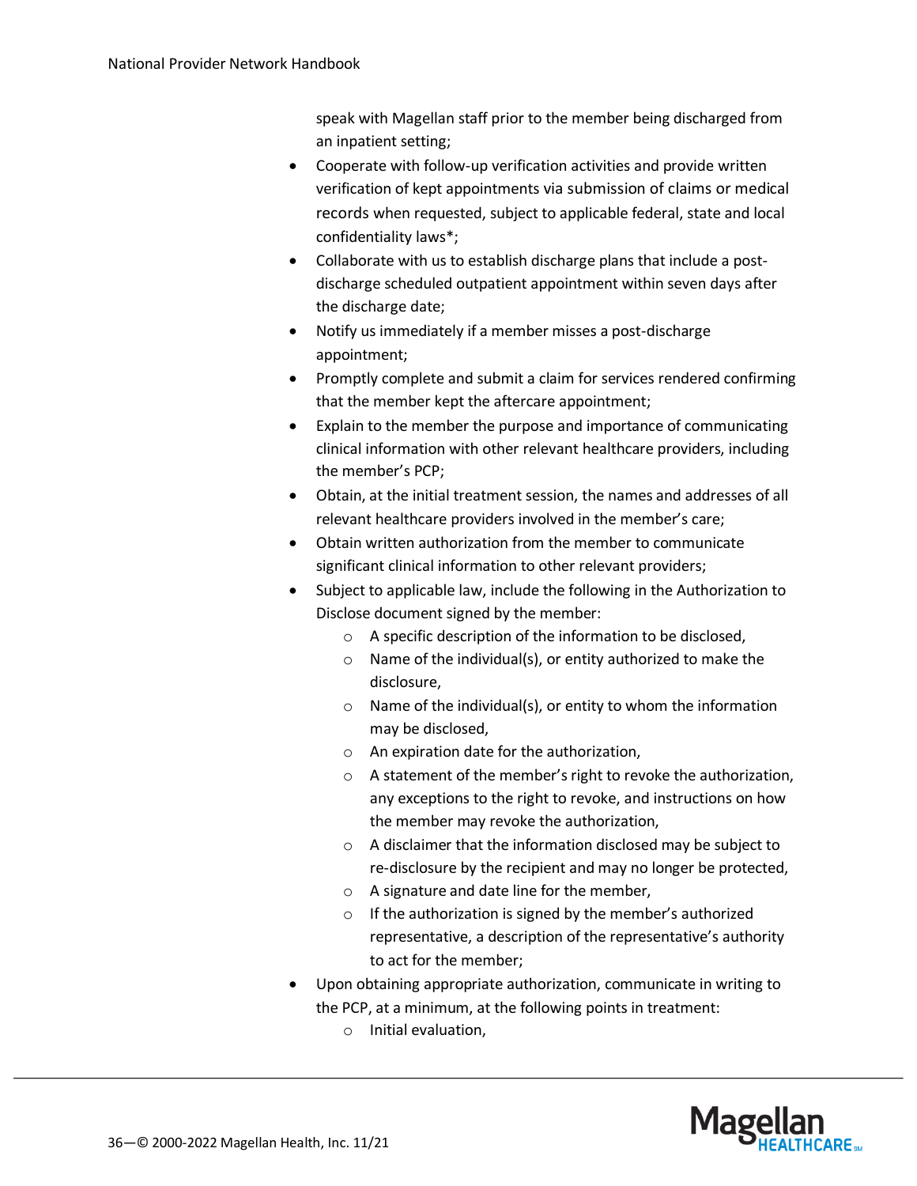speak with Magellan staff prior to the member being discharged from an inpatient setting;

- Cooperate with follow-up verification activities and provide written verification of kept appointments via submission of claims or medical records when requested, subject to applicable federal, state and local confidentiality laws*;
- Collaborate with us to establish discharge plans that include a post-discharge scheduled outpatient appointment within seven days after the discharge date;
- Notify us immediately if a member misses a post-discharge appointment;
- Promptly complete and submit a claim for services rendered confirming that the member kept the aftercare appointment;
- Explain to the member the purpose and importance of communicating clinical information with other relevant healthcare providers, including the member's PCP;
- Obtain, at the initial treatment session, the names and addresses of all relevant healthcare providers involved in the member's care;
- Obtain written authorization from the member to communicate significant clinical information to other relevant providers;
- Subject to applicable law, include the following in the Authorization to Disclose document signed by the member:
    - A specific description of the information to be disclosed,
    - Name of the individual(s), or entity authorized to make the disclosure,
    - Name of the individual(s), or entity to whom the information may be disclosed,
    - An expiration date for the authorization,
    - A statement of the member's right to revoke the authorization, any exceptions to the right to revoke, and instructions on how the member may revoke the authorization,
    - A disclaimer that the information disclosed may be subject to re-disclosure by the recipient and may no longer be protected,
    - A signature and date line for the member,
    - If the authorization is signed by the member's authorized representative, a description of the representative's authority to act for the member;
- Upon obtaining appropriate authorization, communicate in writing to the PCP, at a minimum, at the following points in treatment:
    - Initial evaluation,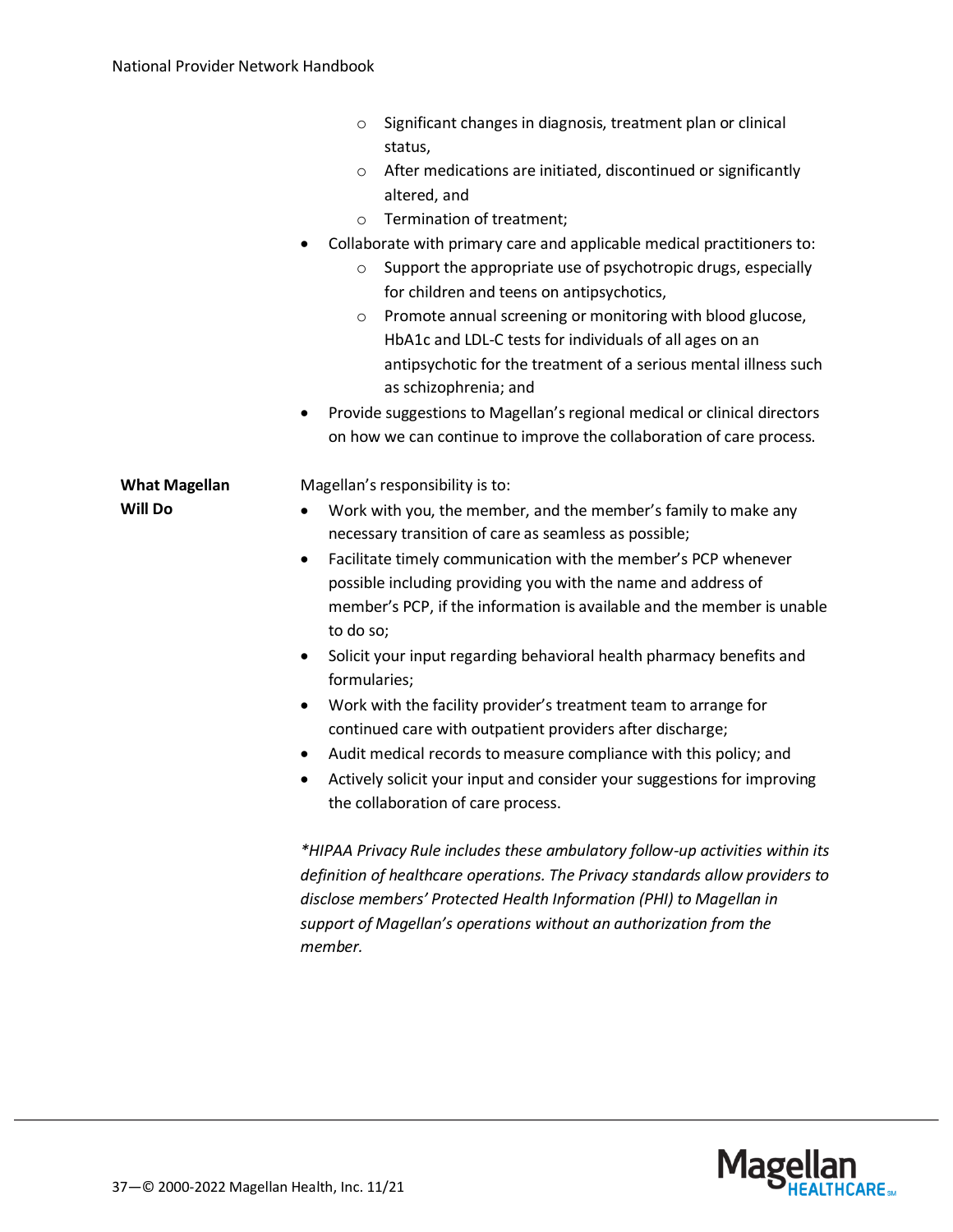- Significant changes in diagnosis, treatment plan or clinical status,
  - After medications are initiated, discontinued or significantly altered, and
  - Termination of treatment;
- Collaborate with primary care and applicable medical practitioners to:
  - Support the appropriate use of psychotropic drugs, especially for children and teens on antipsychotics,
  - Promote annual screening or monitoring with blood glucose, HbA1c and LDL-C tests for individuals of all ages on an antipsychotic for the treatment of a serious mental illness such as schizophrenia; and
- Provide suggestions to Magellan's regional medical or clinical directors on how we can continue to improve the collaboration of care process.

**What Magellan Will Do**

Magellan's responsibility is to:

- Work with you, the member, and the member's family to make any necessary transition of care as seamless as possible;
- Facilitate timely communication with the member's PCP whenever possible including providing you with the name and address of member's PCP, if the information is available and the member is unable to do so;
- Solicit your input regarding behavioral health pharmacy benefits and formularies;
- Work with the facility provider's treatment team to arrange for continued care with outpatient providers after discharge;
- Audit medical records to measure compliance with this policy; and
- Actively solicit your input and consider your suggestions for improving the collaboration of care process.

*\*HIPAA Privacy Rule includes these ambulatory follow-up activities within its definition of healthcare operations. The Privacy standards allow providers to disclose members' Protected Health Information (PHI) to Magellan in support of Magellan's operations without an authorization from the member.*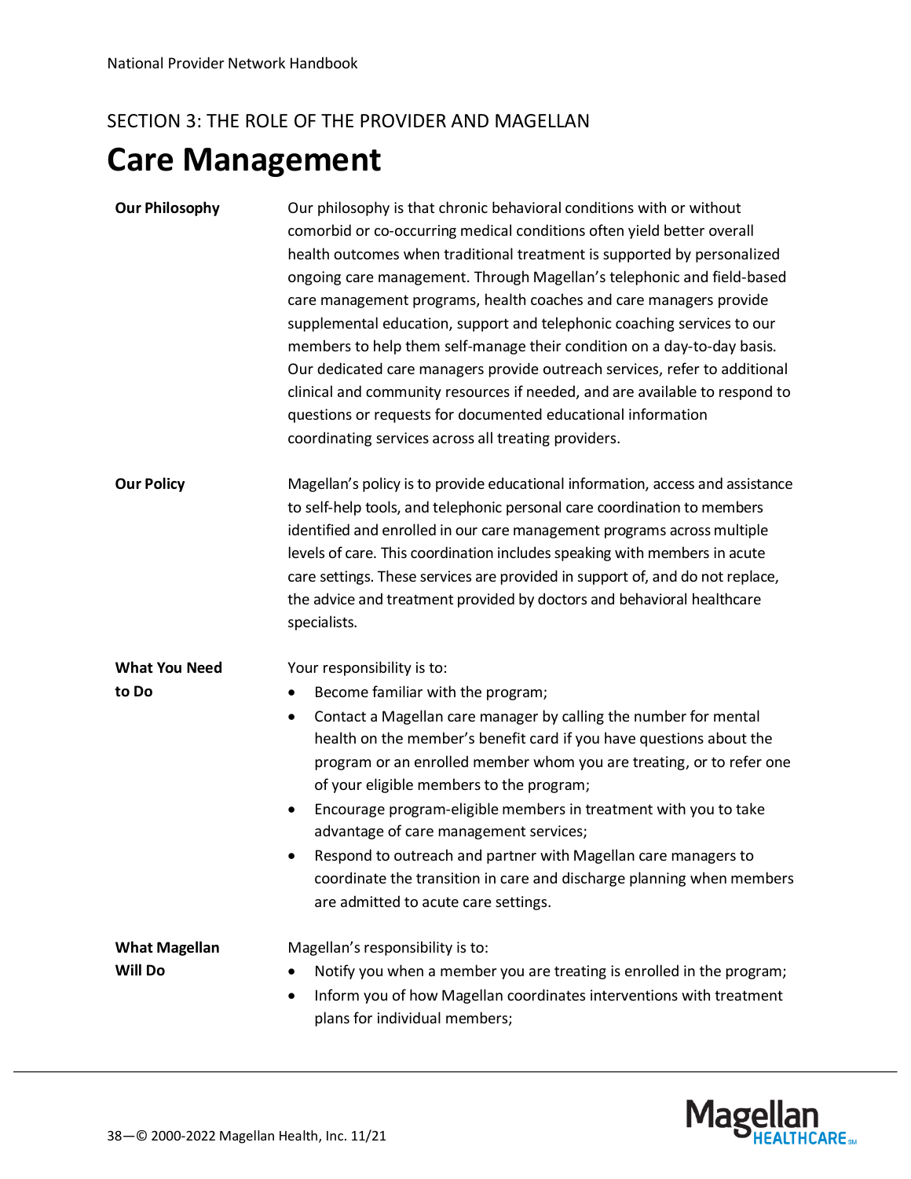SECTION 3: THE ROLE OF THE PROVIDER AND MAGELLAN

# Care Management

**Our Philosophy**

Our philosophy is that chronic behavioral conditions with or without comorbid or co-occurring medical conditions often yield better overall health outcomes when traditional treatment is supported by personalized ongoing care management. Through Magellan's telephonic and field-based care management programs, health coaches and care managers provide supplemental education, support and telephonic coaching services to our members to help them self-manage their condition on a day-to-day basis. Our dedicated care managers provide outreach services, refer to additional clinical and community resources if needed, and are available to respond to questions or requests for documented educational information coordinating services across all treating providers.

**Our Policy**

Magellan's policy is to provide educational information, access and assistance to self-help tools, and telephonic personal care coordination to members identified and enrolled in our care management programs across multiple levels of care. This coordination includes speaking with members in acute care settings. These services are provided in support of, and do not replace, the advice and treatment provided by doctors and behavioral healthcare specialists.

**What You Need to Do**

Your responsibility is to:

- Become familiar with the program;
- Contact a Magellan care manager by calling the number for mental health on the member's benefit card if you have questions about the program or an enrolled member whom you are treating, or to refer one of your eligible members to the program;
- Encourage program-eligible members in treatment with you to take advantage of care management services;
- Respond to outreach and partner with Magellan care managers to coordinate the transition in care and discharge planning when members are admitted to acute care settings.

**What Magellan Will Do**

Magellan's responsibility is to:

- Notify you when a member you are treating is enrolled in the program;
- Inform you of how Magellan coordinates interventions with treatment plans for individual members;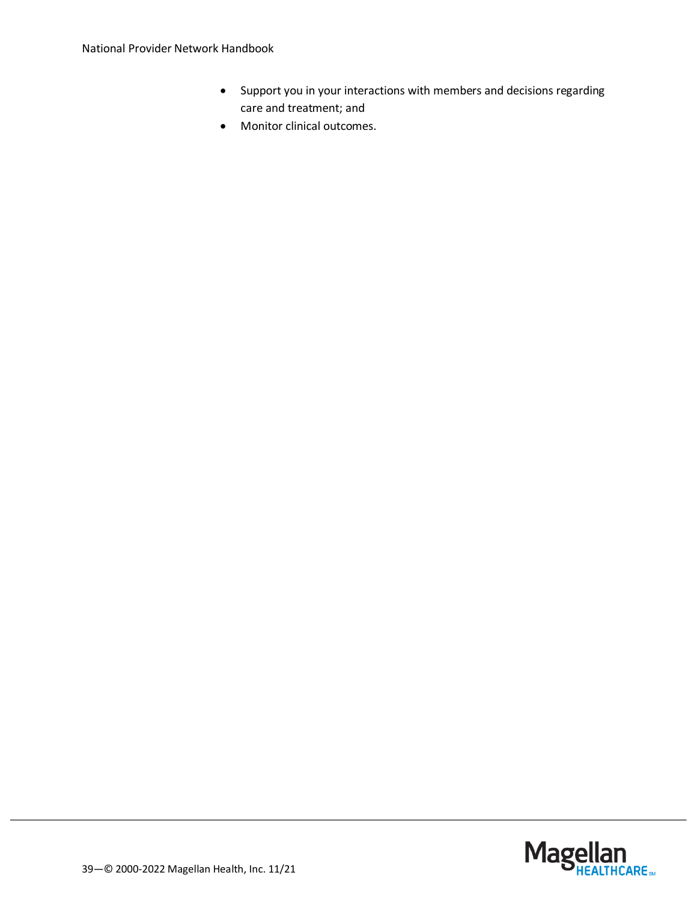- Support you in your interactions with members and decisions regarding care and treatment; and
- Monitor clinical outcomes.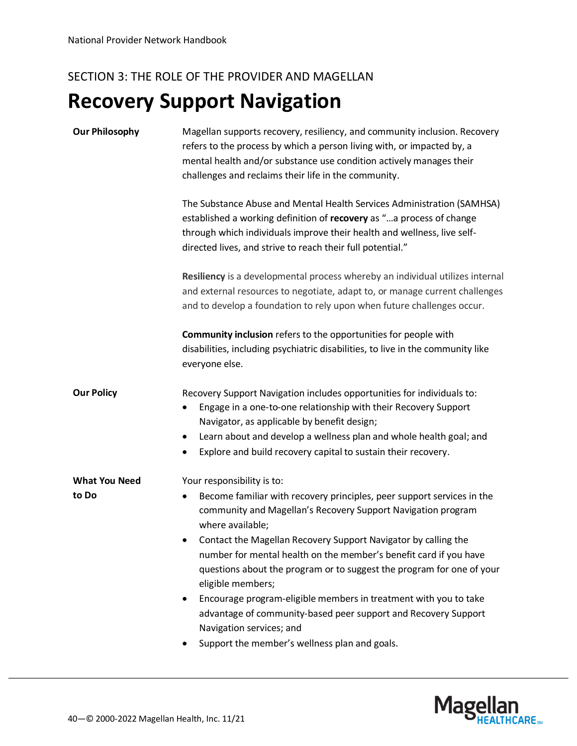SECTION 3: THE ROLE OF THE PROVIDER AND MAGELLAN

# Recovery Support Navigation

**Our Philosophy**

Magellan supports recovery, resiliency, and community inclusion. Recovery refers to the process by which a person living with, or impacted by, a mental health and/or substance use condition actively manages their challenges and reclaims their life in the community.

The Substance Abuse and Mental Health Services Administration (SAMHSA) established a working definition of **recovery** as "…a process of change through which individuals improve their health and wellness, live self-directed lives, and strive to reach their full potential."

**Resiliency** is a developmental process whereby an individual utilizes internal and external resources to negotiate, adapt to, or manage current challenges and to develop a foundation to rely upon when future challenges occur.

**Community inclusion** refers to the opportunities for people with disabilities, including psychiatric disabilities, to live in the community like everyone else.

**Our Policy**

Recovery Support Navigation includes opportunities for individuals to:

- Engage in a one-to-one relationship with their Recovery Support Navigator, as applicable by benefit design;
- Learn about and develop a wellness plan and whole health goal; and
- Explore and build recovery capital to sustain their recovery.

**What You Need to Do**

Your responsibility is to:

- Become familiar with recovery principles, peer support services in the community and Magellan's Recovery Support Navigation program where available;
- Contact the Magellan Recovery Support Navigator by calling the number for mental health on the member's benefit card if you have questions about the program or to suggest the program for one of your eligible members;
- Encourage program-eligible members in treatment with you to take advantage of community-based peer support and Recovery Support Navigation services; and
- Support the member's wellness plan and goals.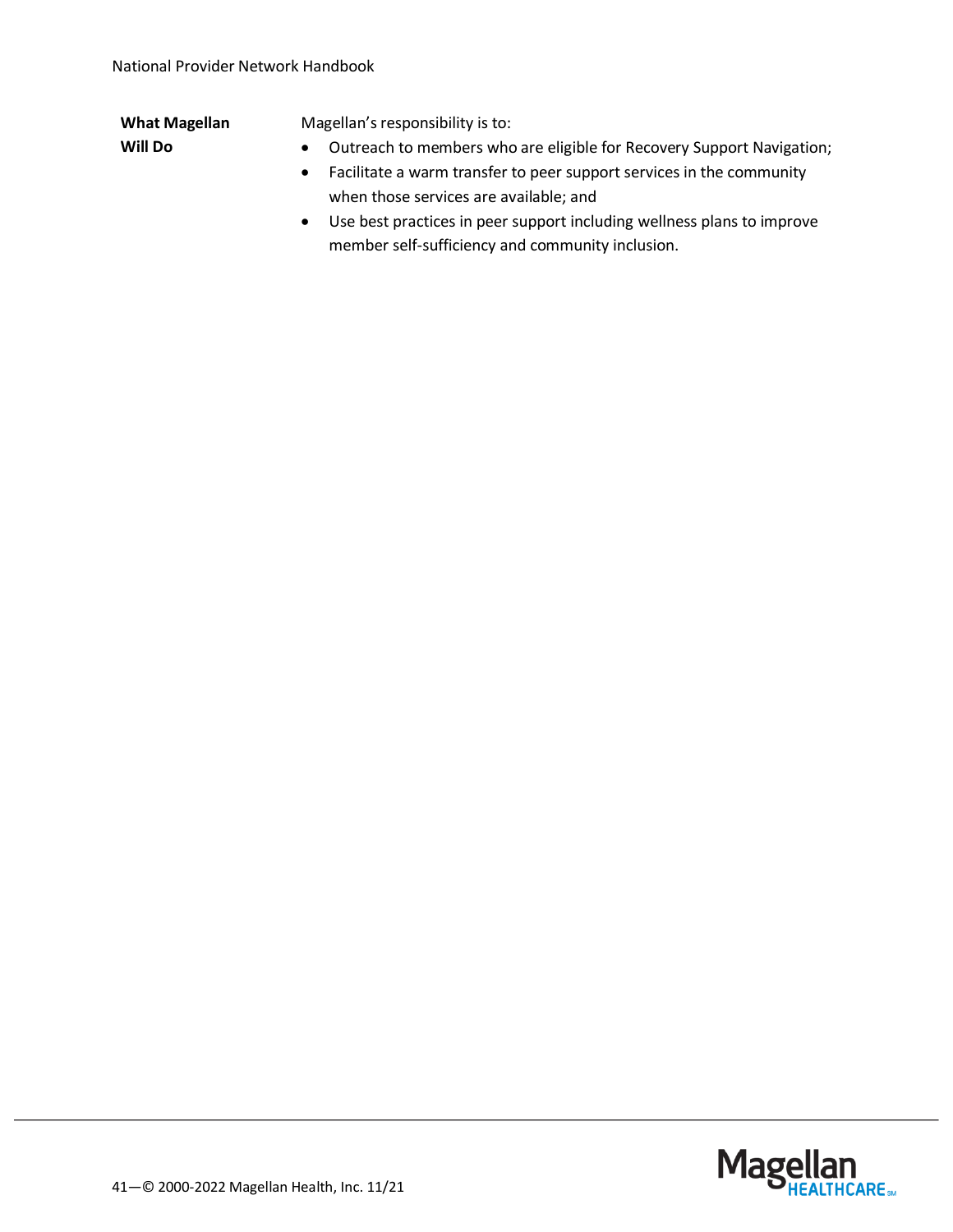**What Magellan Will Do**

Magellan's responsibility is to:

- Outreach to members who are eligible for Recovery Support Navigation;
- Facilitate a warm transfer to peer support services in the community when those services are available; and
- Use best practices in peer support including wellness plans to improve member self-sufficiency and community inclusion.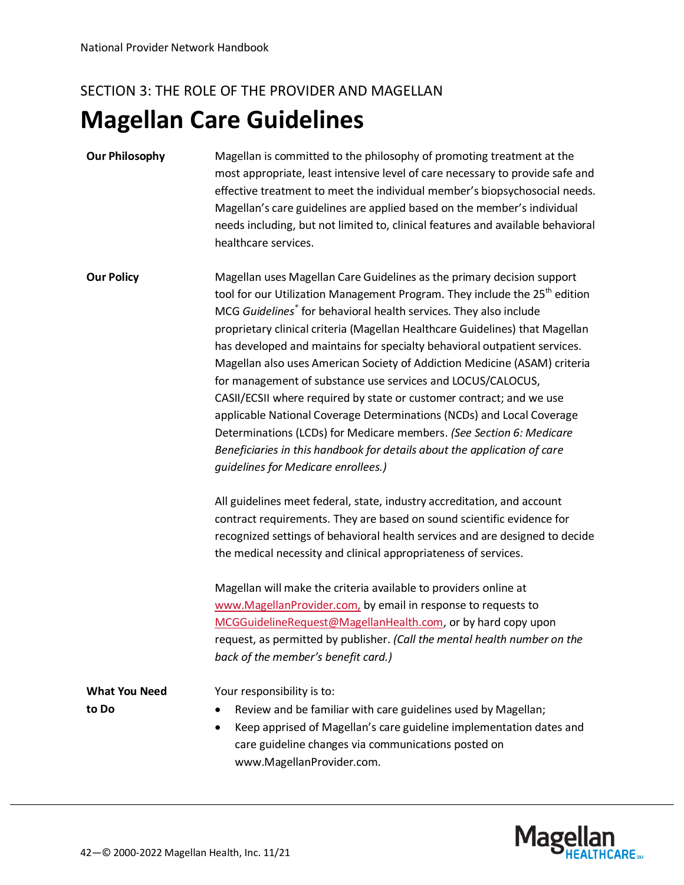SECTION 3: THE ROLE OF THE PROVIDER AND MAGELLAN

# Magellan Care Guidelines

**Our Philosophy**

Magellan is committed to the philosophy of promoting treatment at the most appropriate, least intensive level of care necessary to provide safe and effective treatment to meet the individual member's biopsychosocial needs. Magellan's care guidelines are applied based on the member's individual needs including, but not limited to, clinical features and available behavioral healthcare services.

**Our Policy**

Magellan uses Magellan Care Guidelines as the primary decision support tool for our Utilization Management Program. They include the 25th edition MCG *Guidelines*® for behavioral health services. They also include proprietary clinical criteria (Magellan Healthcare Guidelines) that Magellan has developed and maintains for specialty behavioral outpatient services. Magellan also uses American Society of Addiction Medicine (ASAM) criteria for management of substance use services and LOCUS/CALOCUS, CASII/ECSII where required by state or customer contract; and we use applicable National Coverage Determinations (NCDs) and Local Coverage Determinations (LCDs) for Medicare members. *(See Section 6: Medicare Beneficiaries in this handbook for details about the application of care guidelines for Medicare enrollees.)*

All guidelines meet federal, state, industry accreditation, and account contract requirements. They are based on sound scientific evidence for recognized settings of behavioral health services and are designed to decide the medical necessity and clinical appropriateness of services.

Magellan will make the criteria available to providers online at www.MagellanProvider.com, by email in response to requests to MCGGuidelineRequest@MagellanHealth.com, or by hard copy upon request, as permitted by publisher. *(Call the mental health number on the back of the member's benefit card.)*

**What You Need to Do**

Your responsibility is to:

- Review and be familiar with care guidelines used by Magellan;
- Keep apprised of Magellan's care guideline implementation dates and care guideline changes via communications posted on www.MagellanProvider.com.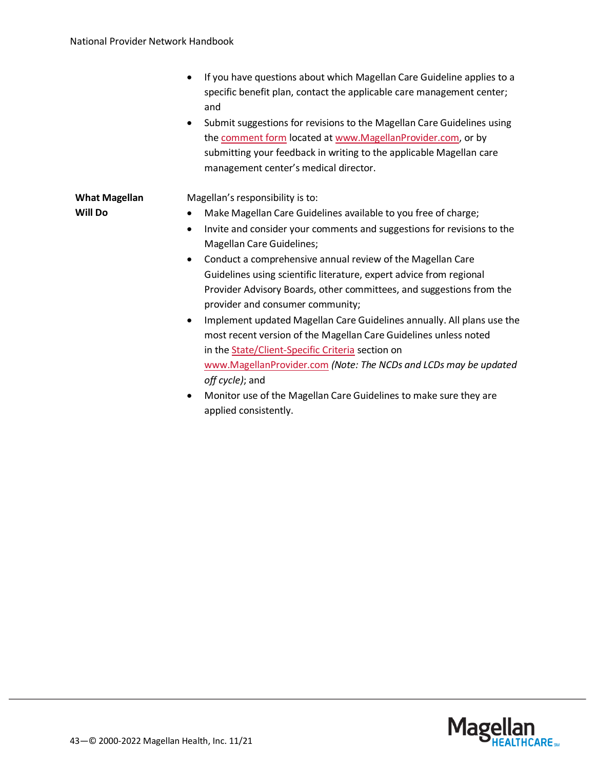- If you have questions about which Magellan Care Guideline applies to a specific benefit plan, contact the applicable care management center; and
- Submit suggestions for revisions to the Magellan Care Guidelines using the comment form located at www.MagellanProvider.com, or by submitting your feedback in writing to the applicable Magellan care management center's medical director.

**What Magellan Will Do**

Magellan's responsibility is to:

- Make Magellan Care Guidelines available to you free of charge;
- Invite and consider your comments and suggestions for revisions to the Magellan Care Guidelines;
- Conduct a comprehensive annual review of the Magellan Care Guidelines using scientific literature, expert advice from regional Provider Advisory Boards, other committees, and suggestions from the provider and consumer community;
- Implement updated Magellan Care Guidelines annually. All plans use the most recent version of the Magellan Care Guidelines unless noted in the State/Client-Specific Criteria section on www.MagellanProvider.com *(Note: The NCDs and LCDs may be updated off cycle)*; and
- Monitor use of the Magellan Care Guidelines to make sure they are applied consistently.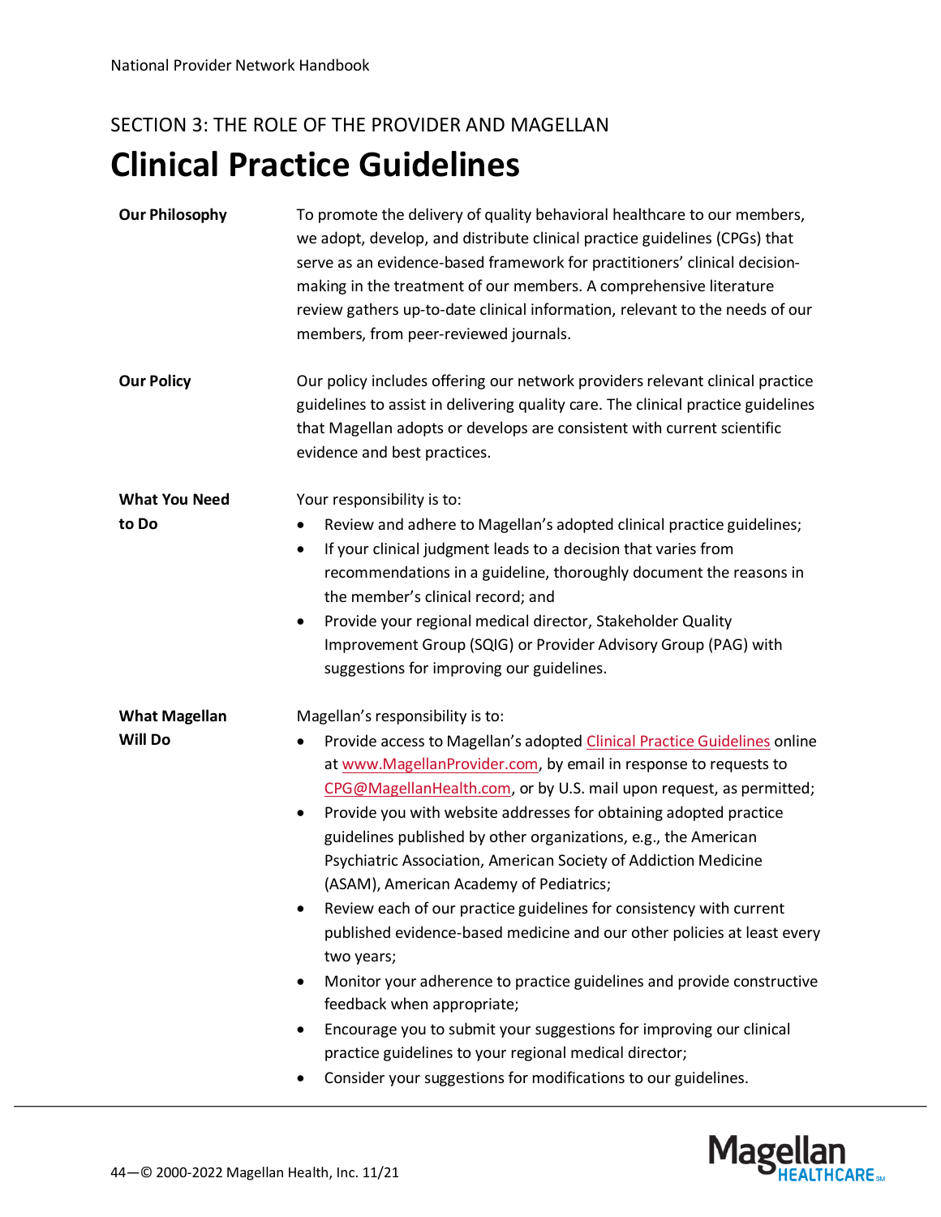SECTION 3: THE ROLE OF THE PROVIDER AND MAGELLAN

# Clinical Practice Guidelines

**Our Philosophy**

To promote the delivery of quality behavioral healthcare to our members, we adopt, develop, and distribute clinical practice guidelines (CPGs) that serve as an evidence-based framework for practitioners' clinical decision-making in the treatment of our members. A comprehensive literature review gathers up-to-date clinical information, relevant to the needs of our members, from peer-reviewed journals.

**Our Policy**

Our policy includes offering our network providers relevant clinical practice guidelines to assist in delivering quality care. The clinical practice guidelines that Magellan adopts or develops are consistent with current scientific evidence and best practices.

**What You Need to Do**

Your responsibility is to:

- Review and adhere to Magellan's adopted clinical practice guidelines;
- If your clinical judgment leads to a decision that varies from recommendations in a guideline, thoroughly document the reasons in the member's clinical record; and
- Provide your regional medical director, Stakeholder Quality Improvement Group (SQIG) or Provider Advisory Group (PAG) with suggestions for improving our guidelines.

**What Magellan Will Do**

Magellan's responsibility is to:

- Provide access to Magellan's adopted Clinical Practice Guidelines online at www.MagellanProvider.com, by email in response to requests to CPG@MagellanHealth.com, or by U.S. mail upon request, as permitted;
- Provide you with website addresses for obtaining adopted practice guidelines published by other organizations, e.g., the American Psychiatric Association, American Society of Addiction Medicine (ASAM), American Academy of Pediatrics;
- Review each of our practice guidelines for consistency with current published evidence-based medicine and our other policies at least every two years;
- Monitor your adherence to practice guidelines and provide constructive feedback when appropriate;
- Encourage you to submit your suggestions for improving our clinical practice guidelines to your regional medical director;
- Consider your suggestions for modifications to our guidelines.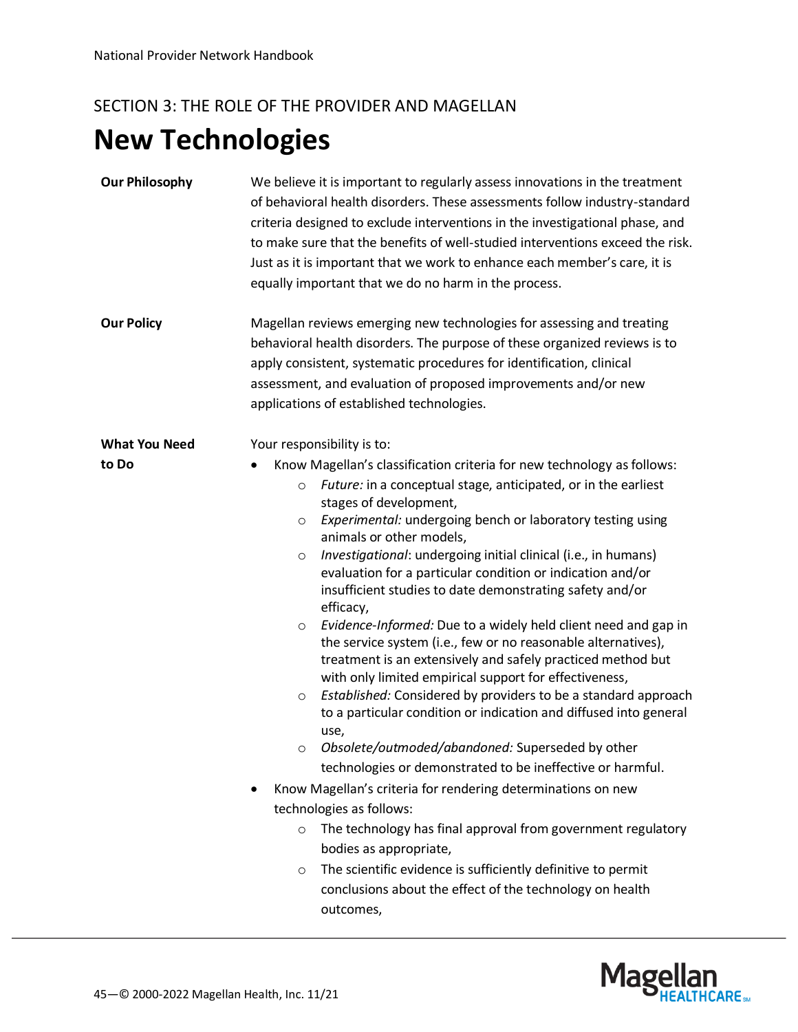SECTION 3: THE ROLE OF THE PROVIDER AND MAGELLAN

# New Technologies

**Our Philosophy**

We believe it is important to regularly assess innovations in the treatment of behavioral health disorders. These assessments follow industry-standard criteria designed to exclude interventions in the investigational phase, and to make sure that the benefits of well-studied interventions exceed the risk. Just as it is important that we work to enhance each member's care, it is equally important that we do no harm in the process.

**Our Policy**

Magellan reviews emerging new technologies for assessing and treating behavioral health disorders. The purpose of these organized reviews is to apply consistent, systematic procedures for identification, clinical assessment, and evaluation of proposed improvements and/or new applications of established technologies.

**What You Need to Do**

Your responsibility is to:

- Know Magellan's classification criteria for new technology as follows:
    - *Future:* in a conceptual stage, anticipated, or in the earliest stages of development,
    - *Experimental:* undergoing bench or laboratory testing using animals or other models,
    - *Investigational*: undergoing initial clinical (i.e., in humans) evaluation for a particular condition or indication and/or insufficient studies to date demonstrating safety and/or efficacy,
    - *Evidence-Informed:* Due to a widely held client need and gap in the service system (i.e., few or no reasonable alternatives), treatment is an extensively and safely practiced method but with only limited empirical support for effectiveness,
    - *Established:* Considered by providers to be a standard approach to a particular condition or indication and diffused into general use,
    - *Obsolete/outmoded/abandoned:* Superseded by other technologies or demonstrated to be ineffective or harmful.
- Know Magellan's criteria for rendering determinations on new technologies as follows:
    - The technology has final approval from government regulatory bodies as appropriate,
    - The scientific evidence is sufficiently definitive to permit conclusions about the effect of the technology on health outcomes,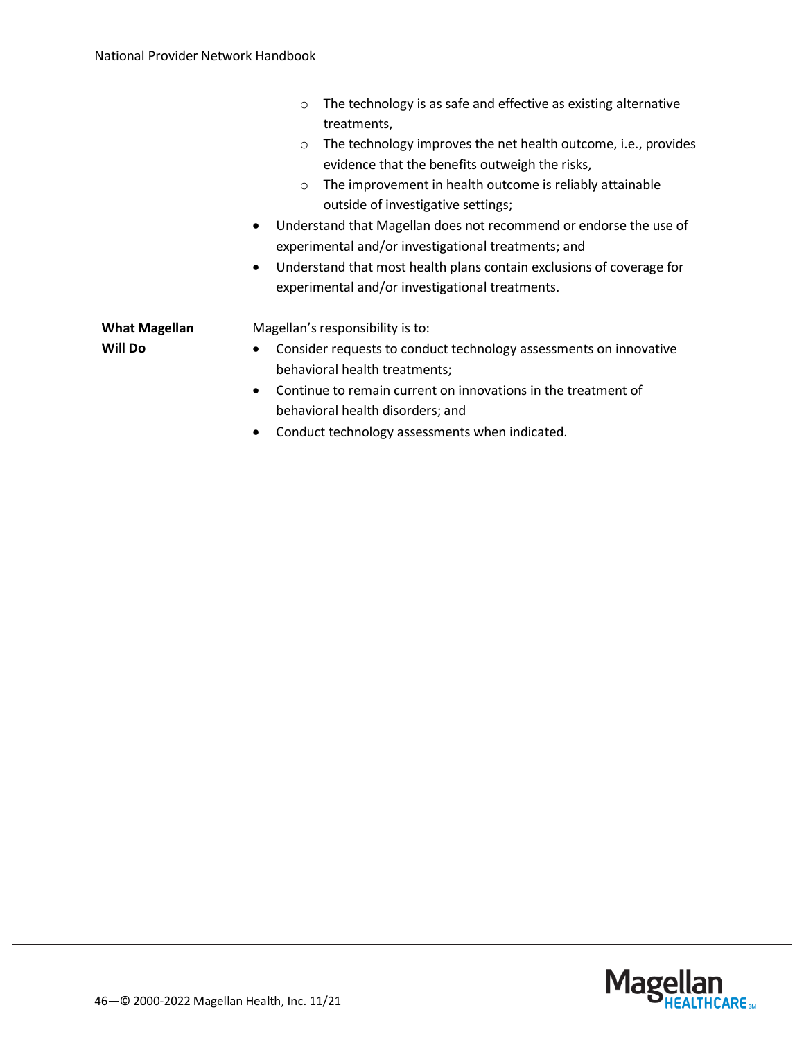- The technology is as safe and effective as existing alternative treatments,
    - The technology improves the net health outcome, i.e., provides evidence that the benefits outweigh the risks,
    - The improvement in health outcome is reliably attainable outside of investigative settings;
- Understand that Magellan does not recommend or endorse the use of experimental and/or investigational treatments; and
- Understand that most health plans contain exclusions of coverage for experimental and/or investigational treatments.

**What Magellan Will Do**

Magellan's responsibility is to:

- Consider requests to conduct technology assessments on innovative behavioral health treatments;
- Continue to remain current on innovations in the treatment of behavioral health disorders; and
- Conduct technology assessments when indicated.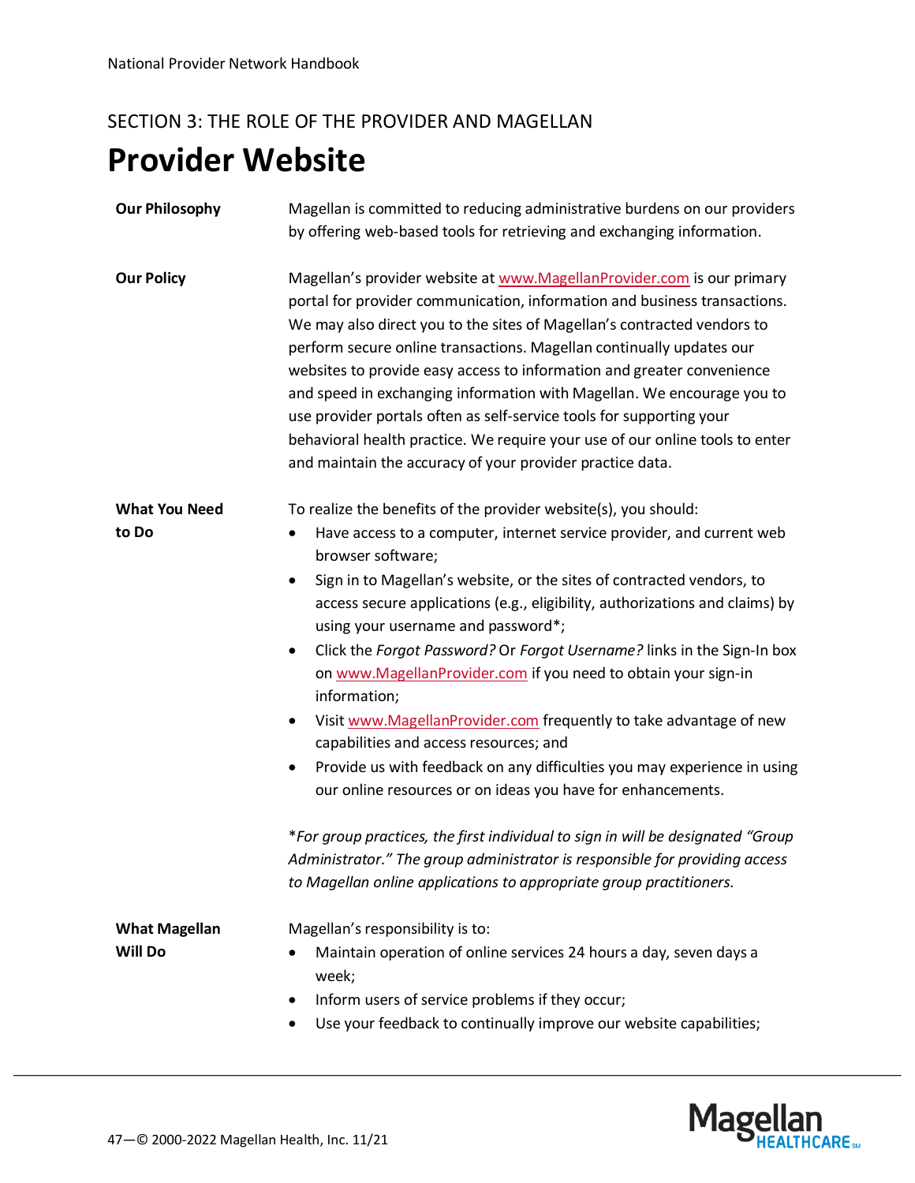SECTION 3: THE ROLE OF THE PROVIDER AND MAGELLAN

# Provider Website

**Our Philosophy**

Magellan is committed to reducing administrative burdens on our providers by offering web-based tools for retrieving and exchanging information.

**Our Policy**

Magellan's provider website at www.MagellanProvider.com is our primary portal for provider communication, information and business transactions. We may also direct you to the sites of Magellan's contracted vendors to perform secure online transactions. Magellan continually updates our websites to provide easy access to information and greater convenience and speed in exchanging information with Magellan. We encourage you to use provider portals often as self-service tools for supporting your behavioral health practice. We require your use of our online tools to enter and maintain the accuracy of your provider practice data.

**What You Need to Do**

To realize the benefits of the provider website(s), you should:

- Have access to a computer, internet service provider, and current web browser software;
- Sign in to Magellan's website, or the sites of contracted vendors, to access secure applications (e.g., eligibility, authorizations and claims) by using your username and password*;
- Click the *Forgot Password?* Or *Forgot Username?* links in the Sign-In box on www.MagellanProvider.com if you need to obtain your sign-in information;
- Visit www.MagellanProvider.com frequently to take advantage of new capabilities and access resources; and
- Provide us with feedback on any difficulties you may experience in using our online resources or on ideas you have for enhancements.

**For group practices, the first individual to sign in will be designated "Group Administrator." The group administrator is responsible for providing access to Magellan online applications to appropriate group practitioners.*

**What Magellan Will Do**

Magellan's responsibility is to:

- Maintain operation of online services 24 hours a day, seven days a week;
- Inform users of service problems if they occur;
- Use your feedback to continually improve our website capabilities;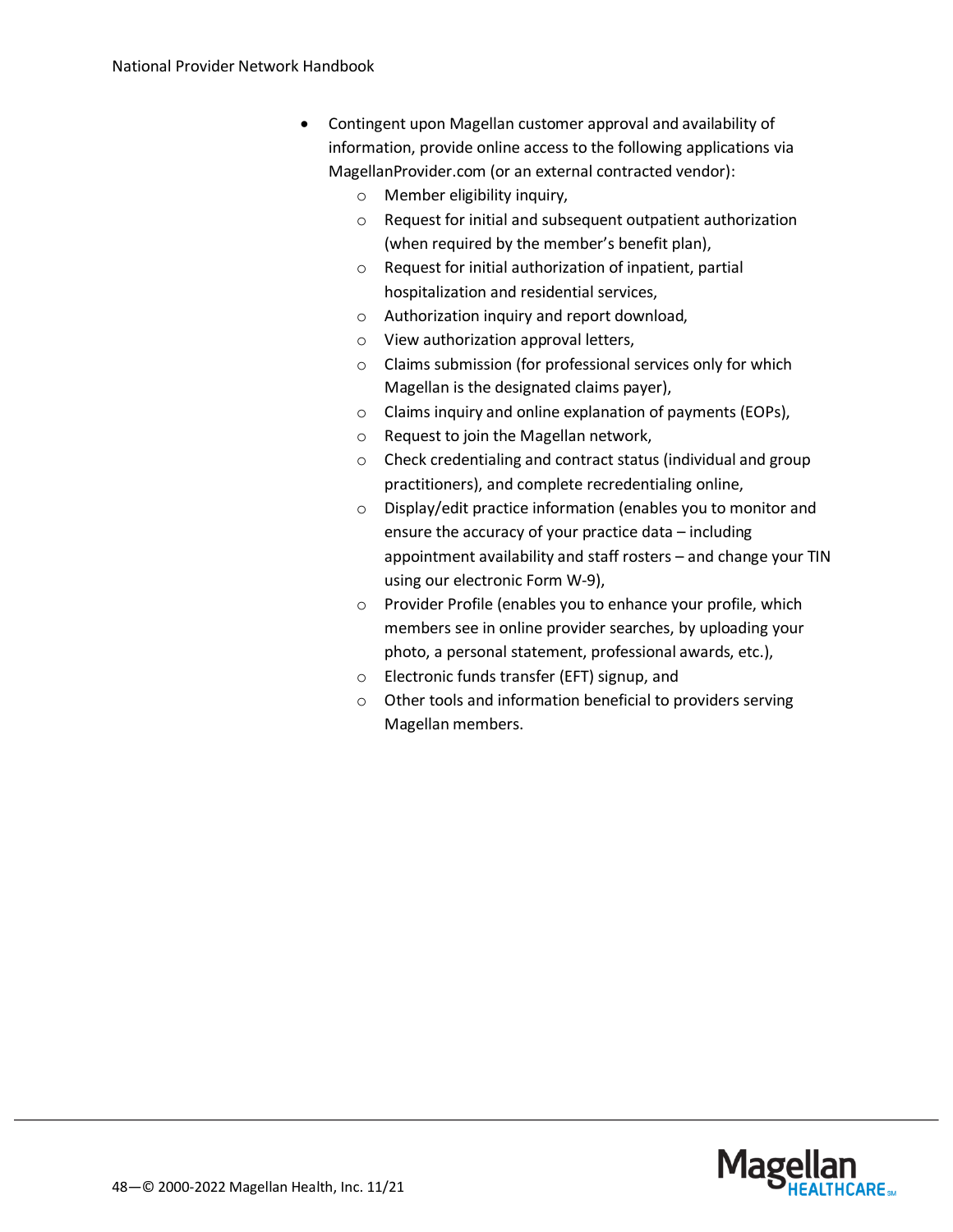- Contingent upon Magellan customer approval and availability of information, provide online access to the following applications via MagellanProvider.com (or an external contracted vendor):
  - Member eligibility inquiry,
  - Request for initial and subsequent outpatient authorization (when required by the member's benefit plan),
  - Request for initial authorization of inpatient, partial hospitalization and residential services,
  - Authorization inquiry and report download,
  - View authorization approval letters,
  - Claims submission (for professional services only for which Magellan is the designated claims payer),
  - Claims inquiry and online explanation of payments (EOPs),
  - Request to join the Magellan network,
  - Check credentialing and contract status (individual and group practitioners), and complete recredentialing online,
  - Display/edit practice information (enables you to monitor and ensure the accuracy of your practice data – including appointment availability and staff rosters – and change your TIN using our electronic Form W-9),
  - Provider Profile (enables you to enhance your profile, which members see in online provider searches, by uploading your photo, a personal statement, professional awards, etc.),
  - Electronic funds transfer (EFT) signup, and
  - Other tools and information beneficial to providers serving Magellan members.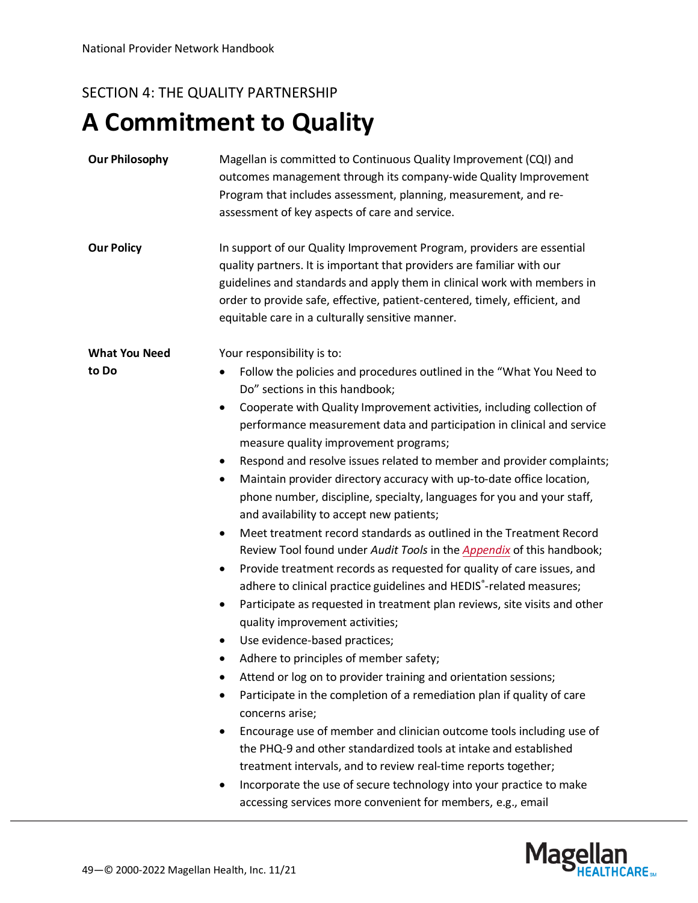SECTION 4: THE QUALITY PARTNERSHIP

# A Commitment to Quality

**Our Philosophy**

Magellan is committed to Continuous Quality Improvement (CQI) and outcomes management through its company-wide Quality Improvement Program that includes assessment, planning, measurement, and re-assessment of key aspects of care and service.

**Our Policy**

In support of our Quality Improvement Program, providers are essential quality partners. It is important that providers are familiar with our guidelines and standards and apply them in clinical work with members in order to provide safe, effective, patient-centered, timely, efficient, and equitable care in a culturally sensitive manner.

**What You Need to Do**

Your responsibility is to:

- Follow the policies and procedures outlined in the "What You Need to Do" sections in this handbook;
- Cooperate with Quality Improvement activities, including collection of performance measurement data and participation in clinical and service measure quality improvement programs;
- Respond and resolve issues related to member and provider complaints;
- Maintain provider directory accuracy with up-to-date office location, phone number, discipline, specialty, languages for you and your staff, and availability to accept new patients;
- Meet treatment record standards as outlined in the Treatment Record Review Tool found under *Audit Tools* in the *Appendix* of this handbook;
- Provide treatment records as requested for quality of care issues, and adhere to clinical practice guidelines and HEDIS®-related measures;
- Participate as requested in treatment plan reviews, site visits and other quality improvement activities;
- Use evidence-based practices;
- Adhere to principles of member safety;
- Attend or log on to provider training and orientation sessions;
- Participate in the completion of a remediation plan if quality of care concerns arise;
- Encourage use of member and clinician outcome tools including use of the PHQ-9 and other standardized tools at intake and established treatment intervals, and to review real-time reports together;
- Incorporate the use of secure technology into your practice to make accessing services more convenient for members, e.g., email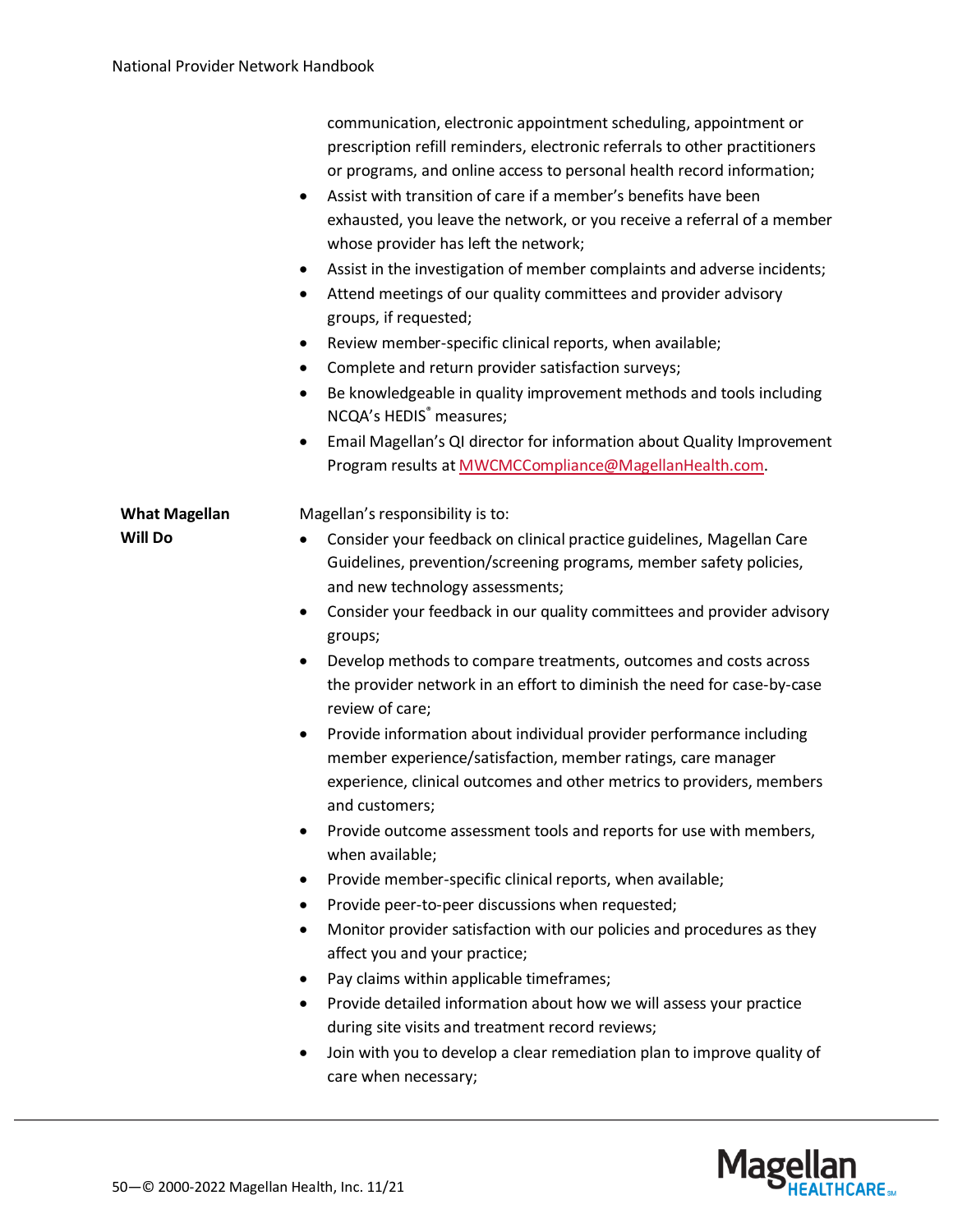communication, electronic appointment scheduling, appointment or prescription refill reminders, electronic referrals to other practitioners or programs, and online access to personal health record information;

- Assist with transition of care if a member's benefits have been exhausted, you leave the network, or you receive a referral of a member whose provider has left the network;
- Assist in the investigation of member complaints and adverse incidents;
- Attend meetings of our quality committees and provider advisory groups, if requested;
- Review member-specific clinical reports, when available;
- Complete and return provider satisfaction surveys;
- Be knowledgeable in quality improvement methods and tools including NCQA's HEDIS® measures;
- Email Magellan's QI director for information about Quality Improvement Program results at MWCMCCompliance@MagellanHealth.com.

**What Magellan Will Do**

Magellan's responsibility is to:

- Consider your feedback on clinical practice guidelines, Magellan Care Guidelines, prevention/screening programs, member safety policies, and new technology assessments;
- Consider your feedback in our quality committees and provider advisory groups;
- Develop methods to compare treatments, outcomes and costs across the provider network in an effort to diminish the need for case-by-case review of care;
- Provide information about individual provider performance including member experience/satisfaction, member ratings, care manager experience, clinical outcomes and other metrics to providers, members and customers;
- Provide outcome assessment tools and reports for use with members, when available;
- Provide member-specific clinical reports, when available;
- Provide peer-to-peer discussions when requested;
- Monitor provider satisfaction with our policies and procedures as they affect you and your practice;
- Pay claims within applicable timeframes;
- Provide detailed information about how we will assess your practice during site visits and treatment record reviews;
- Join with you to develop a clear remediation plan to improve quality of care when necessary;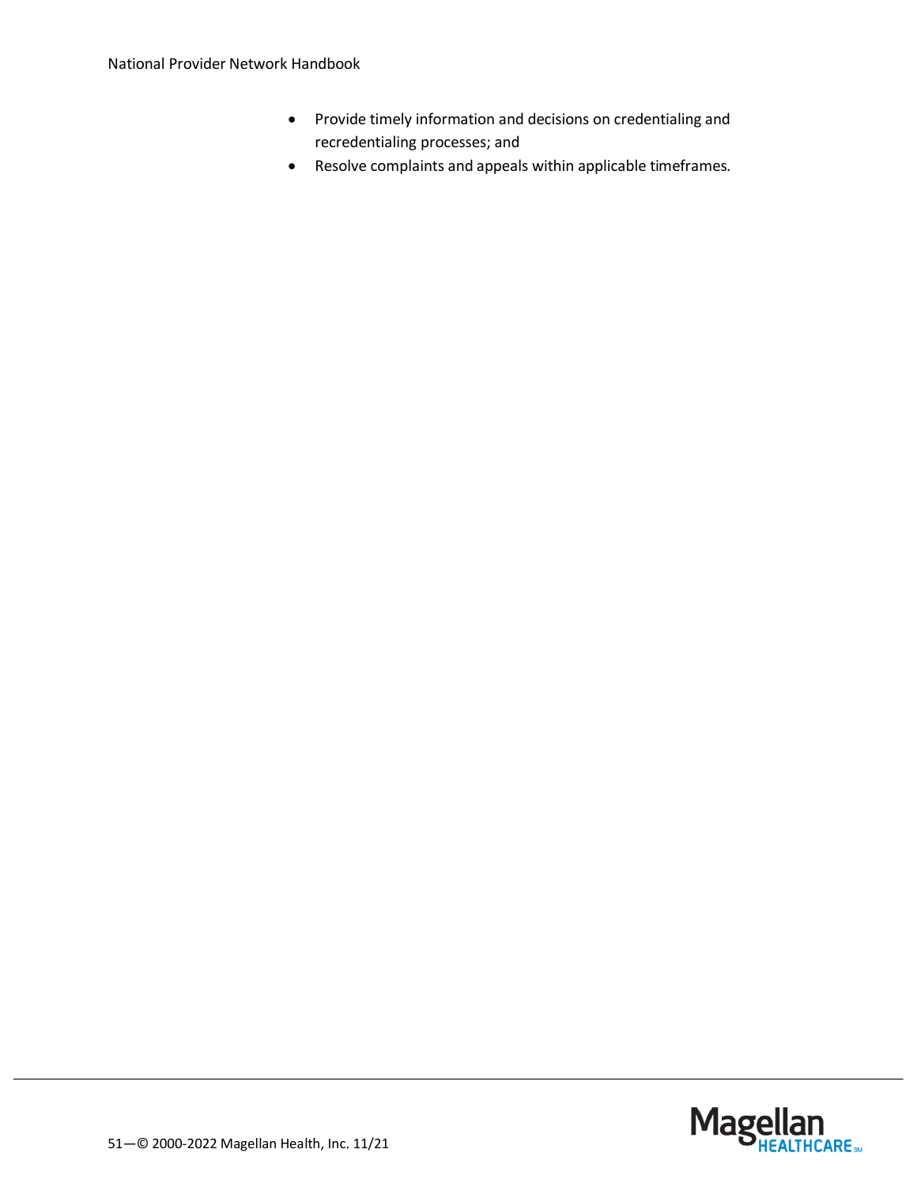- Provide timely information and decisions on credentialing and recredentialing processes; and
- Resolve complaints and appeals within applicable timeframes.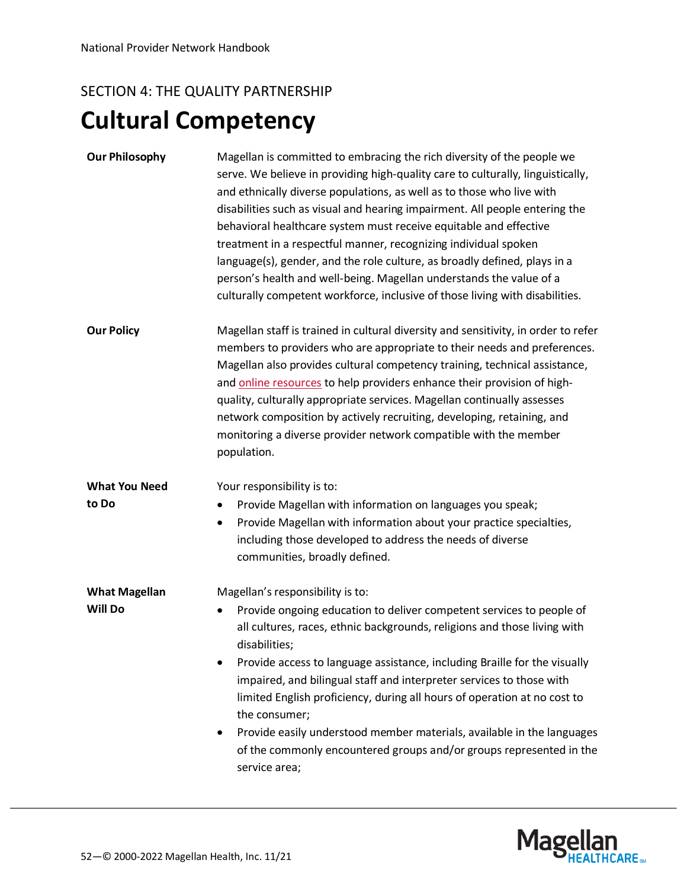SECTION 4: THE QUALITY PARTNERSHIP

# Cultural Competency

**Our Philosophy**

Magellan is committed to embracing the rich diversity of the people we serve. We believe in providing high-quality care to culturally, linguistically, and ethnically diverse populations, as well as to those who live with disabilities such as visual and hearing impairment. All people entering the behavioral healthcare system must receive equitable and effective treatment in a respectful manner, recognizing individual spoken language(s), gender, and the role culture, as broadly defined, plays in a person's health and well-being. Magellan understands the value of a culturally competent workforce, inclusive of those living with disabilities.

**Our Policy**

Magellan staff is trained in cultural diversity and sensitivity, in order to refer members to providers who are appropriate to their needs and preferences. Magellan also provides cultural competency training, technical assistance, and online resources to help providers enhance their provision of high-quality, culturally appropriate services. Magellan continually assesses network composition by actively recruiting, developing, retaining, and monitoring a diverse provider network compatible with the member population.

**What You Need to Do**

Your responsibility is to:

- Provide Magellan with information on languages you speak;
- Provide Magellan with information about your practice specialties, including those developed to address the needs of diverse communities, broadly defined.

**What Magellan Will Do**

Magellan's responsibility is to:

- Provide ongoing education to deliver competent services to people of all cultures, races, ethnic backgrounds, religions and those living with disabilities;
- Provide access to language assistance, including Braille for the visually impaired, and bilingual staff and interpreter services to those with limited English proficiency, during all hours of operation at no cost to the consumer;
- Provide easily understood member materials, available in the languages of the commonly encountered groups and/or groups represented in the service area;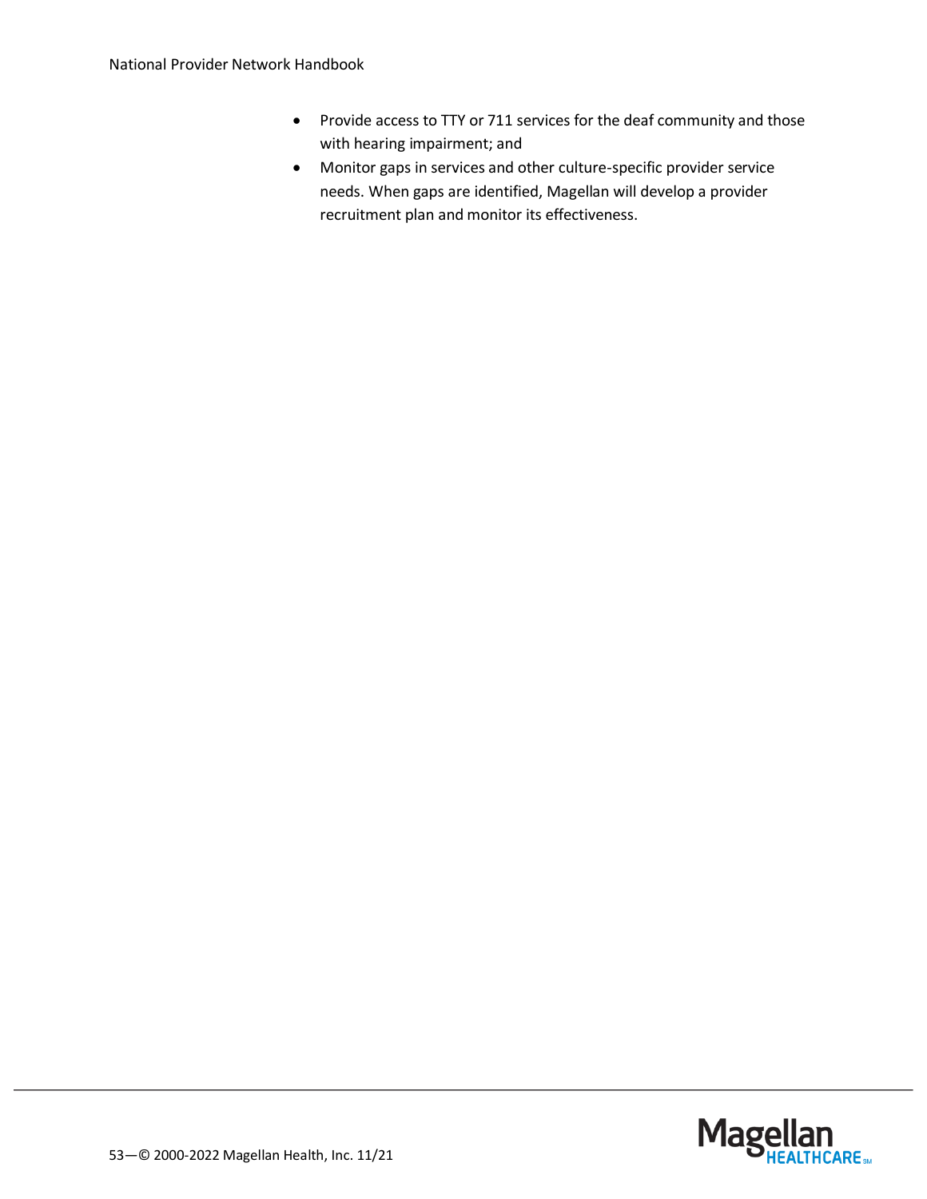- Provide access to TTY or 711 services for the deaf community and those with hearing impairment; and
- Monitor gaps in services and other culture-specific provider service needs. When gaps are identified, Magellan will develop a provider recruitment plan and monitor its effectiveness.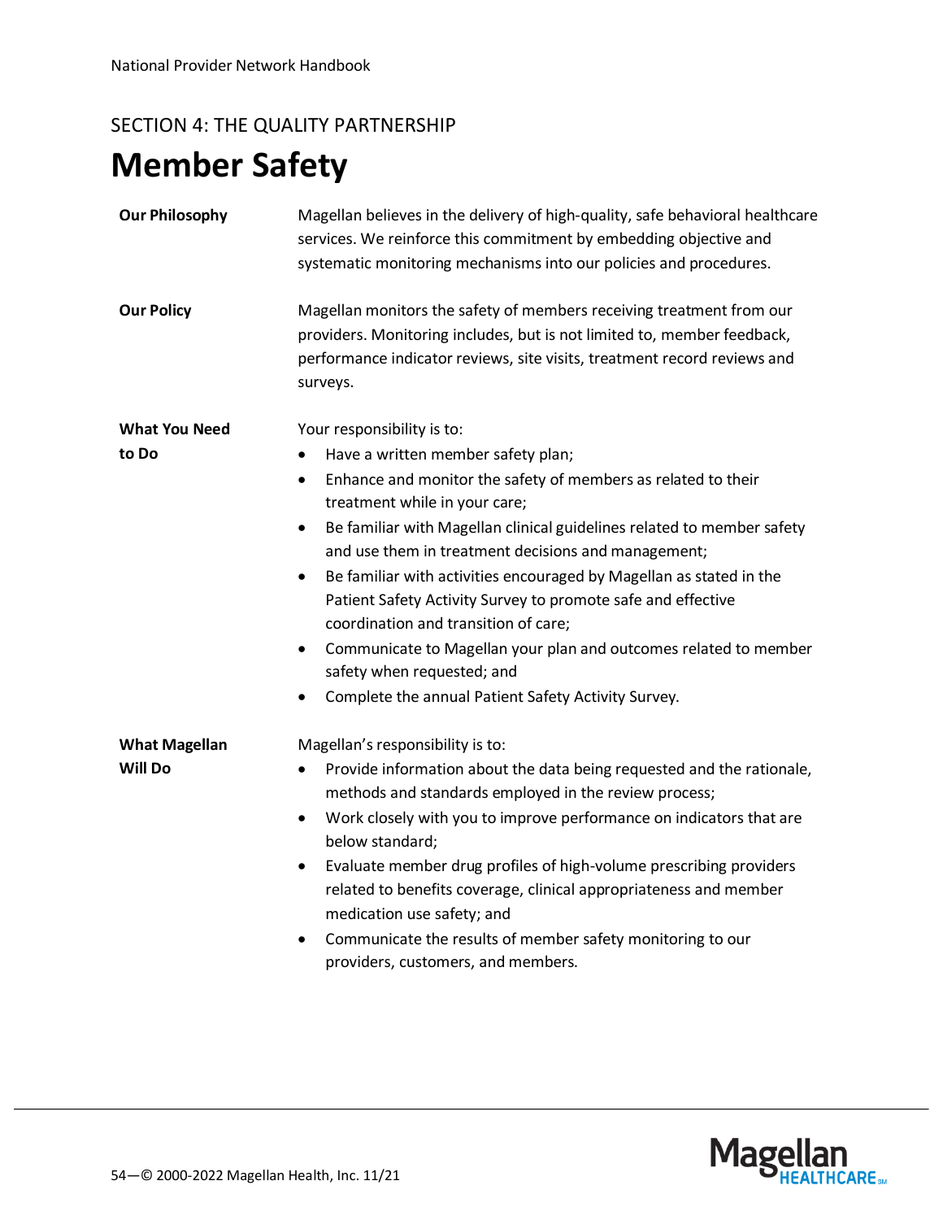SECTION 4: THE QUALITY PARTNERSHIP

# Member Safety

**Our Philosophy**

Magellan believes in the delivery of high-quality, safe behavioral healthcare services. We reinforce this commitment by embedding objective and systematic monitoring mechanisms into our policies and procedures.

**Our Policy**

Magellan monitors the safety of members receiving treatment from our providers. Monitoring includes, but is not limited to, member feedback, performance indicator reviews, site visits, treatment record reviews and surveys.

**What You Need to Do**

Your responsibility is to:

- Have a written member safety plan;
- Enhance and monitor the safety of members as related to their treatment while in your care;
- Be familiar with Magellan clinical guidelines related to member safety and use them in treatment decisions and management;
- Be familiar with activities encouraged by Magellan as stated in the Patient Safety Activity Survey to promote safe and effective coordination and transition of care;
- Communicate to Magellan your plan and outcomes related to member safety when requested; and
- Complete the annual Patient Safety Activity Survey.

**What Magellan Will Do**

Magellan's responsibility is to:

- Provide information about the data being requested and the rationale, methods and standards employed in the review process;
- Work closely with you to improve performance on indicators that are below standard;
- Evaluate member drug profiles of high-volume prescribing providers related to benefits coverage, clinical appropriateness and member medication use safety; and
- Communicate the results of member safety monitoring to our providers, customers, and members.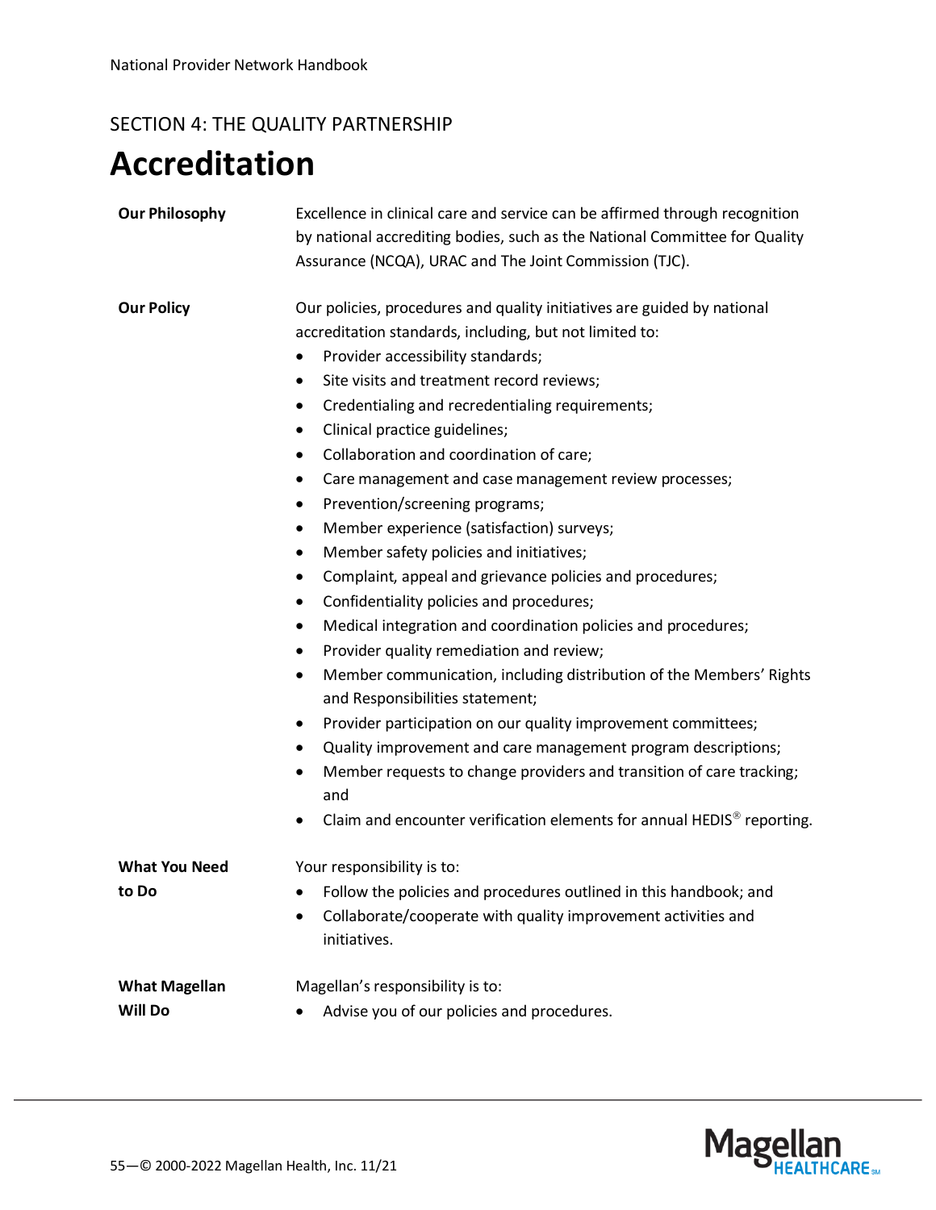SECTION 4: THE QUALITY PARTNERSHIP

# Accreditation

**Our Philosophy**

Excellence in clinical care and service can be affirmed through recognition by national accrediting bodies, such as the National Committee for Quality Assurance (NCQA), URAC and The Joint Commission (TJC).

**Our Policy**

Our policies, procedures and quality initiatives are guided by national accreditation standards, including, but not limited to:

- Provider accessibility standards;
- Site visits and treatment record reviews;
- Credentialing and recredentialing requirements;
- Clinical practice guidelines;
- Collaboration and coordination of care;
- Care management and case management review processes;
- Prevention/screening programs;
- Member experience (satisfaction) surveys;
- Member safety policies and initiatives;
- Complaint, appeal and grievance policies and procedures;
- Confidentiality policies and procedures;
- Medical integration and coordination policies and procedures;
- Provider quality remediation and review;
- Member communication, including distribution of the Members' Rights and Responsibilities statement;
- Provider participation on our quality improvement committees;
- Quality improvement and care management program descriptions;
- Member requests to change providers and transition of care tracking; and
- Claim and encounter verification elements for annual HEDIS® reporting.

**What You Need to Do**

Your responsibility is to:

- Follow the policies and procedures outlined in this handbook; and
- Collaborate/cooperate with quality improvement activities and initiatives.

**What Magellan Will Do**

Magellan's responsibility is to:

- Advise you of our policies and procedures.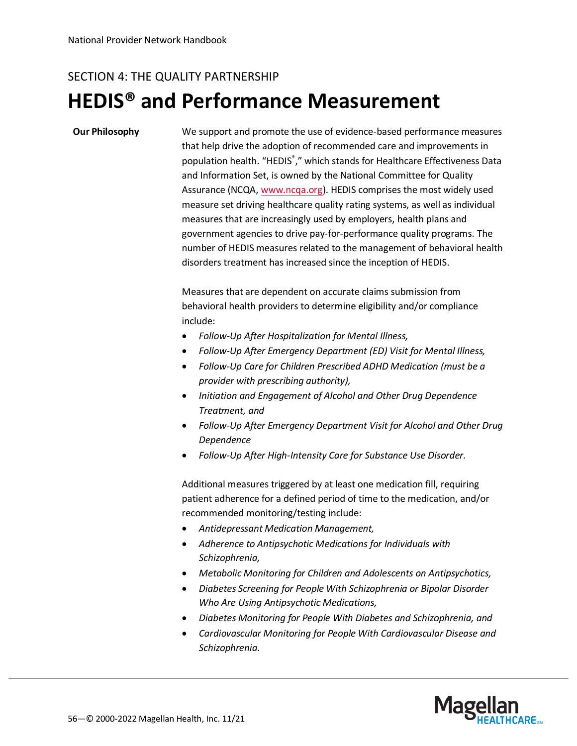SECTION 4: THE QUALITY PARTNERSHIP

# HEDIS® and Performance Measurement

**Our Philosophy**

We support and promote the use of evidence-based performance measures that help drive the adoption of recommended care and improvements in population health. "HEDIS®," which stands for Healthcare Effectiveness Data and Information Set, is owned by the National Committee for Quality Assurance (NCQA, www.ncqa.org). HEDIS comprises the most widely used measure set driving healthcare quality rating systems, as well as individual measures that are increasingly used by employers, health plans and government agencies to drive pay-for-performance quality programs. The number of HEDIS measures related to the management of behavioral health disorders treatment has increased since the inception of HEDIS.

Measures that are dependent on accurate claims submission from behavioral health providers to determine eligibility and/or compliance include:

- *Follow-Up After Hospitalization for Mental Illness,*
- *Follow-Up After Emergency Department (ED) Visit for Mental Illness,*
- *Follow-Up Care for Children Prescribed ADHD Medication (must be a provider with prescribing authority),*
- *Initiation and Engagement of Alcohol and Other Drug Dependence Treatment, and*
- *Follow-Up After Emergency Department Visit for Alcohol and Other Drug Dependence*
- *Follow-Up After High-Intensity Care for Substance Use Disorder.*

Additional measures triggered by at least one medication fill, requiring patient adherence for a defined period of time to the medication, and/or recommended monitoring/testing include:

- *Antidepressant Medication Management,*
- *Adherence to Antipsychotic Medications for Individuals with Schizophrenia,*
- *Metabolic Monitoring for Children and Adolescents on Antipsychotics,*
- *Diabetes Screening for People With Schizophrenia or Bipolar Disorder Who Are Using Antipsychotic Medications,*
- *Diabetes Monitoring for People With Diabetes and Schizophrenia, and*
- *Cardiovascular Monitoring for People With Cardiovascular Disease and Schizophrenia.*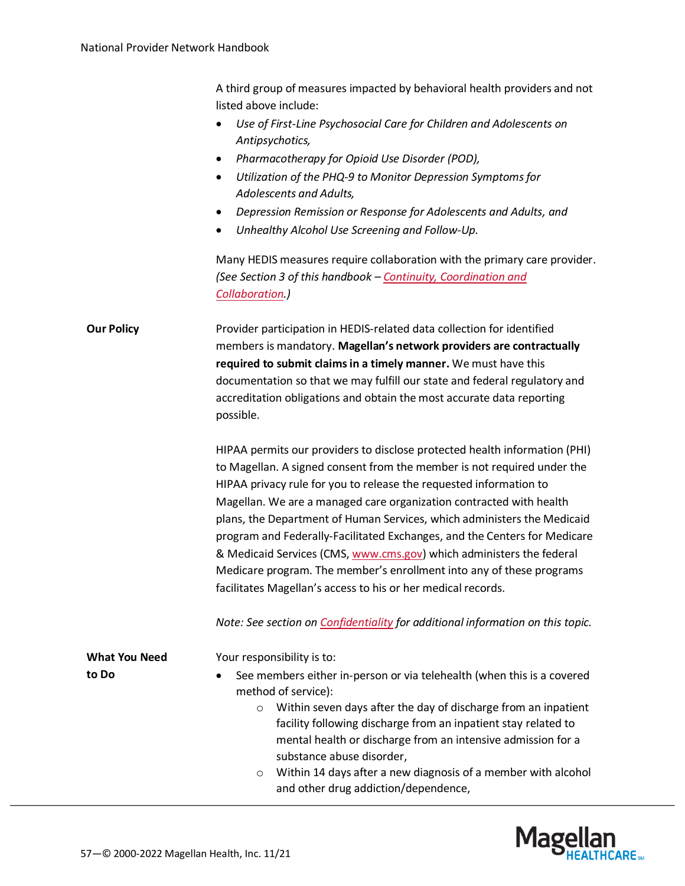A third group of measures impacted by behavioral health providers and not listed above include:

- *Use of First-Line Psychosocial Care for Children and Adolescents on Antipsychotics,*
- *Pharmacotherapy for Opioid Use Disorder (POD),*
- *Utilization of the PHQ-9 to Monitor Depression Symptoms for Adolescents and Adults,*
- *Depression Remission or Response for Adolescents and Adults, and*
- *Unhealthy Alcohol Use Screening and Follow-Up.*

Many HEDIS measures require collaboration with the primary care provider. *(See Section 3 of this handbook – [Continuity, Coordination and Collaboration](#).)*

**Our Policy**

Provider participation in HEDIS-related data collection for identified members is mandatory. **Magellan's network providers are contractually required to submit claims in a timely manner.** We must have this documentation so that we may fulfill our state and federal regulatory and accreditation obligations and obtain the most accurate data reporting possible.

HIPAA permits our providers to disclose protected health information (PHI) to Magellan. A signed consent from the member is not required under the HIPAA privacy rule for you to release the requested information to Magellan. We are a managed care organization contracted with health plans, the Department of Human Services, which administers the Medicaid program and Federally-Facilitated Exchanges, and the Centers for Medicare & Medicaid Services (CMS, [www.cms.gov](www.cms.gov)) which administers the federal Medicare program. The member's enrollment into any of these programs facilitates Magellan's access to his or her medical records.

*Note: See section on [Confidentiality](#) for additional information on this topic.*

**What You Need to Do**

Your responsibility is to:

- See members either in-person or via telehealth (when this is a covered method of service):
  - Within seven days after the day of discharge from an inpatient facility following discharge from an inpatient stay related to mental health or discharge from an intensive admission for a substance abuse disorder,
  - Within 14 days after a new diagnosis of a member with alcohol and other drug addiction/dependence,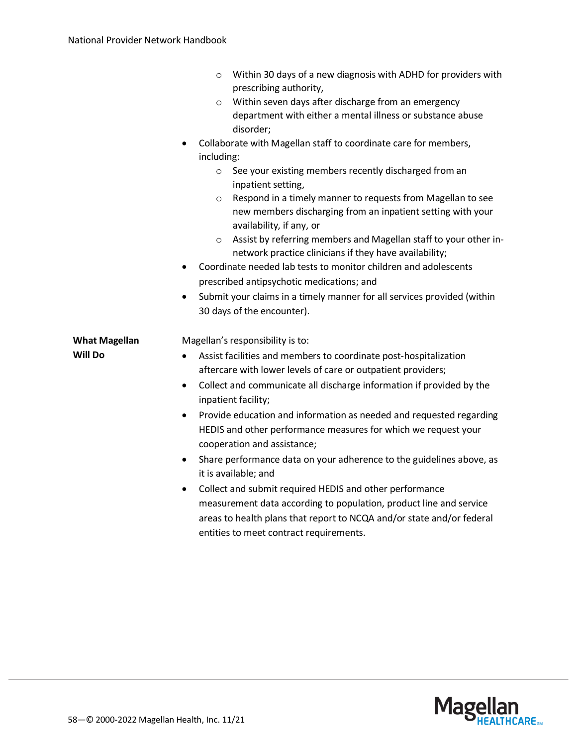- Within 30 days of a new diagnosis with ADHD for providers with prescribing authority,
    - Within seven days after discharge from an emergency department with either a mental illness or substance abuse disorder;
- Collaborate with Magellan staff to coordinate care for members, including:
    - See your existing members recently discharged from an inpatient setting,
    - Respond in a timely manner to requests from Magellan to see new members discharging from an inpatient setting with your availability, if any, or
    - Assist by referring members and Magellan staff to your other in-network practice clinicians if they have availability;
- Coordinate needed lab tests to monitor children and adolescents prescribed antipsychotic medications; and
- Submit your claims in a timely manner for all services provided (within 30 days of the encounter).

**What Magellan Will Do**

Magellan's responsibility is to:

- Assist facilities and members to coordinate post-hospitalization aftercare with lower levels of care or outpatient providers;
- Collect and communicate all discharge information if provided by the inpatient facility;
- Provide education and information as needed and requested regarding HEDIS and other performance measures for which we request your cooperation and assistance;
- Share performance data on your adherence to the guidelines above, as it is available; and
- Collect and submit required HEDIS and other performance measurement data according to population, product line and service areas to health plans that report to NCQA and/or state and/or federal entities to meet contract requirements.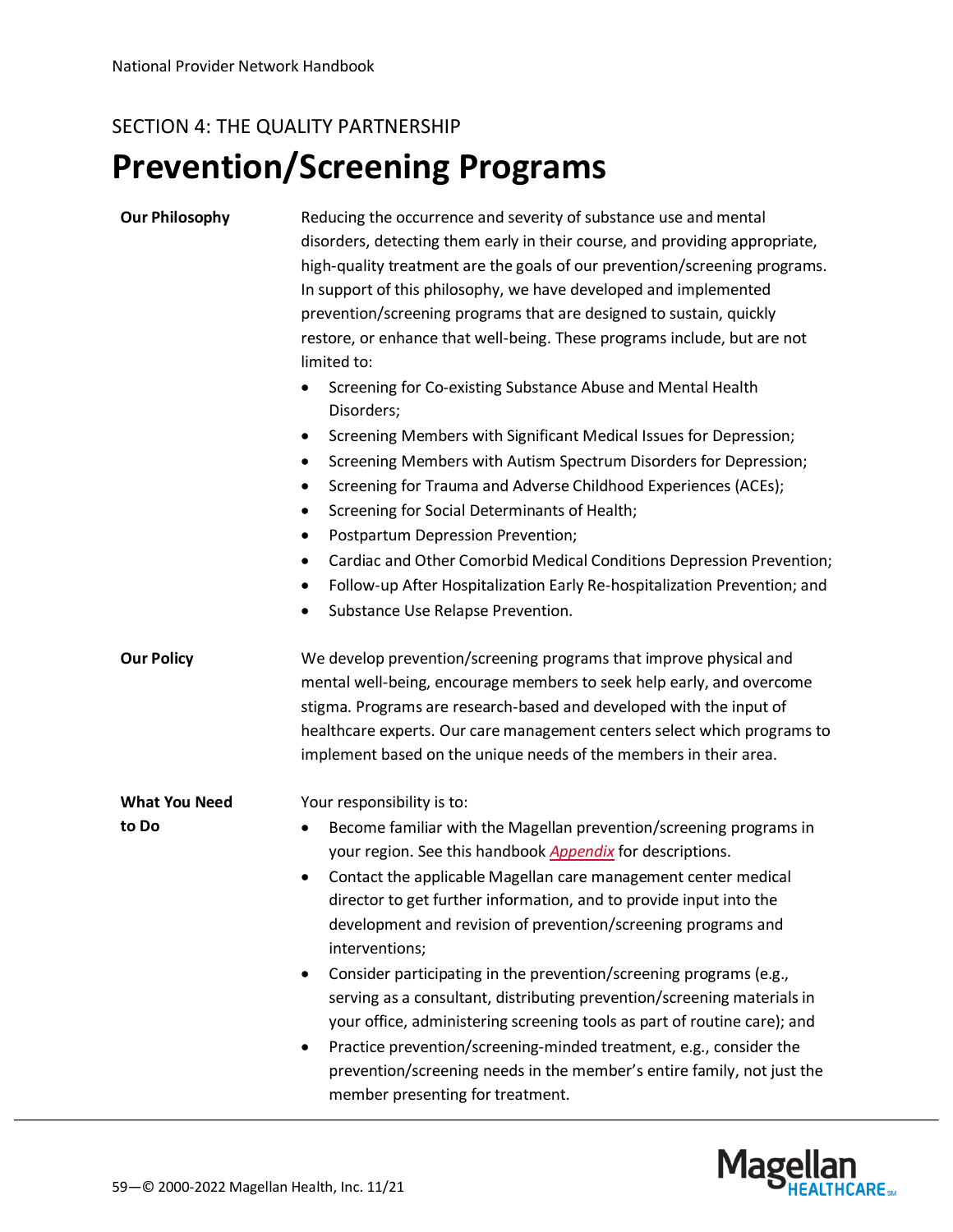SECTION 4: THE QUALITY PARTNERSHIP

# Prevention/Screening Programs

**Our Philosophy**

Reducing the occurrence and severity of substance use and mental disorders, detecting them early in their course, and providing appropriate, high-quality treatment are the goals of our prevention/screening programs. In support of this philosophy, we have developed and implemented prevention/screening programs that are designed to sustain, quickly restore, or enhance that well-being. These programs include, but are not limited to:

- Screening for Co-existing Substance Abuse and Mental Health Disorders;
- Screening Members with Significant Medical Issues for Depression;
- Screening Members with Autism Spectrum Disorders for Depression;
- Screening for Trauma and Adverse Childhood Experiences (ACEs);
- Screening for Social Determinants of Health;
- Postpartum Depression Prevention;
- Cardiac and Other Comorbid Medical Conditions Depression Prevention;
- Follow-up After Hospitalization Early Re-hospitalization Prevention; and
- Substance Use Relapse Prevention.

**Our Policy**

We develop prevention/screening programs that improve physical and mental well-being, encourage members to seek help early, and overcome stigma. Programs are research-based and developed with the input of healthcare experts. Our care management centers select which programs to implement based on the unique needs of the members in their area.

**What You Need to Do**

Your responsibility is to:

- Become familiar with the Magellan prevention/screening programs in your region. See this handbook *Appendix* for descriptions.
- Contact the applicable Magellan care management center medical director to get further information, and to provide input into the development and revision of prevention/screening programs and interventions;
- Consider participating in the prevention/screening programs (e.g., serving as a consultant, distributing prevention/screening materials in your office, administering screening tools as part of routine care); and
- Practice prevention/screening-minded treatment, e.g., consider the prevention/screening needs in the member's entire family, not just the member presenting for treatment.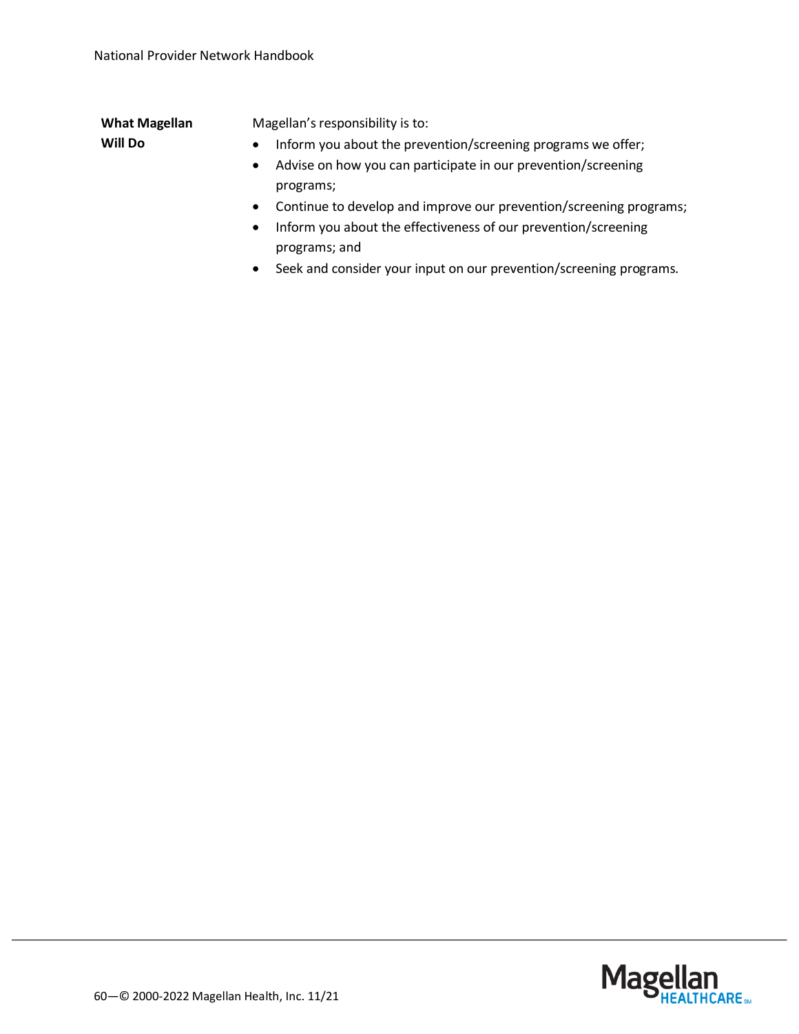**What Magellan Will Do**

Magellan's responsibility is to:

- Inform you about the prevention/screening programs we offer;
- Advise on how you can participate in our prevention/screening programs;
- Continue to develop and improve our prevention/screening programs;
- Inform you about the effectiveness of our prevention/screening programs; and
- Seek and consider your input on our prevention/screening programs.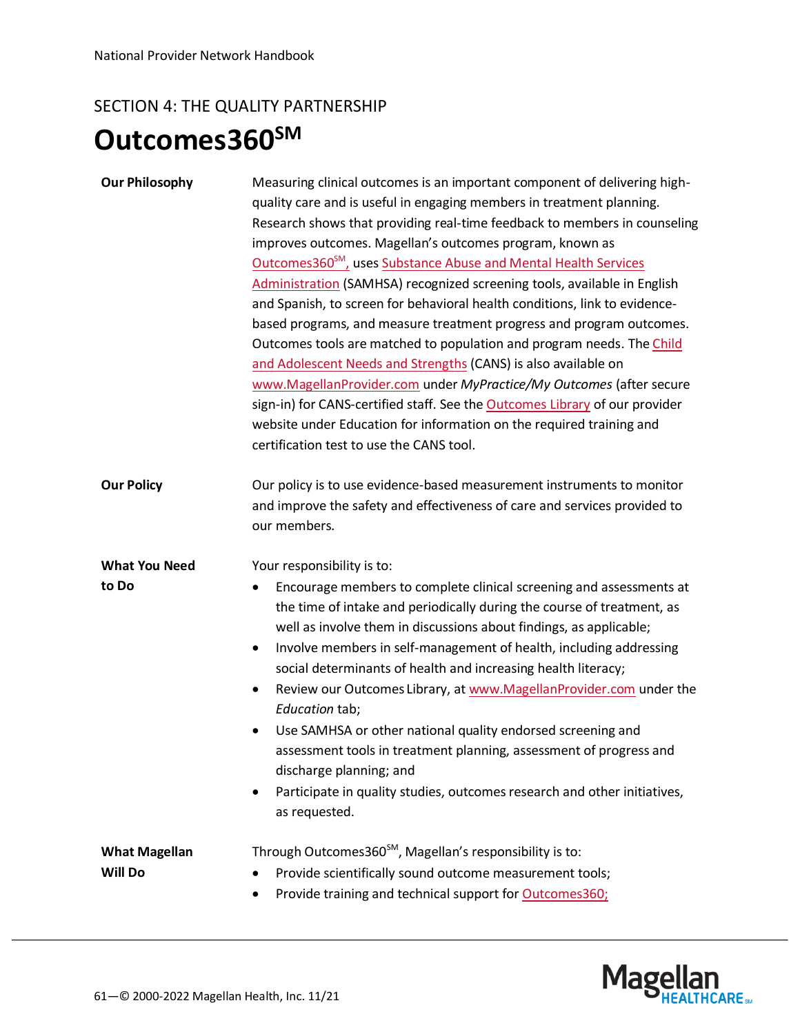SECTION 4: THE QUALITY PARTNERSHIP

# Outcomes360SM

**Our Philosophy**

Measuring clinical outcomes is an important component of delivering high-quality care and is useful in engaging members in treatment planning. Research shows that providing real-time feedback to members in counseling improves outcomes. Magellan's outcomes program, known as Outcomes360SM, uses Substance Abuse and Mental Health Services Administration (SAMHSA) recognized screening tools, available in English and Spanish, to screen for behavioral health conditions, link to evidence-based programs, and measure treatment progress and program outcomes. Outcomes tools are matched to population and program needs. The Child and Adolescent Needs and Strengths (CANS) is also available on www.MagellanProvider.com under *MyPractice/My Outcomes* (after secure sign-in) for CANS-certified staff. See the Outcomes Library of our provider website under Education for information on the required training and certification test to use the CANS tool.

**Our Policy**

Our policy is to use evidence-based measurement instruments to monitor and improve the safety and effectiveness of care and services provided to our members.

**What You Need to Do**

Your responsibility is to:

- Encourage members to complete clinical screening and assessments at the time of intake and periodically during the course of treatment, as well as involve them in discussions about findings, as applicable;
- Involve members in self-management of health, including addressing social determinants of health and increasing health literacy;
- Review our Outcomes Library, at www.MagellanProvider.com under the *Education* tab;
- Use SAMHSA or other national quality endorsed screening and assessment tools in treatment planning, assessment of progress and discharge planning; and
- Participate in quality studies, outcomes research and other initiatives, as requested.

**What Magellan Will Do**

Through Outcomes360SM, Magellan's responsibility is to:

- Provide scientifically sound outcome measurement tools;
- Provide training and technical support for Outcomes360;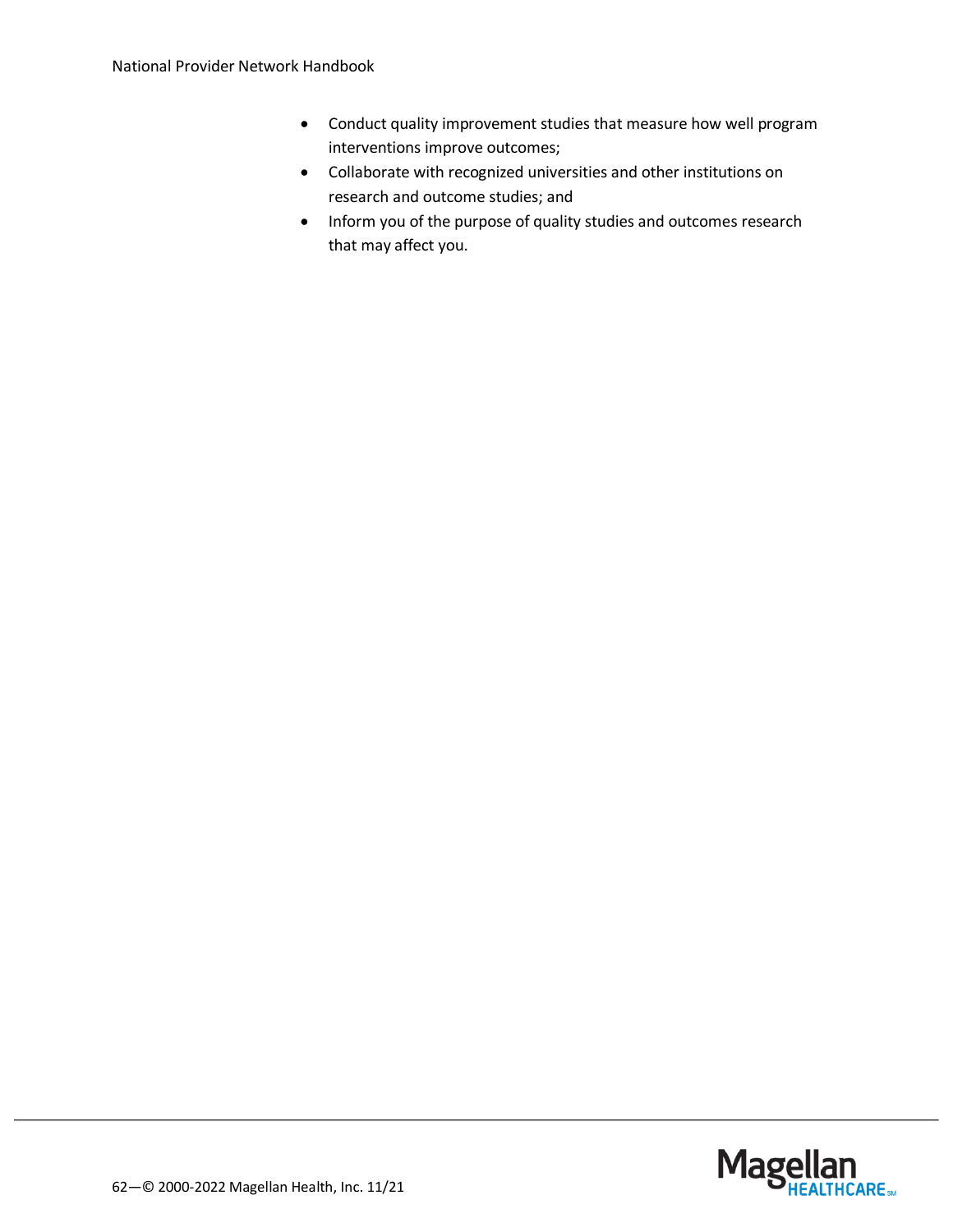- Conduct quality improvement studies that measure how well program interventions improve outcomes;
- Collaborate with recognized universities and other institutions on research and outcome studies; and
- Inform you of the purpose of quality studies and outcomes research that may affect you.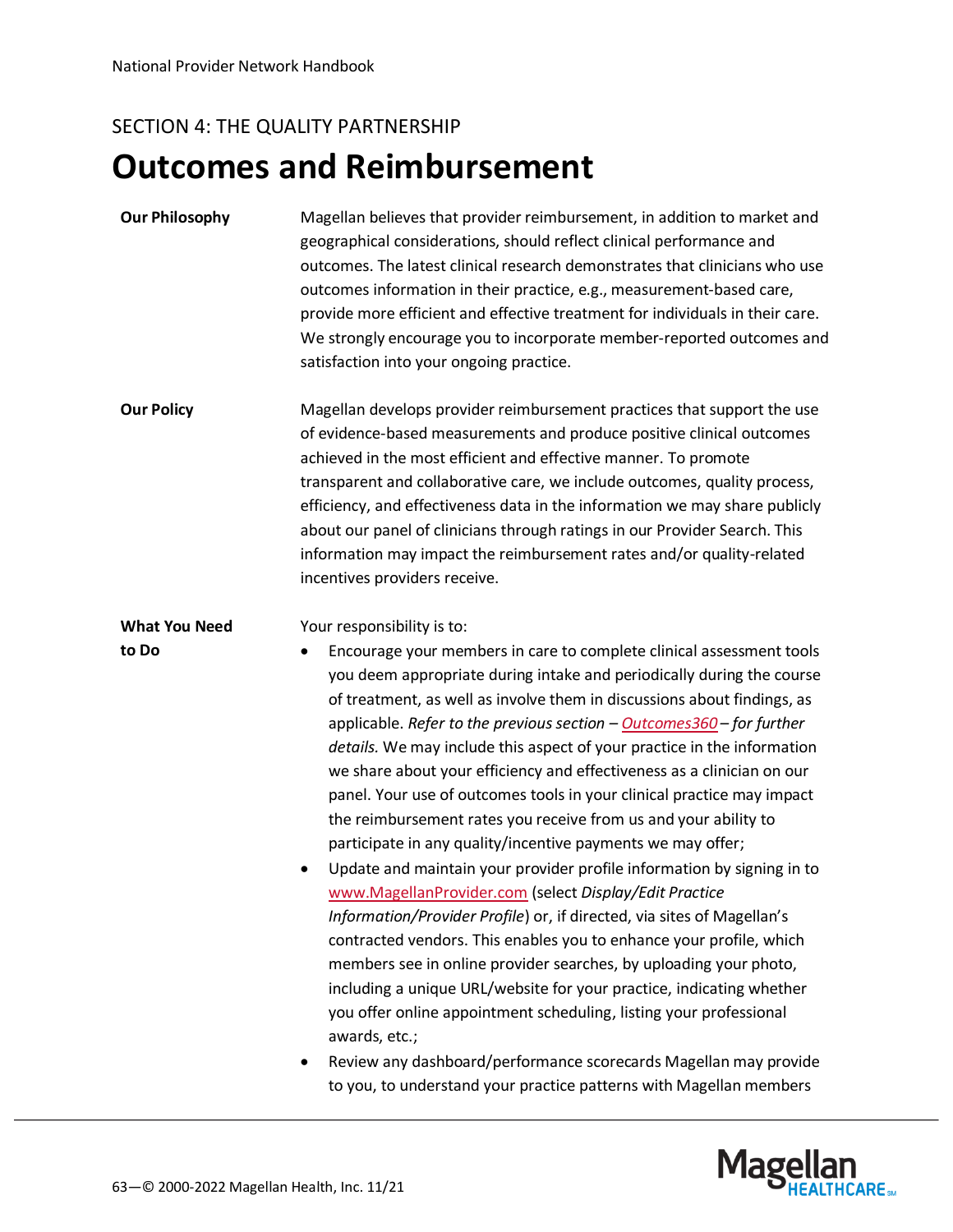SECTION 4: THE QUALITY PARTNERSHIP

# Outcomes and Reimbursement

**Our Philosophy**

Magellan believes that provider reimbursement, in addition to market and geographical considerations, should reflect clinical performance and outcomes. The latest clinical research demonstrates that clinicians who use outcomes information in their practice, e.g., measurement-based care, provide more efficient and effective treatment for individuals in their care. We strongly encourage you to incorporate member-reported outcomes and satisfaction into your ongoing practice.

**Our Policy**

Magellan develops provider reimbursement practices that support the use of evidence-based measurements and produce positive clinical outcomes achieved in the most efficient and effective manner. To promote transparent and collaborative care, we include outcomes, quality process, efficiency, and effectiveness data in the information we may share publicly about our panel of clinicians through ratings in our Provider Search. This information may impact the reimbursement rates and/or quality-related incentives providers receive.

**What You Need to Do**

Your responsibility is to:

- Encourage your members in care to complete clinical assessment tools you deem appropriate during intake and periodically during the course of treatment, as well as involve them in discussions about findings, as applicable. *Refer to the previous section – Outcomes360 – for further details.* We may include this aspect of your practice in the information we share about your efficiency and effectiveness as a clinician on our panel. Your use of outcomes tools in your clinical practice may impact the reimbursement rates you receive from us and your ability to participate in any quality/incentive payments we may offer;
- Update and maintain your provider profile information by signing in to www.MagellanProvider.com (select *Display/Edit Practice Information/Provider Profile*) or, if directed, via sites of Magellan's contracted vendors. This enables you to enhance your profile, which members see in online provider searches, by uploading your photo, including a unique URL/website for your practice, indicating whether you offer online appointment scheduling, listing your professional awards, etc.;
- Review any dashboard/performance scorecards Magellan may provide to you, to understand your practice patterns with Magellan members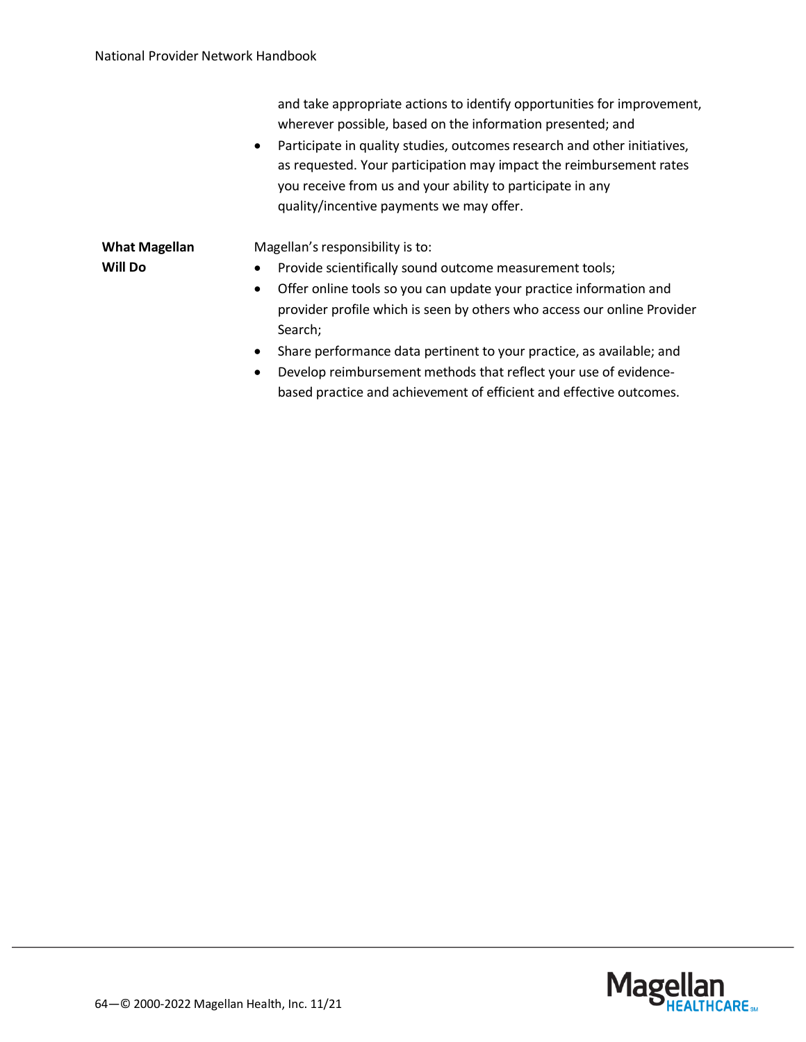and take appropriate actions to identify opportunities for improvement, wherever possible, based on the information presented; and

- Participate in quality studies, outcomes research and other initiatives, as requested. Your participation may impact the reimbursement rates you receive from us and your ability to participate in any quality/incentive payments we may offer.

**What Magellan Will Do**

Magellan's responsibility is to:

- Provide scientifically sound outcome measurement tools;
- Offer online tools so you can update your practice information and provider profile which is seen by others who access our online Provider Search;
- Share performance data pertinent to your practice, as available; and
- Develop reimbursement methods that reflect your use of evidence-based practice and achievement of efficient and effective outcomes.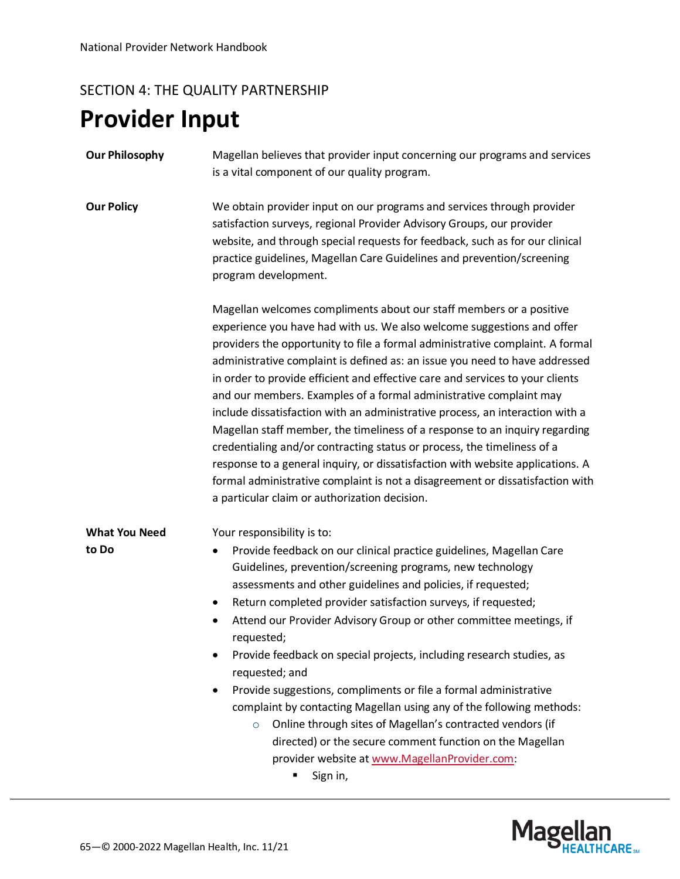SECTION 4: THE QUALITY PARTNERSHIP

# Provider Input

**Our Philosophy**

Magellan believes that provider input concerning our programs and services is a vital component of our quality program.

**Our Policy**

We obtain provider input on our programs and services through provider satisfaction surveys, regional Provider Advisory Groups, our provider website, and through special requests for feedback, such as for our clinical practice guidelines, Magellan Care Guidelines and prevention/screening program development.

Magellan welcomes compliments about our staff members or a positive experience you have had with us. We also welcome suggestions and offer providers the opportunity to file a formal administrative complaint. A formal administrative complaint is defined as: an issue you need to have addressed in order to provide efficient and effective care and services to your clients and our members. Examples of a formal administrative complaint may include dissatisfaction with an administrative process, an interaction with a Magellan staff member, the timeliness of a response to an inquiry regarding credentialing and/or contracting status or process, the timeliness of a response to a general inquiry, or dissatisfaction with website applications. A formal administrative complaint is not a disagreement or dissatisfaction with a particular claim or authorization decision.

**What You Need to Do**

Your responsibility is to:

- Provide feedback on our clinical practice guidelines, Magellan Care Guidelines, prevention/screening programs, new technology assessments and other guidelines and policies, if requested;
- Return completed provider satisfaction surveys, if requested;
- Attend our Provider Advisory Group or other committee meetings, if requested;
- Provide feedback on special projects, including research studies, as requested; and
- Provide suggestions, compliments or file a formal administrative complaint by contacting Magellan using any of the following methods:
  - Online through sites of Magellan's contracted vendors (if directed) or the secure comment function on the Magellan provider website at www.MagellanProvider.com:
    - Sign in,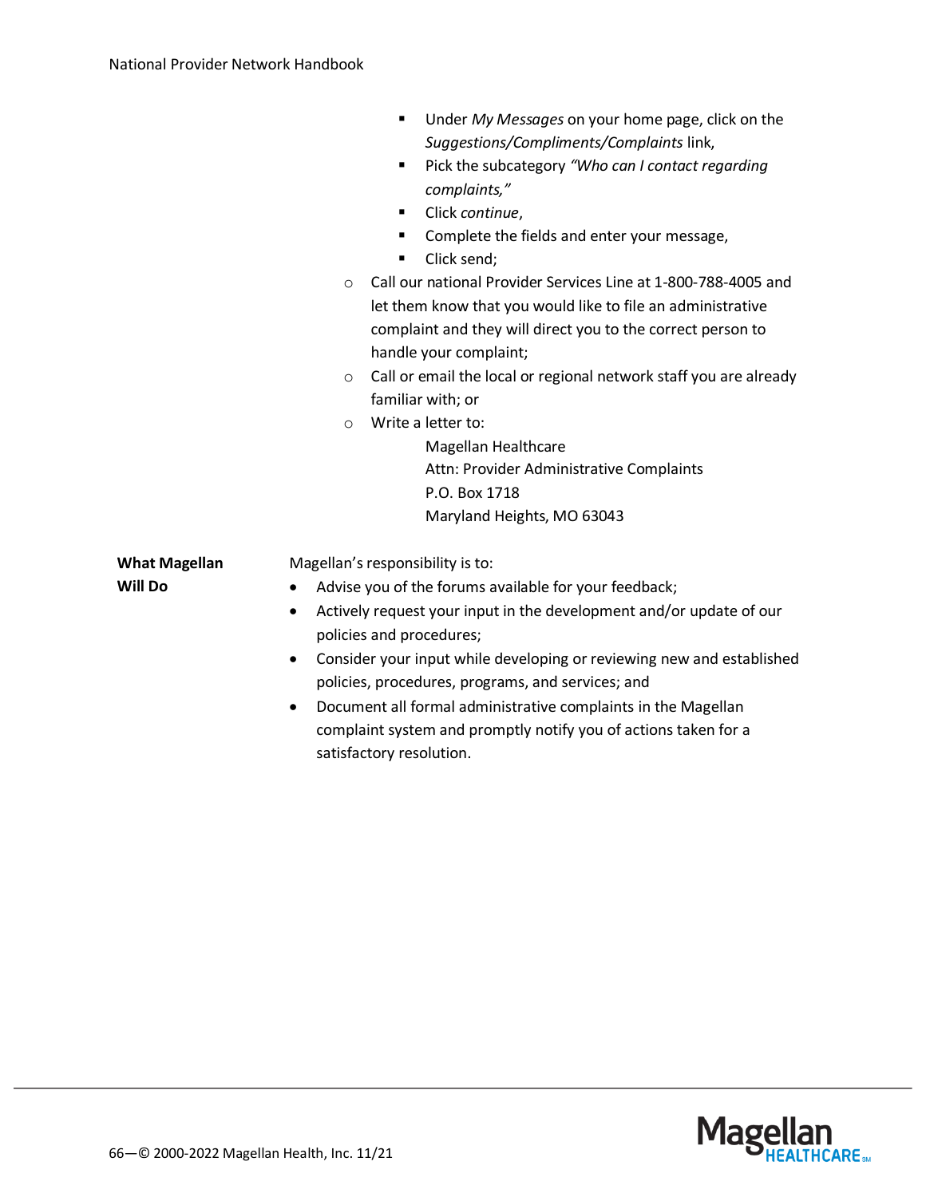- Under *My Messages* on your home page, click on the *Suggestions/Compliments/Complaints* link,
        - Pick the subcategory *"Who can I contact regarding complaints,"*
        - Click *continue*,
        - Complete the fields and enter your message,
        - Click send;
    - Call our national Provider Services Line at 1-800-788-4005 and let them know that you would like to file an administrative complaint and they will direct you to the correct person to handle your complaint;
    - Call or email the local or regional network staff you are already familiar with; or
    - Write a letter to:

      Magellan Healthcare
      Attn: Provider Administrative Complaints
      P.O. Box 1718
      Maryland Heights, MO 63043

**What Magellan Will Do**

Magellan's responsibility is to:

- Advise you of the forums available for your feedback;
- Actively request your input in the development and/or update of our policies and procedures;
- Consider your input while developing or reviewing new and established policies, procedures, programs, and services; and
- Document all formal administrative complaints in the Magellan complaint system and promptly notify you of actions taken for a satisfactory resolution.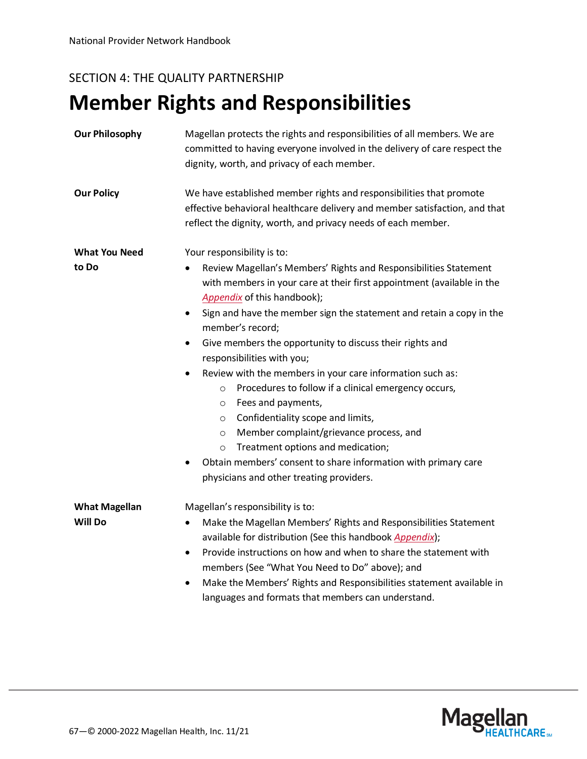SECTION 4: THE QUALITY PARTNERSHIP

# Member Rights and Responsibilities

**Our Philosophy**

Magellan protects the rights and responsibilities of all members. We are committed to having everyone involved in the delivery of care respect the dignity, worth, and privacy of each member.

**Our Policy**

We have established member rights and responsibilities that promote effective behavioral healthcare delivery and member satisfaction, and that reflect the dignity, worth, and privacy needs of each member.

**What You Need to Do**

Your responsibility is to:

- Review Magellan's Members' Rights and Responsibilities Statement with members in your care at their first appointment (available in the *Appendix* of this handbook);
- Sign and have the member sign the statement and retain a copy in the member's record;
- Give members the opportunity to discuss their rights and responsibilities with you;
- Review with the members in your care information such as:
  - Procedures to follow if a clinical emergency occurs,
  - Fees and payments,
  - Confidentiality scope and limits,
  - Member complaint/grievance process, and
  - Treatment options and medication;
- Obtain members' consent to share information with primary care physicians and other treating providers.

**What Magellan Will Do**

Magellan's responsibility is to:

- Make the Magellan Members' Rights and Responsibilities Statement available for distribution (See this handbook *Appendix*);
- Provide instructions on how and when to share the statement with members (See "What You Need to Do" above); and
- Make the Members' Rights and Responsibilities statement available in languages and formats that members can understand.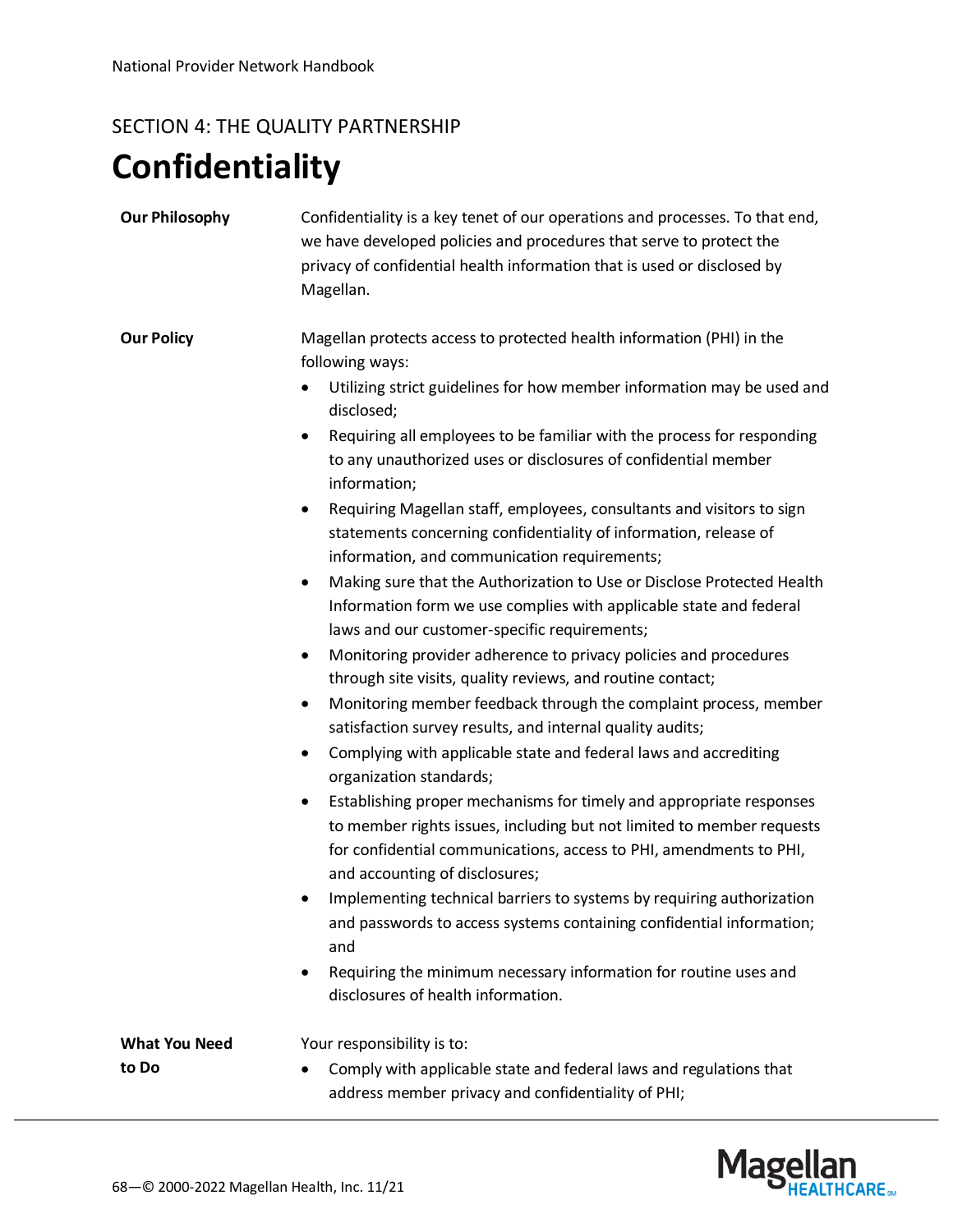SECTION 4: THE QUALITY PARTNERSHIP

# Confidentiality

**Our Philosophy**

Confidentiality is a key tenet of our operations and processes. To that end, we have developed policies and procedures that serve to protect the privacy of confidential health information that is used or disclosed by Magellan.

**Our Policy**

Magellan protects access to protected health information (PHI) in the following ways:

- Utilizing strict guidelines for how member information may be used and disclosed;
- Requiring all employees to be familiar with the process for responding to any unauthorized uses or disclosures of confidential member information;
- Requiring Magellan staff, employees, consultants and visitors to sign statements concerning confidentiality of information, release of information, and communication requirements;
- Making sure that the Authorization to Use or Disclose Protected Health Information form we use complies with applicable state and federal laws and our customer-specific requirements;
- Monitoring provider adherence to privacy policies and procedures through site visits, quality reviews, and routine contact;
- Monitoring member feedback through the complaint process, member satisfaction survey results, and internal quality audits;
- Complying with applicable state and federal laws and accrediting organization standards;
- Establishing proper mechanisms for timely and appropriate responses to member rights issues, including but not limited to member requests for confidential communications, access to PHI, amendments to PHI, and accounting of disclosures;
- Implementing technical barriers to systems by requiring authorization and passwords to access systems containing confidential information; and
- Requiring the minimum necessary information for routine uses and disclosures of health information.

**What You Need to Do**

Your responsibility is to:

- Comply with applicable state and federal laws and regulations that address member privacy and confidentiality of PHI;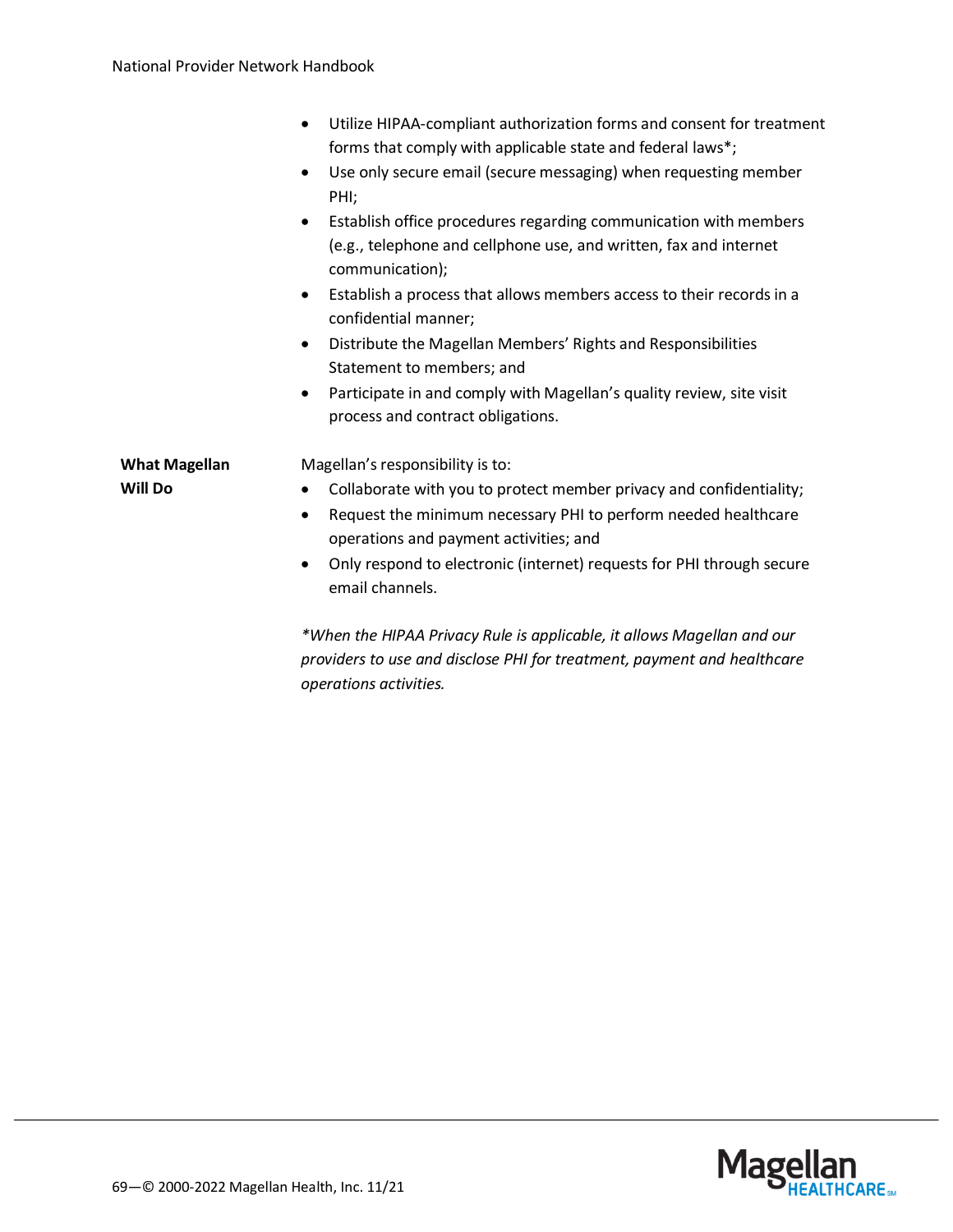- Utilize HIPAA-compliant authorization forms and consent for treatment forms that comply with applicable state and federal laws*;
- Use only secure email (secure messaging) when requesting member PHI;
- Establish office procedures regarding communication with members (e.g., telephone and cellphone use, and written, fax and internet communication);
- Establish a process that allows members access to their records in a confidential manner;
- Distribute the Magellan Members' Rights and Responsibilities Statement to members; and
- Participate in and comply with Magellan's quality review, site visit process and contract obligations.

**What Magellan Will Do**

Magellan's responsibility is to:

- Collaborate with you to protect member privacy and confidentiality;
- Request the minimum necessary PHI to perform needed healthcare operations and payment activities; and
- Only respond to electronic (internet) requests for PHI through secure email channels.

*\*When the HIPAA Privacy Rule is applicable, it allows Magellan and our providers to use and disclose PHI for treatment, payment and healthcare operations activities.*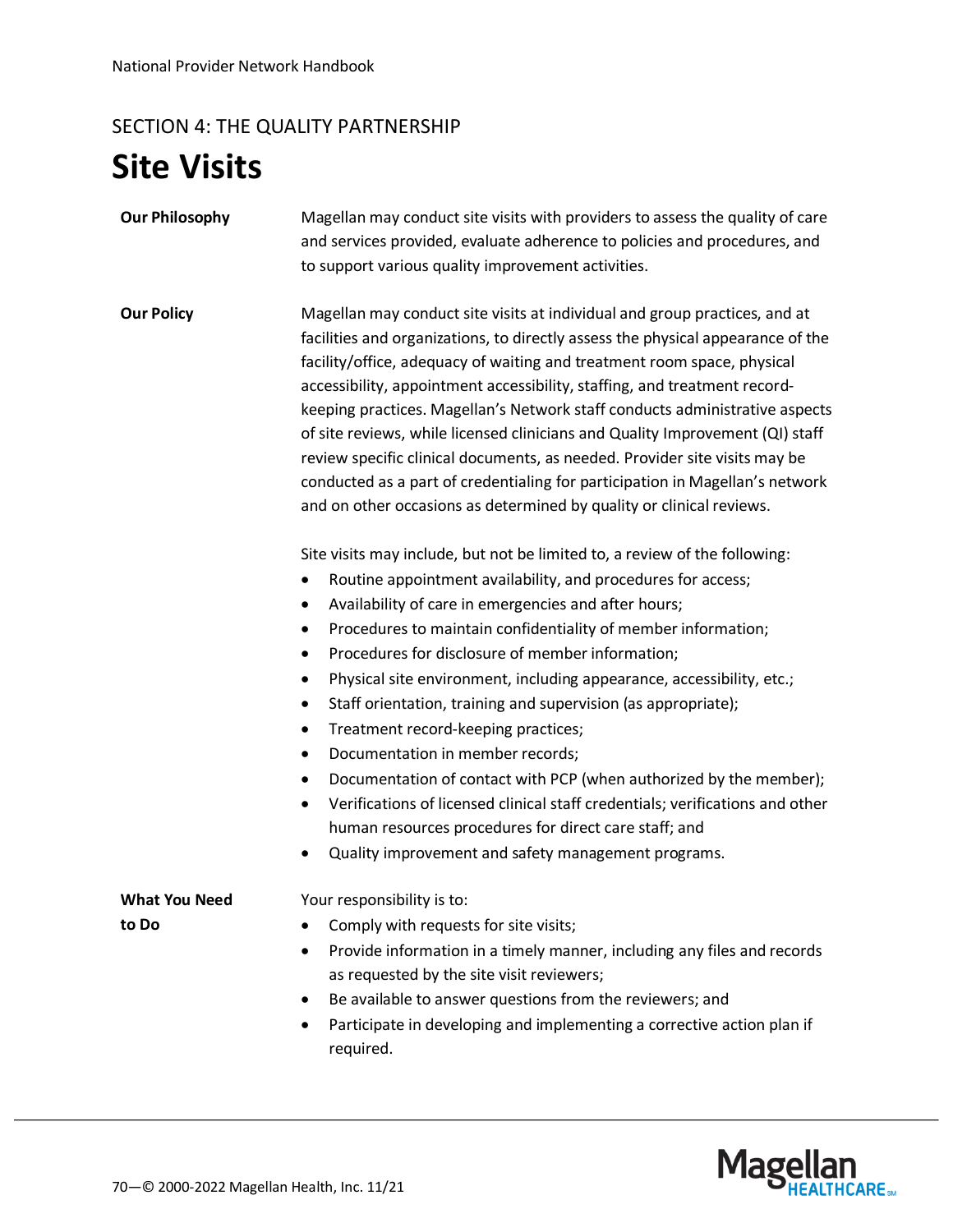SECTION 4: THE QUALITY PARTNERSHIP

# Site Visits

**Our Philosophy**

Magellan may conduct site visits with providers to assess the quality of care and services provided, evaluate adherence to policies and procedures, and to support various quality improvement activities.

**Our Policy**

Magellan may conduct site visits at individual and group practices, and at facilities and organizations, to directly assess the physical appearance of the facility/office, adequacy of waiting and treatment room space, physical accessibility, appointment accessibility, staffing, and treatment record-keeping practices. Magellan's Network staff conducts administrative aspects of site reviews, while licensed clinicians and Quality Improvement (QI) staff review specific clinical documents, as needed. Provider site visits may be conducted as a part of credentialing for participation in Magellan's network and on other occasions as determined by quality or clinical reviews.

Site visits may include, but not be limited to, a review of the following:

- Routine appointment availability, and procedures for access;
- Availability of care in emergencies and after hours;
- Procedures to maintain confidentiality of member information;
- Procedures for disclosure of member information;
- Physical site environment, including appearance, accessibility, etc.;
- Staff orientation, training and supervision (as appropriate);
- Treatment record-keeping practices;
- Documentation in member records;
- Documentation of contact with PCP (when authorized by the member);
- Verifications of licensed clinical staff credentials; verifications and other human resources procedures for direct care staff; and
- Quality improvement and safety management programs.

**What You Need to Do**

Your responsibility is to:

- Comply with requests for site visits;
- Provide information in a timely manner, including any files and records as requested by the site visit reviewers;
- Be available to answer questions from the reviewers; and
- Participate in developing and implementing a corrective action plan if required.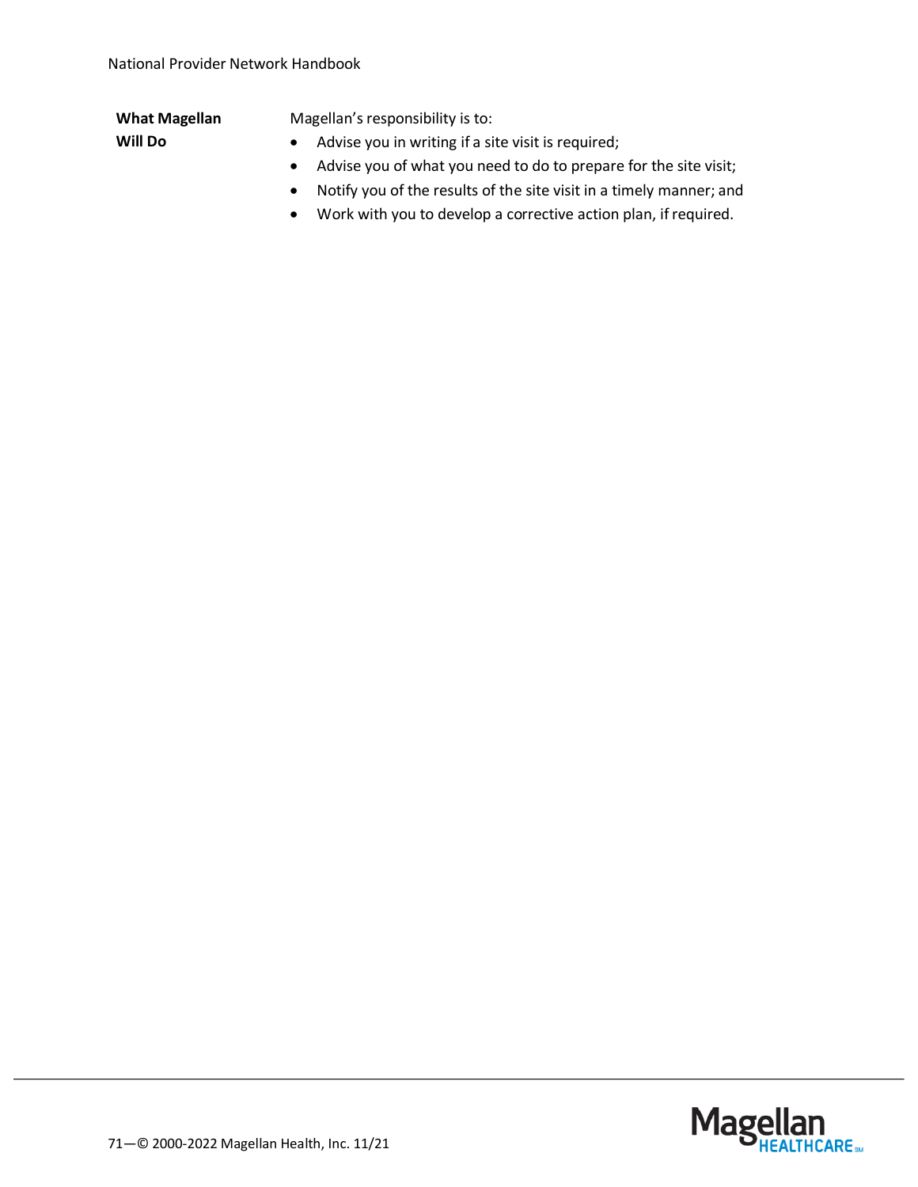**What Magellan Will Do**

Magellan's responsibility is to:

- Advise you in writing if a site visit is required;
- Advise you of what you need to do to prepare for the site visit;
- Notify you of the results of the site visit in a timely manner; and
- Work with you to develop a corrective action plan, if required.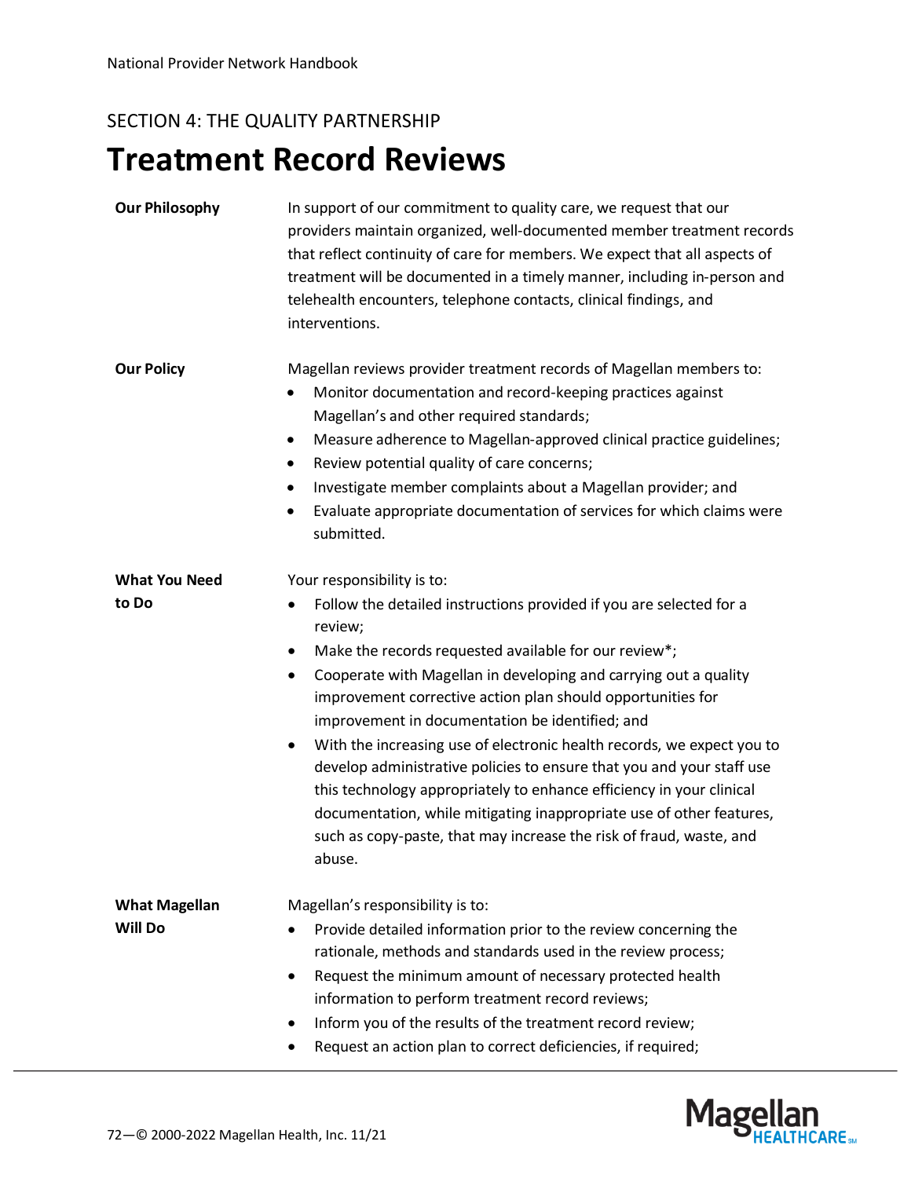SECTION 4: THE QUALITY PARTNERSHIP

# Treatment Record Reviews

**Our Philosophy**

In support of our commitment to quality care, we request that our providers maintain organized, well-documented member treatment records that reflect continuity of care for members. We expect that all aspects of treatment will be documented in a timely manner, including in-person and telehealth encounters, telephone contacts, clinical findings, and interventions.

**Our Policy**

Magellan reviews provider treatment records of Magellan members to:

- Monitor documentation and record-keeping practices against Magellan's and other required standards;
- Measure adherence to Magellan-approved clinical practice guidelines;
- Review potential quality of care concerns;
- Investigate member complaints about a Magellan provider; and
- Evaluate appropriate documentation of services for which claims were submitted.

**What You Need to Do**

Your responsibility is to:

- Follow the detailed instructions provided if you are selected for a review;
- Make the records requested available for our review*;
- Cooperate with Magellan in developing and carrying out a quality improvement corrective action plan should opportunities for improvement in documentation be identified; and
- With the increasing use of electronic health records, we expect you to develop administrative policies to ensure that you and your staff use this technology appropriately to enhance efficiency in your clinical documentation, while mitigating inappropriate use of other features, such as copy-paste, that may increase the risk of fraud, waste, and abuse.

**What Magellan Will Do**

Magellan's responsibility is to:

- Provide detailed information prior to the review concerning the rationale, methods and standards used in the review process;
- Request the minimum amount of necessary protected health information to perform treatment record reviews;
- Inform you of the results of the treatment record review;
- Request an action plan to correct deficiencies, if required;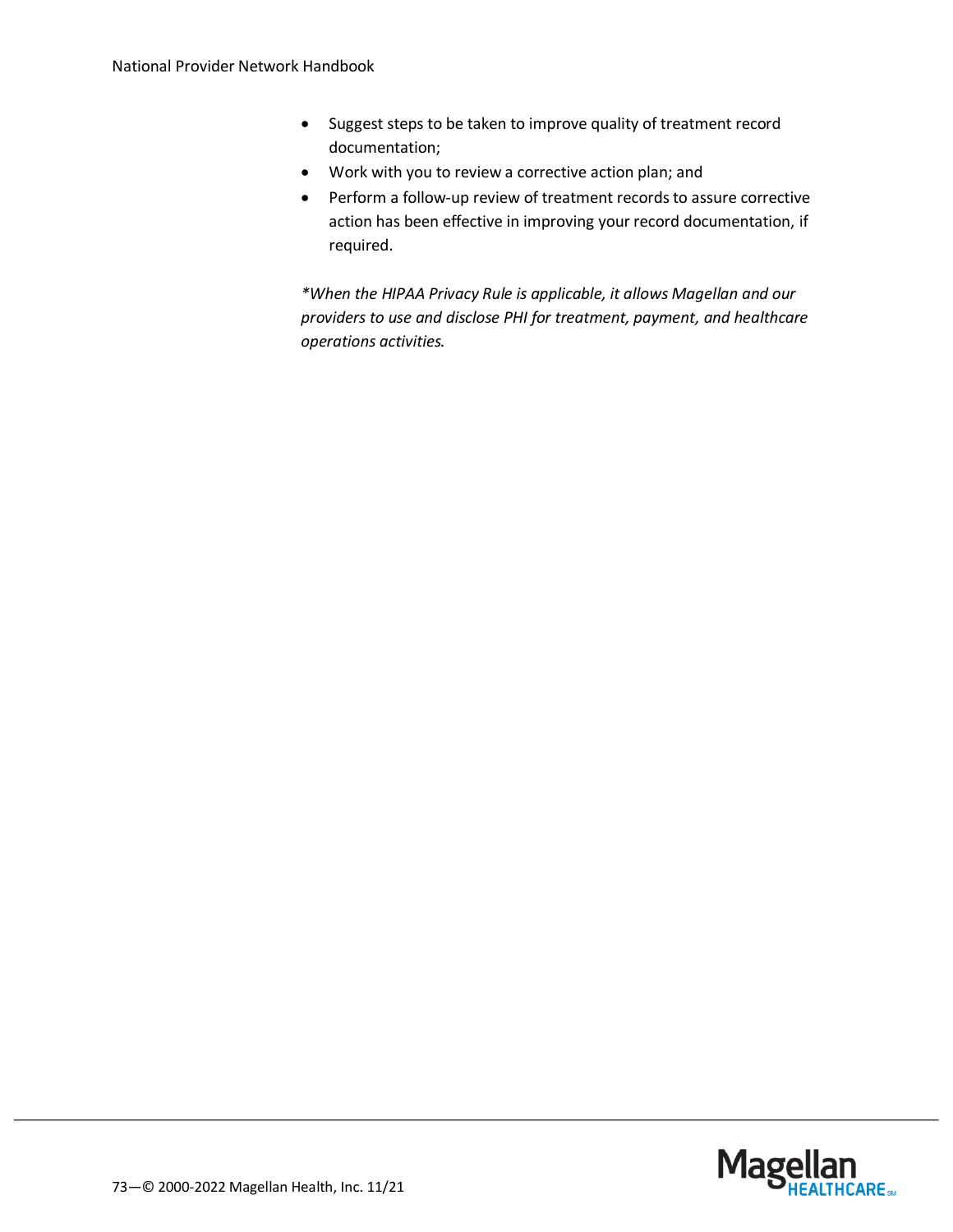- Suggest steps to be taken to improve quality of treatment record documentation;
- Work with you to review a corrective action plan; and
- Perform a follow-up review of treatment records to assure corrective action has been effective in improving your record documentation, if required.

*\*When the HIPAA Privacy Rule is applicable, it allows Magellan and our providers to use and disclose PHI for treatment, payment, and healthcare operations activities.*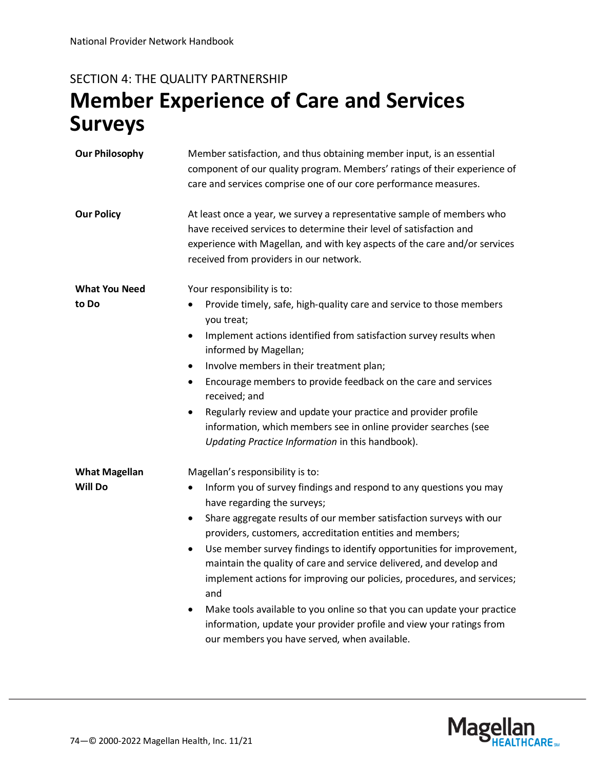SECTION 4: THE QUALITY PARTNERSHIP

# Member Experience of Care and Services Surveys

**Our Philosophy**

Member satisfaction, and thus obtaining member input, is an essential component of our quality program. Members' ratings of their experience of care and services comprise one of our core performance measures.

**Our Policy**

At least once a year, we survey a representative sample of members who have received services to determine their level of satisfaction and experience with Magellan, and with key aspects of the care and/or services received from providers in our network.

**What You Need to Do**

Your responsibility is to:

- Provide timely, safe, high-quality care and service to those members you treat;
- Implement actions identified from satisfaction survey results when informed by Magellan;
- Involve members in their treatment plan;
- Encourage members to provide feedback on the care and services received; and
- Regularly review and update your practice and provider profile information, which members see in online provider searches (see *Updating Practice Information* in this handbook).

**What Magellan Will Do**

Magellan's responsibility is to:

- Inform you of survey findings and respond to any questions you may have regarding the surveys;
- Share aggregate results of our member satisfaction surveys with our providers, customers, accreditation entities and members;
- Use member survey findings to identify opportunities for improvement, maintain the quality of care and service delivered, and develop and implement actions for improving our policies, procedures, and services; and
- Make tools available to you online so that you can update your practice information, update your provider profile and view your ratings from our members you have served, when available.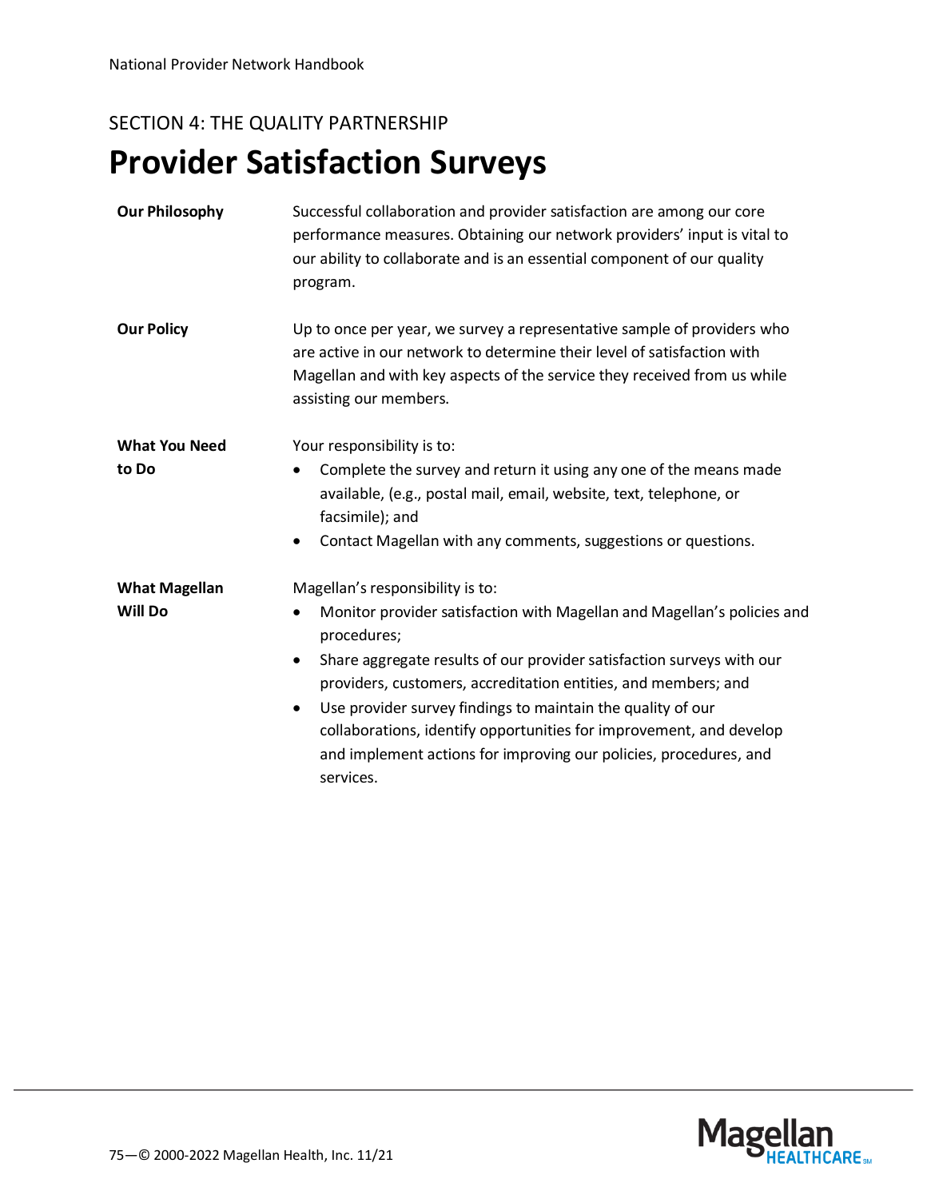SECTION 4: THE QUALITY PARTNERSHIP

# Provider Satisfaction Surveys

**Our Philosophy**

Successful collaboration and provider satisfaction are among our core performance measures. Obtaining our network providers' input is vital to our ability to collaborate and is an essential component of our quality program.

**Our Policy**

Up to once per year, we survey a representative sample of providers who are active in our network to determine their level of satisfaction with Magellan and with key aspects of the service they received from us while assisting our members.

**What You Need to Do**

Your responsibility is to:

- Complete the survey and return it using any one of the means made available, (e.g., postal mail, email, website, text, telephone, or facsimile); and
- Contact Magellan with any comments, suggestions or questions.

**What Magellan Will Do**

Magellan's responsibility is to:

- Monitor provider satisfaction with Magellan and Magellan's policies and procedures;
- Share aggregate results of our provider satisfaction surveys with our providers, customers, accreditation entities, and members; and
- Use provider survey findings to maintain the quality of our collaborations, identify opportunities for improvement, and develop and implement actions for improving our policies, procedures, and services.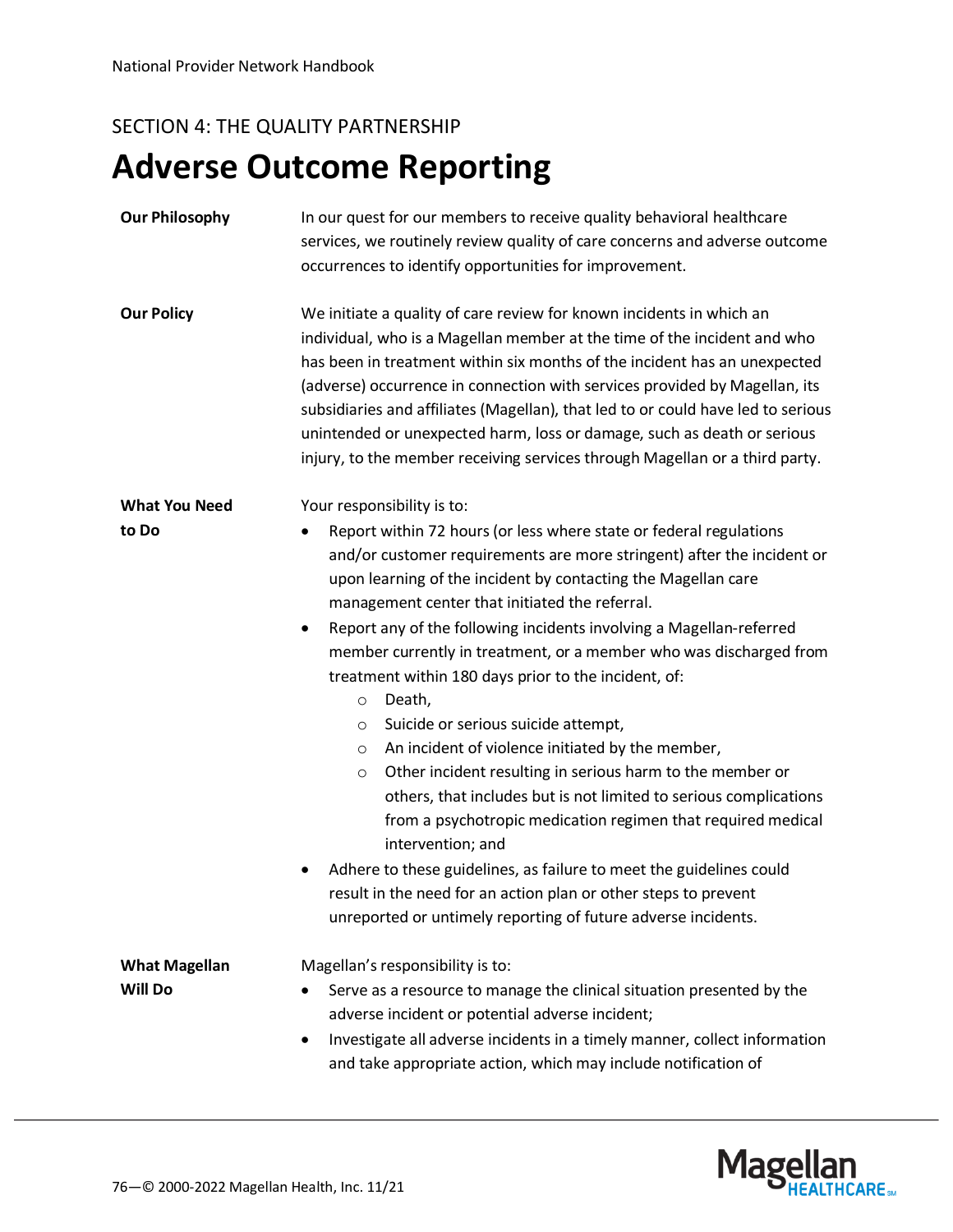SECTION 4: THE QUALITY PARTNERSHIP

# Adverse Outcome Reporting

**Our Philosophy**

In our quest for our members to receive quality behavioral healthcare services, we routinely review quality of care concerns and adverse outcome occurrences to identify opportunities for improvement.

**Our Policy**

We initiate a quality of care review for known incidents in which an individual, who is a Magellan member at the time of the incident and who has been in treatment within six months of the incident has an unexpected (adverse) occurrence in connection with services provided by Magellan, its subsidiaries and affiliates (Magellan), that led to or could have led to serious unintended or unexpected harm, loss or damage, such as death or serious injury, to the member receiving services through Magellan or a third party.

**What You Need to Do**

Your responsibility is to:

- Report within 72 hours (or less where state or federal regulations and/or customer requirements are more stringent) after the incident or upon learning of the incident by contacting the Magellan care management center that initiated the referral.
- Report any of the following incidents involving a Magellan-referred member currently in treatment, or a member who was discharged from treatment within 180 days prior to the incident, of:
  - Death,
  - Suicide or serious suicide attempt,
  - An incident of violence initiated by the member,
  - Other incident resulting in serious harm to the member or others, that includes but is not limited to serious complications from a psychotropic medication regimen that required medical intervention; and
- Adhere to these guidelines, as failure to meet the guidelines could result in the need for an action plan or other steps to prevent unreported or untimely reporting of future adverse incidents.

**What Magellan Will Do**

Magellan's responsibility is to:

- Serve as a resource to manage the clinical situation presented by the adverse incident or potential adverse incident;
- Investigate all adverse incidents in a timely manner, collect information and take appropriate action, which may include notification of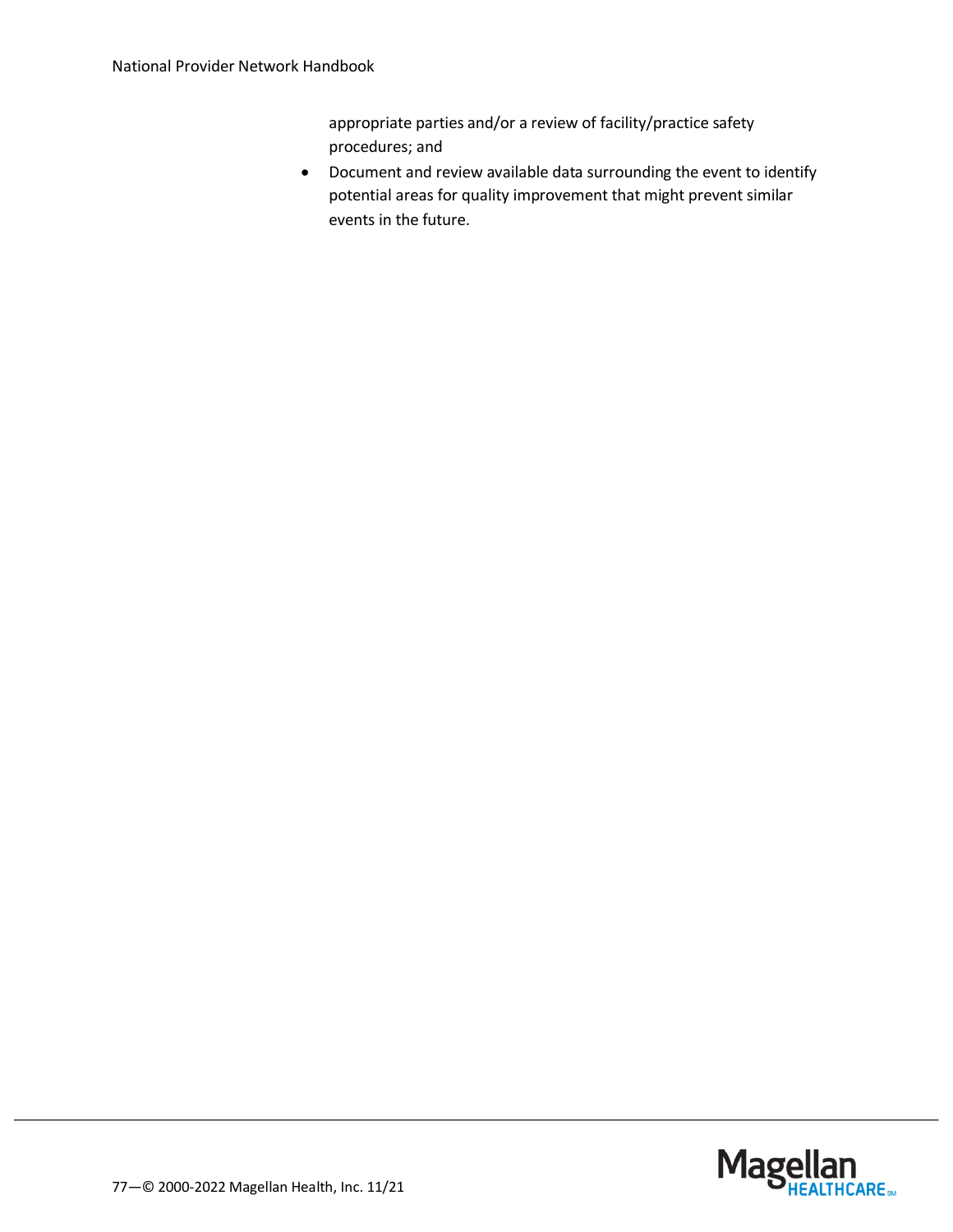appropriate parties and/or a review of facility/practice safety procedures; and

- Document and review available data surrounding the event to identify potential areas for quality improvement that might prevent similar events in the future.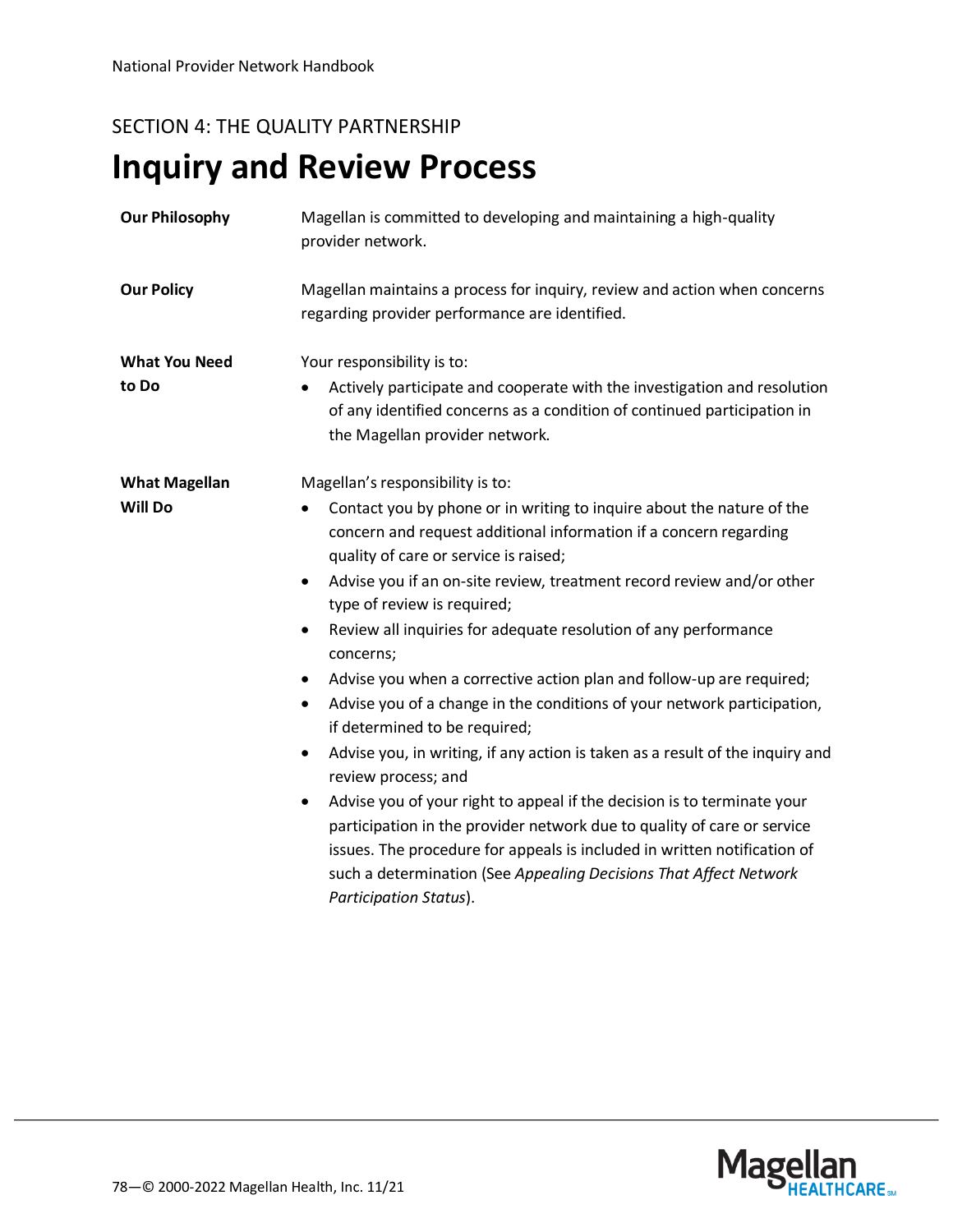SECTION 4: THE QUALITY PARTNERSHIP

# Inquiry and Review Process

**Our Philosophy**

Magellan is committed to developing and maintaining a high-quality provider network.

**Our Policy**

Magellan maintains a process for inquiry, review and action when concerns regarding provider performance are identified.

**What You Need to Do**

Your responsibility is to:

- Actively participate and cooperate with the investigation and resolution of any identified concerns as a condition of continued participation in the Magellan provider network.

**What Magellan Will Do**

Magellan's responsibility is to:

- Contact you by phone or in writing to inquire about the nature of the concern and request additional information if a concern regarding quality of care or service is raised;
- Advise you if an on-site review, treatment record review and/or other type of review is required;
- Review all inquiries for adequate resolution of any performance concerns;
- Advise you when a corrective action plan and follow-up are required;
- Advise you of a change in the conditions of your network participation, if determined to be required;
- Advise you, in writing, if any action is taken as a result of the inquiry and review process; and
- Advise you of your right to appeal if the decision is to terminate your participation in the provider network due to quality of care or service issues. The procedure for appeals is included in written notification of such a determination (See *Appealing Decisions That Affect Network Participation Status*).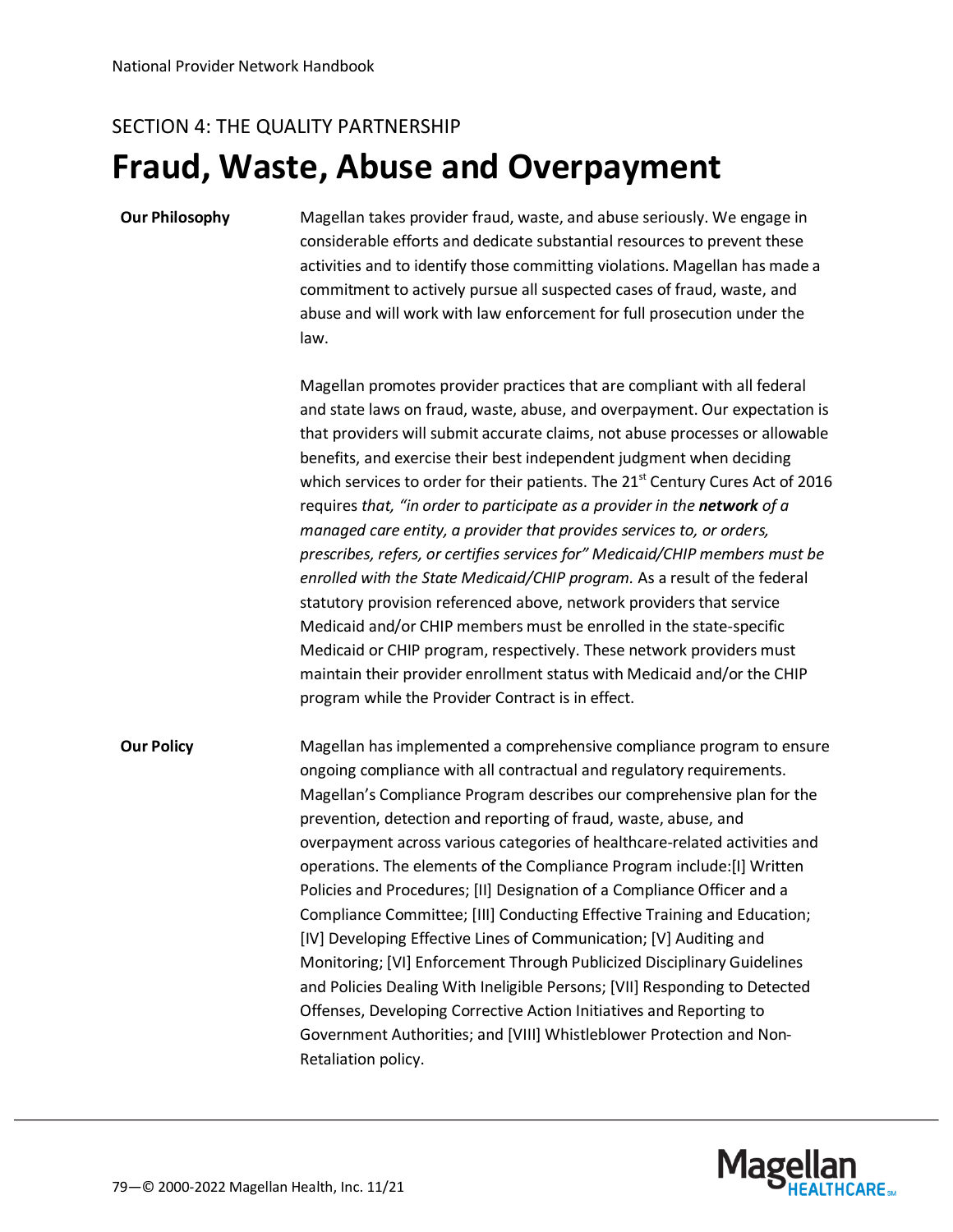SECTION 4: THE QUALITY PARTNERSHIP

# Fraud, Waste, Abuse and Overpayment

**Our Philosophy**

Magellan takes provider fraud, waste, and abuse seriously. We engage in considerable efforts and dedicate substantial resources to prevent these activities and to identify those committing violations. Magellan has made a commitment to actively pursue all suspected cases of fraud, waste, and abuse and will work with law enforcement for full prosecution under the law.

Magellan promotes provider practices that are compliant with all federal and state laws on fraud, waste, abuse, and overpayment. Our expectation is that providers will submit accurate claims, not abuse processes or allowable benefits, and exercise their best independent judgment when deciding which services to order for their patients. The 21st Century Cures Act of 2016 requires *that, "in order to participate as a provider in the **network** of a managed care entity, a provider that provides services to, or orders, prescribes, refers, or certifies services for" Medicaid/CHIP members must be enrolled with the State Medicaid/CHIP program.* As a result of the federal statutory provision referenced above, network providers that service Medicaid and/or CHIP members must be enrolled in the state-specific Medicaid or CHIP program, respectively. These network providers must maintain their provider enrollment status with Medicaid and/or the CHIP program while the Provider Contract is in effect.

**Our Policy**

Magellan has implemented a comprehensive compliance program to ensure ongoing compliance with all contractual and regulatory requirements. Magellan's Compliance Program describes our comprehensive plan for the prevention, detection and reporting of fraud, waste, abuse, and overpayment across various categories of healthcare-related activities and operations. The elements of the Compliance Program include:[I] Written Policies and Procedures; [II] Designation of a Compliance Officer and a Compliance Committee; [III] Conducting Effective Training and Education; [IV] Developing Effective Lines of Communication; [V] Auditing and Monitoring; [VI] Enforcement Through Publicized Disciplinary Guidelines and Policies Dealing With Ineligible Persons; [VII] Responding to Detected Offenses, Developing Corrective Action Initiatives and Reporting to Government Authorities; and [VIII] Whistleblower Protection and Non-Retaliation policy.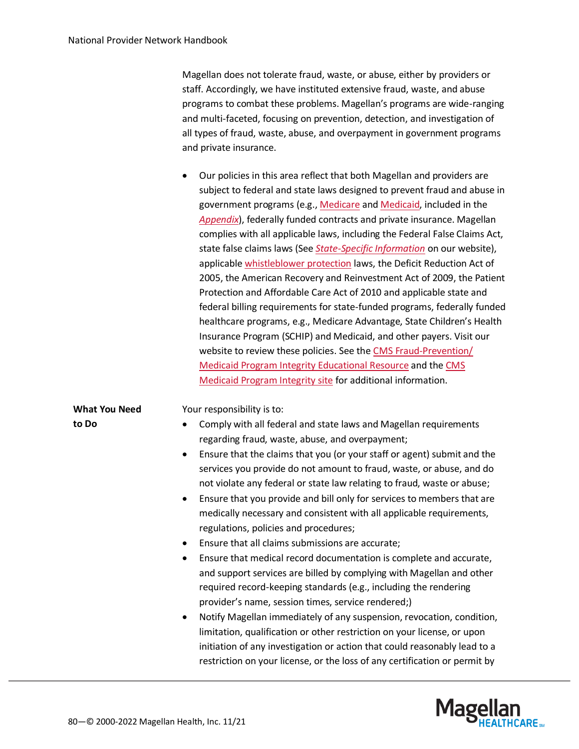Magellan does not tolerate fraud, waste, or abuse, either by providers or staff. Accordingly, we have instituted extensive fraud, waste, and abuse programs to combat these problems. Magellan's programs are wide-ranging and multi-faceted, focusing on prevention, detection, and investigation of all types of fraud, waste, abuse, and overpayment in government programs and private insurance.

- Our policies in this area reflect that both Magellan and providers are subject to federal and state laws designed to prevent fraud and abuse in government programs (e.g., Medicare and Medicaid, included in the *Appendix*), federally funded contracts and private insurance. Magellan complies with all applicable laws, including the Federal False Claims Act, state false claims laws (See *State-Specific Information* on our website), applicable whistleblower protection laws, the Deficit Reduction Act of 2005, the American Recovery and Reinvestment Act of 2009, the Patient Protection and Affordable Care Act of 2010 and applicable state and federal billing requirements for state-funded programs, federally funded healthcare programs, e.g., Medicare Advantage, State Children's Health Insurance Program (SCHIP) and Medicaid, and other payers. Visit our website to review these policies. See the CMS Fraud-Prevention/ Medicaid Program Integrity Educational Resource and the CMS Medicaid Program Integrity site for additional information.

**What You Need to Do**

Your responsibility is to:

- Comply with all federal and state laws and Magellan requirements regarding fraud, waste, abuse, and overpayment;
- Ensure that the claims that you (or your staff or agent) submit and the services you provide do not amount to fraud, waste, or abuse, and do not violate any federal or state law relating to fraud, waste or abuse;
- Ensure that you provide and bill only for services to members that are medically necessary and consistent with all applicable requirements, regulations, policies and procedures;
- Ensure that all claims submissions are accurate;
- Ensure that medical record documentation is complete and accurate, and support services are billed by complying with Magellan and other required record-keeping standards (e.g., including the rendering provider's name, session times, service rendered;)
- Notify Magellan immediately of any suspension, revocation, condition, limitation, qualification or other restriction on your license, or upon initiation of any investigation or action that could reasonably lead to a restriction on your license, or the loss of any certification or permit by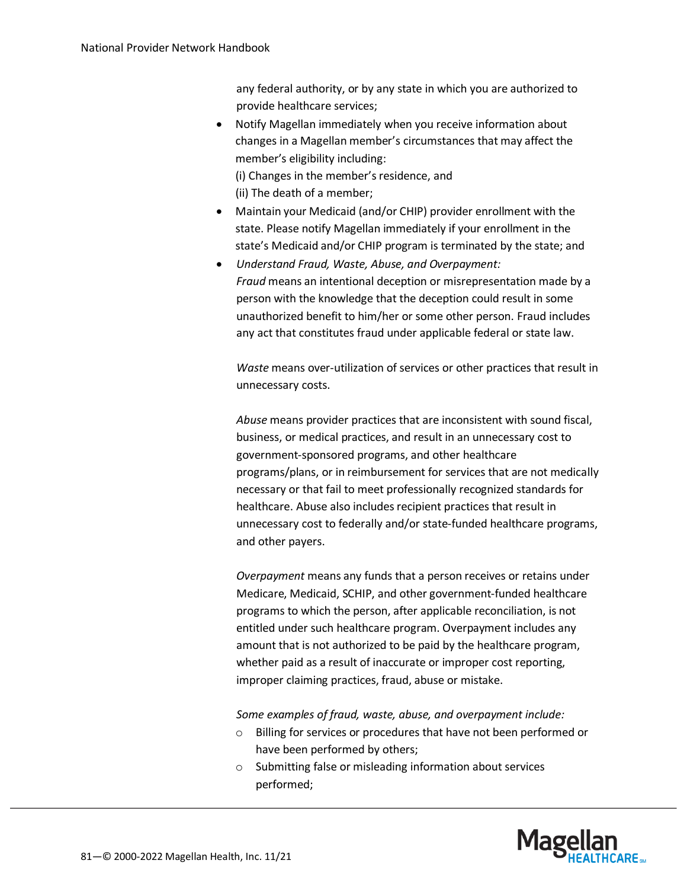any federal authority, or by any state in which you are authorized to provide healthcare services;

- Notify Magellan immediately when you receive information about changes in a Magellan member's circumstances that may affect the member's eligibility including:
  (i) Changes in the member's residence, and
  (ii) The death of a member;
- Maintain your Medicaid (and/or CHIP) provider enrollment with the state. Please notify Magellan immediately if your enrollment in the state's Medicaid and/or CHIP program is terminated by the state; and
- *Understand Fraud, Waste, Abuse, and Overpayment:*
  *Fraud* means an intentional deception or misrepresentation made by a person with the knowledge that the deception could result in some unauthorized benefit to him/her or some other person. Fraud includes any act that constitutes fraud under applicable federal or state law.

  *Waste* means over-utilization of services or other practices that result in unnecessary costs.

  *Abuse* means provider practices that are inconsistent with sound fiscal, business, or medical practices, and result in an unnecessary cost to government-sponsored programs, and other healthcare programs/plans, or in reimbursement for services that are not medically necessary or that fail to meet professionally recognized standards for healthcare. Abuse also includes recipient practices that result in unnecessary cost to federally and/or state-funded healthcare programs, and other payers.

  *Overpayment* means any funds that a person receives or retains under Medicare, Medicaid, SCHIP, and other government-funded healthcare programs to which the person, after applicable reconciliation, is not entitled under such healthcare program. Overpayment includes any amount that is not authorized to be paid by the healthcare program, whether paid as a result of inaccurate or improper cost reporting, improper claiming practices, fraud, abuse or mistake.

  *Some examples of fraud, waste, abuse, and overpayment include:*
  - Billing for services or procedures that have not been performed or have been performed by others;
  - Submitting false or misleading information about services performed;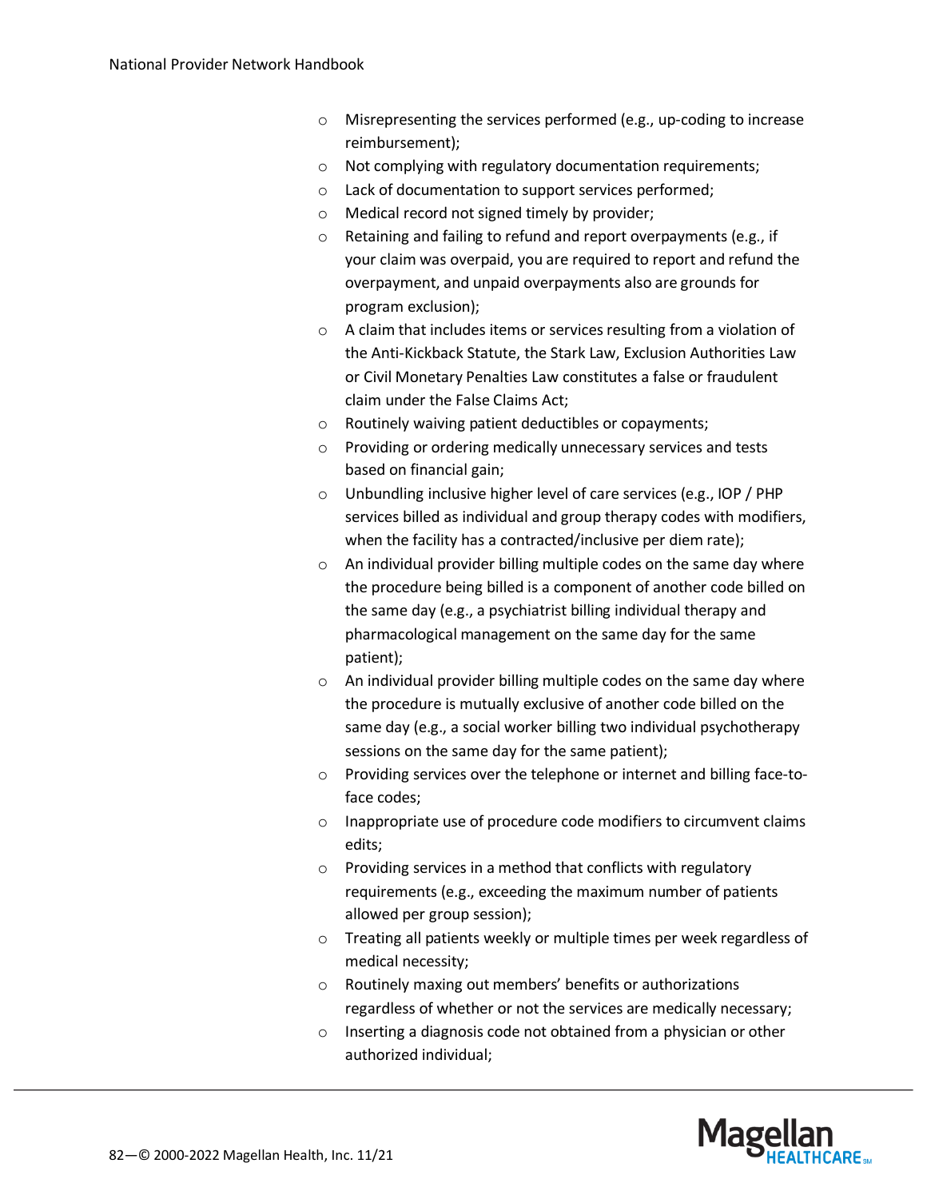- Misrepresenting the services performed (e.g., up-coding to increase reimbursement);
- Not complying with regulatory documentation requirements;
- Lack of documentation to support services performed;
- Medical record not signed timely by provider;
- Retaining and failing to refund and report overpayments (e.g., if your claim was overpaid, you are required to report and refund the overpayment, and unpaid overpayments also are grounds for program exclusion);
- A claim that includes items or services resulting from a violation of the Anti-Kickback Statute, the Stark Law, Exclusion Authorities Law or Civil Monetary Penalties Law constitutes a false or fraudulent claim under the False Claims Act;
- Routinely waiving patient deductibles or copayments;
- Providing or ordering medically unnecessary services and tests based on financial gain;
- Unbundling inclusive higher level of care services (e.g., IOP / PHP services billed as individual and group therapy codes with modifiers, when the facility has a contracted/inclusive per diem rate);
- An individual provider billing multiple codes on the same day where the procedure being billed is a component of another code billed on the same day (e.g., a psychiatrist billing individual therapy and pharmacological management on the same day for the same patient);
- An individual provider billing multiple codes on the same day where the procedure is mutually exclusive of another code billed on the same day (e.g., a social worker billing two individual psychotherapy sessions on the same day for the same patient);
- Providing services over the telephone or internet and billing face-to-face codes;
- Inappropriate use of procedure code modifiers to circumvent claims edits;
- Providing services in a method that conflicts with regulatory requirements (e.g., exceeding the maximum number of patients allowed per group session);
- Treating all patients weekly or multiple times per week regardless of medical necessity;
- Routinely maxing out members' benefits or authorizations regardless of whether or not the services are medically necessary;
- Inserting a diagnosis code not obtained from a physician or other authorized individual;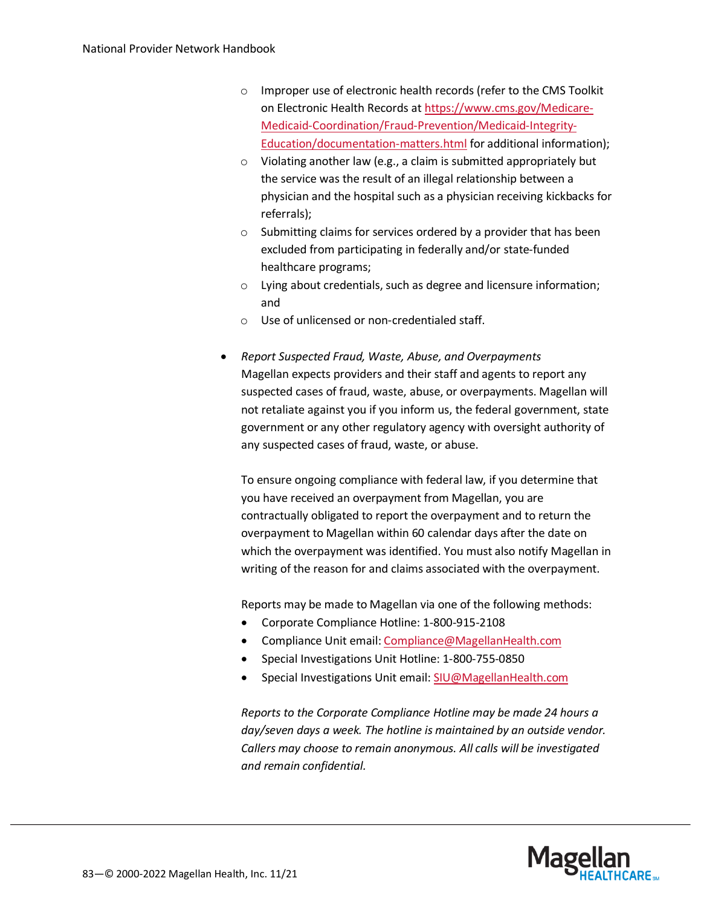- Improper use of electronic health records (refer to the CMS Toolkit on Electronic Health Records at [https://www.cms.gov/Medicare-Medicaid-Coordination/Fraud-Prevention/Medicaid-Integrity-Education/documentation-matters.html](https://www.cms.gov/Medicare-Medicaid-Coordination/Fraud-Prevention/Medicaid-Integrity-Education/documentation-matters.html) for additional information);
  - Violating another law (e.g., a claim is submitted appropriately but the service was the result of an illegal relationship between a physician and the hospital such as a physician receiving kickbacks for referrals);
  - Submitting claims for services ordered by a provider that has been excluded from participating in federally and/or state-funded healthcare programs;
  - Lying about credentials, such as degree and licensure information; and
  - Use of unlicensed or non-credentialed staff.

- *Report Suspected Fraud, Waste, Abuse, and Overpayments*
  Magellan expects providers and their staff and agents to report any suspected cases of fraud, waste, abuse, or overpayments. Magellan will not retaliate against you if you inform us, the federal government, state government or any other regulatory agency with oversight authority of any suspected cases of fraud, waste, or abuse.

  To ensure ongoing compliance with federal law, if you determine that you have received an overpayment from Magellan, you are contractually obligated to report the overpayment and to return the overpayment to Magellan within 60 calendar days after the date on which the overpayment was identified. You must also notify Magellan in writing of the reason for and claims associated with the overpayment.

  Reports may be made to Magellan via one of the following methods:
  - Corporate Compliance Hotline: 1-800-915-2108
  - Compliance Unit email: [Compliance@MagellanHealth.com](mailto:Compliance@MagellanHealth.com)
  - Special Investigations Unit Hotline: 1-800-755-0850
  - Special Investigations Unit email: [SIU@MagellanHealth.com](mailto:SIU@MagellanHealth.com)

  *Reports to the Corporate Compliance Hotline may be made 24 hours a day/seven days a week. The hotline is maintained by an outside vendor. Callers may choose to remain anonymous. All calls will be investigated and remain confidential.*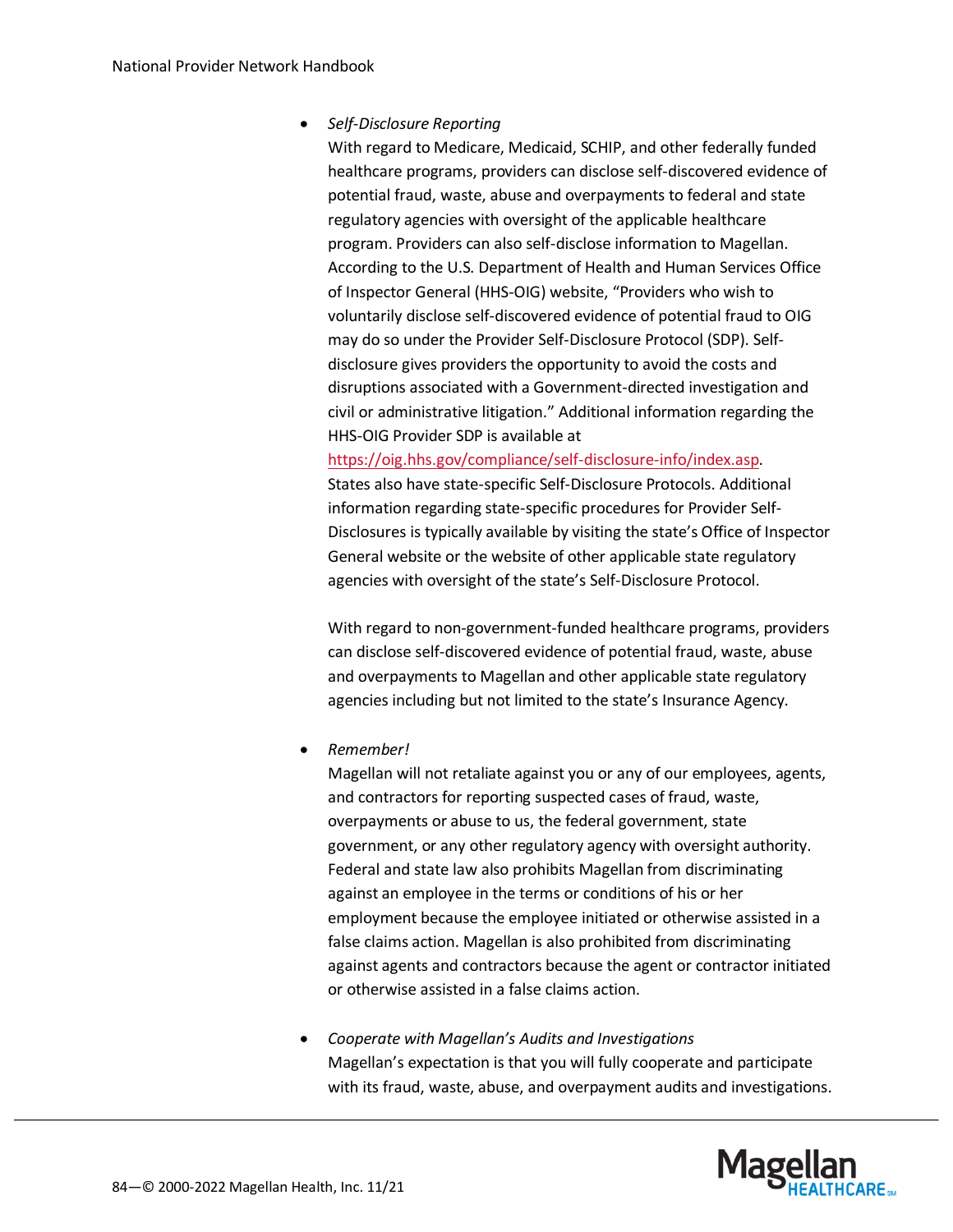- *Self-Disclosure Reporting*
  With regard to Medicare, Medicaid, SCHIP, and other federally funded healthcare programs, providers can disclose self-discovered evidence of potential fraud, waste, abuse and overpayments to federal and state regulatory agencies with oversight of the applicable healthcare program. Providers can also self-disclose information to Magellan. According to the U.S. Department of Health and Human Services Office of Inspector General (HHS-OIG) website, "Providers who wish to voluntarily disclose self-discovered evidence of potential fraud to OIG may do so under the Provider Self-Disclosure Protocol (SDP). Self-disclosure gives providers the opportunity to avoid the costs and disruptions associated with a Government-directed investigation and civil or administrative litigation." Additional information regarding the HHS-OIG Provider SDP is available at https://oig.hhs.gov/compliance/self-disclosure-info/index.asp. States also have state-specific Self-Disclosure Protocols. Additional information regarding state-specific procedures for Provider Self-Disclosures is typically available by visiting the state's Office of Inspector General website or the website of other applicable state regulatory agencies with oversight of the state's Self-Disclosure Protocol.

  With regard to non-government-funded healthcare programs, providers can disclose self-discovered evidence of potential fraud, waste, abuse and overpayments to Magellan and other applicable state regulatory agencies including but not limited to the state's Insurance Agency.

- *Remember!*
  Magellan will not retaliate against you or any of our employees, agents, and contractors for reporting suspected cases of fraud, waste, overpayments or abuse to us, the federal government, state government, or any other regulatory agency with oversight authority. Federal and state law also prohibits Magellan from discriminating against an employee in the terms or conditions of his or her employment because the employee initiated or otherwise assisted in a false claims action. Magellan is also prohibited from discriminating against agents and contractors because the agent or contractor initiated or otherwise assisted in a false claims action.

- *Cooperate with Magellan's Audits and Investigations*
  Magellan's expectation is that you will fully cooperate and participate with its fraud, waste, abuse, and overpayment audits and investigations.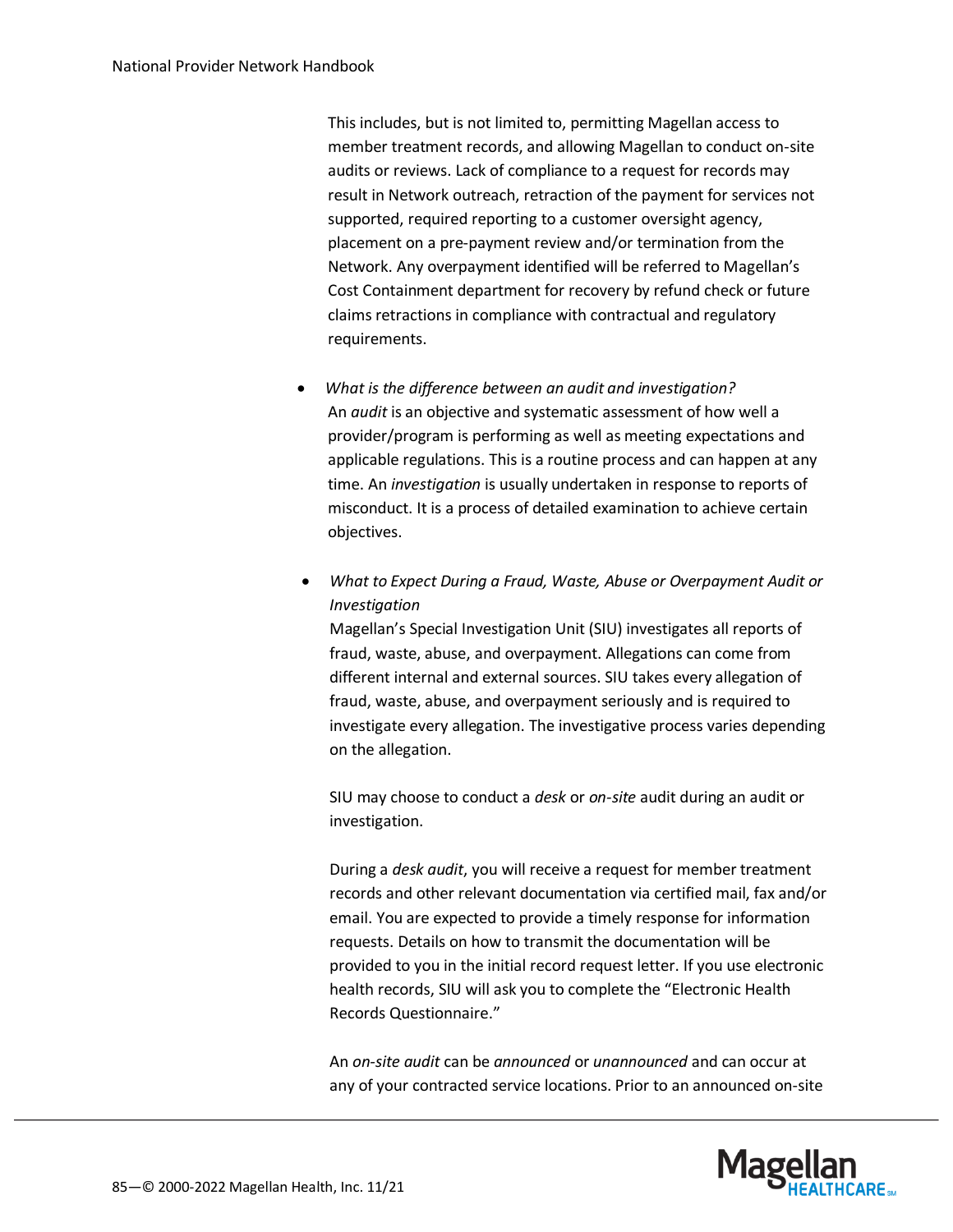This includes, but is not limited to, permitting Magellan access to member treatment records, and allowing Magellan to conduct on-site audits or reviews. Lack of compliance to a request for records may result in Network outreach, retraction of the payment for services not supported, required reporting to a customer oversight agency, placement on a pre-payment review and/or termination from the Network. Any overpayment identified will be referred to Magellan's Cost Containment department for recovery by refund check or future claims retractions in compliance with contractual and regulatory requirements.

- *What is the difference between an audit and investigation?*
  An *audit* is an objective and systematic assessment of how well a provider/program is performing as well as meeting expectations and applicable regulations. This is a routine process and can happen at any time. An *investigation* is usually undertaken in response to reports of misconduct. It is a process of detailed examination to achieve certain objectives.

- *What to Expect During a Fraud, Waste, Abuse or Overpayment Audit or Investigation*
  Magellan's Special Investigation Unit (SIU) investigates all reports of fraud, waste, abuse, and overpayment. Allegations can come from different internal and external sources. SIU takes every allegation of fraud, waste, abuse, and overpayment seriously and is required to investigate every allegation. The investigative process varies depending on the allegation.

  SIU may choose to conduct a *desk* or *on-site* audit during an audit or investigation.

  During a *desk audit*, you will receive a request for member treatment records and other relevant documentation via certified mail, fax and/or email. You are expected to provide a timely response for information requests. Details on how to transmit the documentation will be provided to you in the initial record request letter. If you use electronic health records, SIU will ask you to complete the "Electronic Health Records Questionnaire."

  An *on-site audit* can be *announced* or *unannounced* and can occur at any of your contracted service locations. Prior to an announced on-site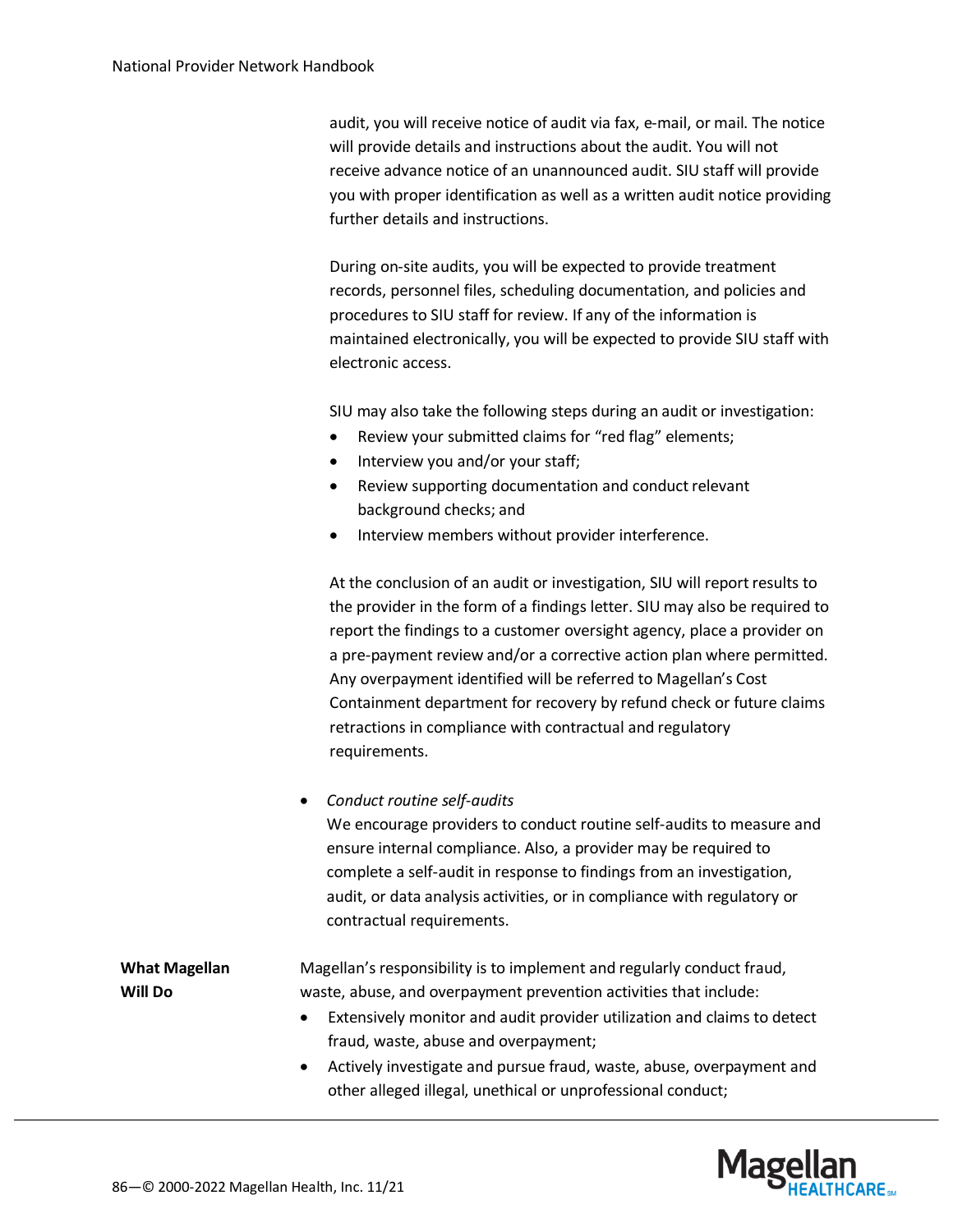audit, you will receive notice of audit via fax, e-mail, or mail. The notice will provide details and instructions about the audit. You will not receive advance notice of an unannounced audit. SIU staff will provide you with proper identification as well as a written audit notice providing further details and instructions.

During on-site audits, you will be expected to provide treatment records, personnel files, scheduling documentation, and policies and procedures to SIU staff for review. If any of the information is maintained electronically, you will be expected to provide SIU staff with electronic access.

SIU may also take the following steps during an audit or investigation:

- Review your submitted claims for "red flag" elements;
- Interview you and/or your staff;
- Review supporting documentation and conduct relevant background checks; and
- Interview members without provider interference.

At the conclusion of an audit or investigation, SIU will report results to the provider in the form of a findings letter. SIU may also be required to report the findings to a customer oversight agency, place a provider on a pre-payment review and/or a corrective action plan where permitted. Any overpayment identified will be referred to Magellan's Cost Containment department for recovery by refund check or future claims retractions in compliance with contractual and regulatory requirements.

- *Conduct routine self-audits*
  We encourage providers to conduct routine self-audits to measure and ensure internal compliance. Also, a provider may be required to complete a self-audit in response to findings from an investigation, audit, or data analysis activities, or in compliance with regulatory or contractual requirements.

**What Magellan Will Do**

Magellan's responsibility is to implement and regularly conduct fraud, waste, abuse, and overpayment prevention activities that include:

- Extensively monitor and audit provider utilization and claims to detect fraud, waste, abuse and overpayment;
- Actively investigate and pursue fraud, waste, abuse, overpayment and other alleged illegal, unethical or unprofessional conduct;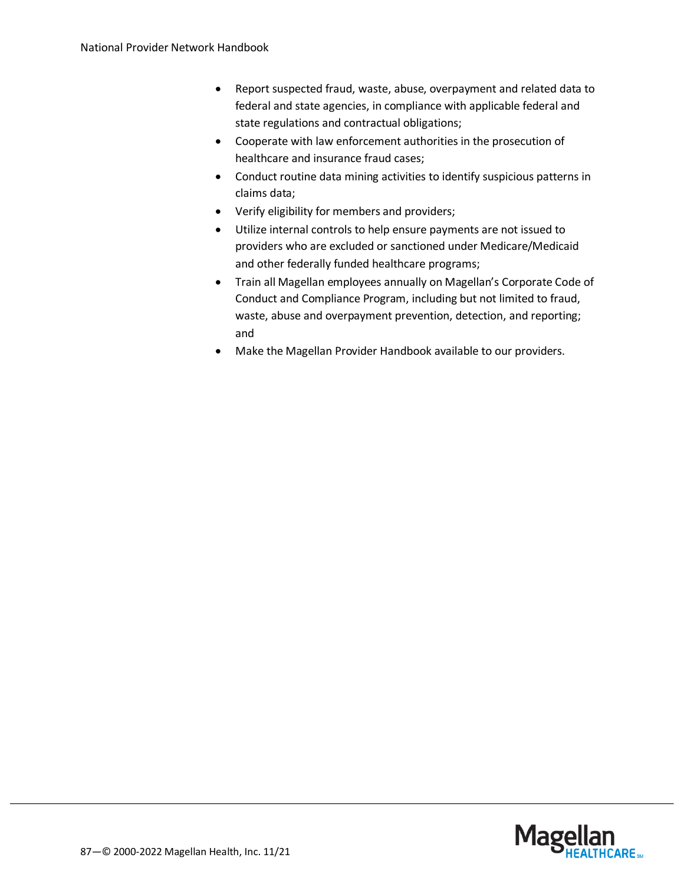- Report suspected fraud, waste, abuse, overpayment and related data to federal and state agencies, in compliance with applicable federal and state regulations and contractual obligations;
- Cooperate with law enforcement authorities in the prosecution of healthcare and insurance fraud cases;
- Conduct routine data mining activities to identify suspicious patterns in claims data;
- Verify eligibility for members and providers;
- Utilize internal controls to help ensure payments are not issued to providers who are excluded or sanctioned under Medicare/Medicaid and other federally funded healthcare programs;
- Train all Magellan employees annually on Magellan's Corporate Code of Conduct and Compliance Program, including but not limited to fraud, waste, abuse and overpayment prevention, detection, and reporting; and
- Make the Magellan Provider Handbook available to our providers.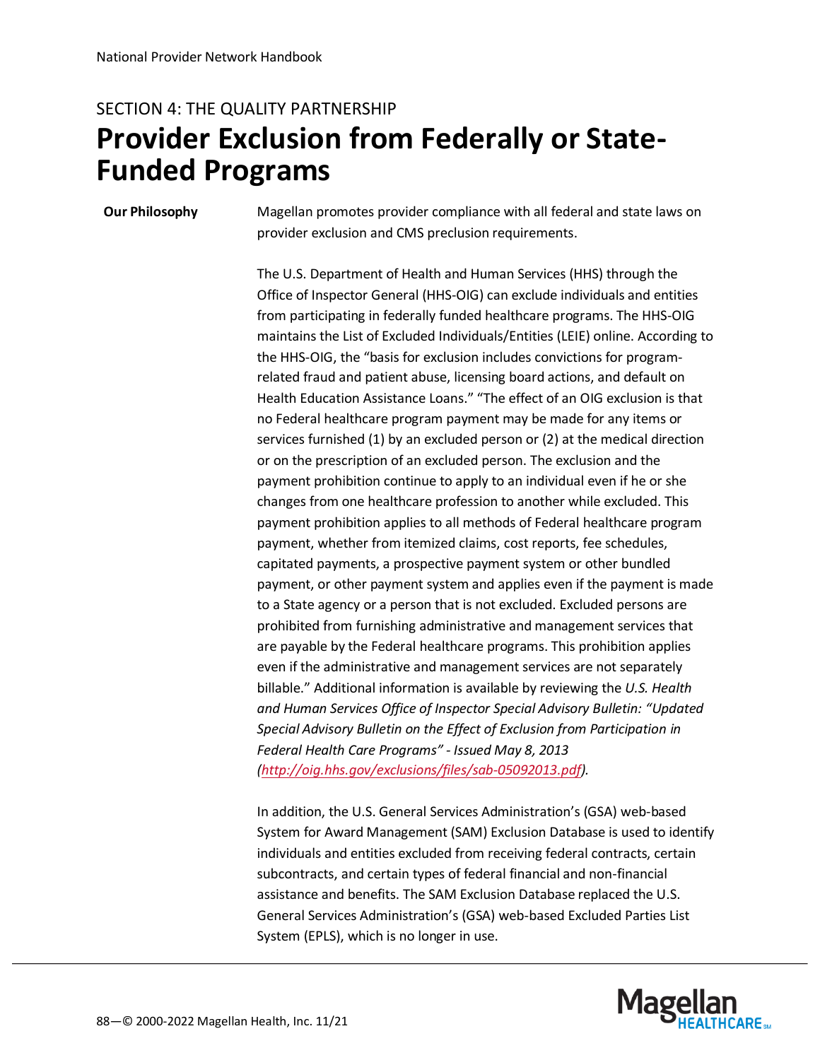SECTION 4: THE QUALITY PARTNERSHIP

# Provider Exclusion from Federally or State-Funded Programs

**Our Philosophy**

Magellan promotes provider compliance with all federal and state laws on provider exclusion and CMS preclusion requirements.

The U.S. Department of Health and Human Services (HHS) through the Office of Inspector General (HHS-OIG) can exclude individuals and entities from participating in federally funded healthcare programs. The HHS-OIG maintains the List of Excluded Individuals/Entities (LEIE) online. According to the HHS-OIG, the "basis for exclusion includes convictions for program-related fraud and patient abuse, licensing board actions, and default on Health Education Assistance Loans." "The effect of an OIG exclusion is that no Federal healthcare program payment may be made for any items or services furnished (1) by an excluded person or (2) at the medical direction or on the prescription of an excluded person. The exclusion and the payment prohibition continue to apply to an individual even if he or she changes from one healthcare profession to another while excluded. This payment prohibition applies to all methods of Federal healthcare program payment, whether from itemized claims, cost reports, fee schedules, capitated payments, a prospective payment system or other bundled payment, or other payment system and applies even if the payment is made to a State agency or a person that is not excluded. Excluded persons are prohibited from furnishing administrative and management services that are payable by the Federal healthcare programs. This prohibition applies even if the administrative and management services are not separately billable." Additional information is available by reviewing the *U.S. Health and Human Services Office of Inspector Special Advisory Bulletin: "Updated Special Advisory Bulletin on the Effect of Exclusion from Participation in Federal Health Care Programs" - Issued May 8, 2013 (http://oig.hhs.gov/exclusions/files/sab-05092013.pdf).*

In addition, the U.S. General Services Administration's (GSA) web-based System for Award Management (SAM) Exclusion Database is used to identify individuals and entities excluded from receiving federal contracts, certain subcontracts, and certain types of federal financial and non-financial assistance and benefits. The SAM Exclusion Database replaced the U.S. General Services Administration's (GSA) web-based Excluded Parties List System (EPLS), which is no longer in use.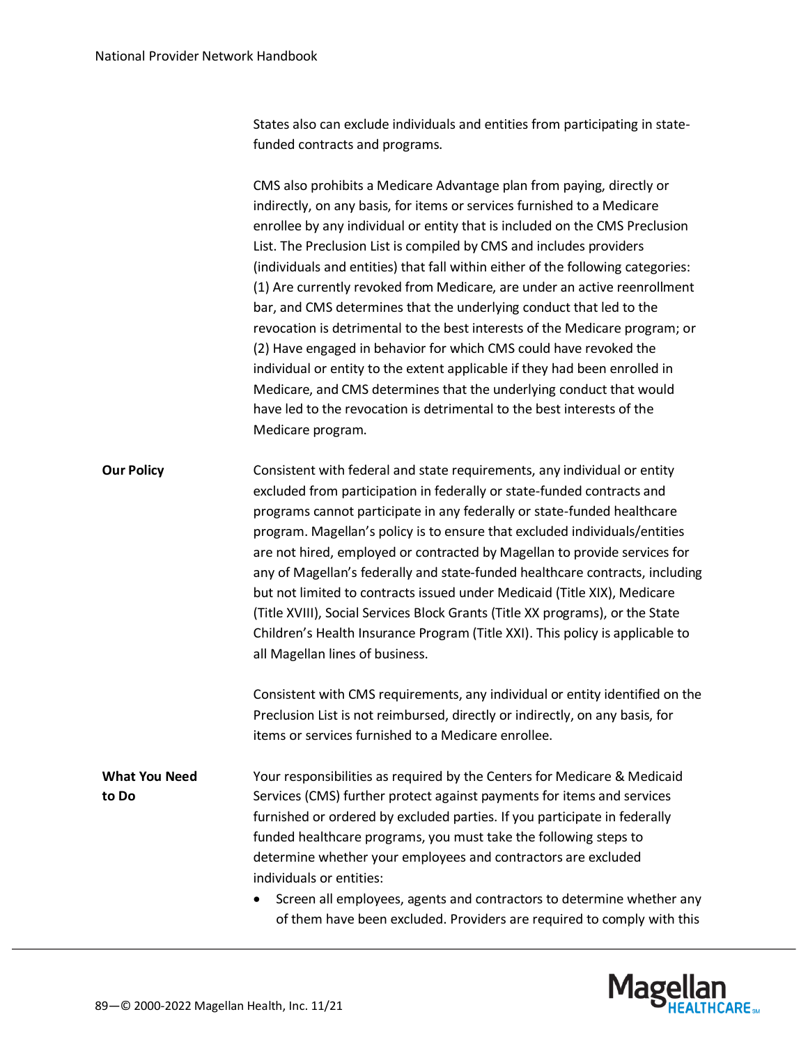States also can exclude individuals and entities from participating in state-funded contracts and programs.

CMS also prohibits a Medicare Advantage plan from paying, directly or indirectly, on any basis, for items or services furnished to a Medicare enrollee by any individual or entity that is included on the CMS Preclusion List. The Preclusion List is compiled by CMS and includes providers (individuals and entities) that fall within either of the following categories: (1) Are currently revoked from Medicare, are under an active reenrollment bar, and CMS determines that the underlying conduct that led to the revocation is detrimental to the best interests of the Medicare program; or (2) Have engaged in behavior for which CMS could have revoked the individual or entity to the extent applicable if they had been enrolled in Medicare, and CMS determines that the underlying conduct that would have led to the revocation is detrimental to the best interests of the Medicare program.

**Our Policy**

Consistent with federal and state requirements, any individual or entity excluded from participation in federally or state-funded contracts and programs cannot participate in any federally or state-funded healthcare program. Magellan's policy is to ensure that excluded individuals/entities are not hired, employed or contracted by Magellan to provide services for any of Magellan's federally and state-funded healthcare contracts, including but not limited to contracts issued under Medicaid (Title XIX), Medicare (Title XVIII), Social Services Block Grants (Title XX programs), or the State Children's Health Insurance Program (Title XXI). This policy is applicable to all Magellan lines of business.

Consistent with CMS requirements, any individual or entity identified on the Preclusion List is not reimbursed, directly or indirectly, on any basis, for items or services furnished to a Medicare enrollee.

**What You Need to Do**

Your responsibilities as required by the Centers for Medicare & Medicaid Services (CMS) further protect against payments for items and services furnished or ordered by excluded parties. If you participate in federally funded healthcare programs, you must take the following steps to determine whether your employees and contractors are excluded individuals or entities:

- Screen all employees, agents and contractors to determine whether any of them have been excluded. Providers are required to comply with this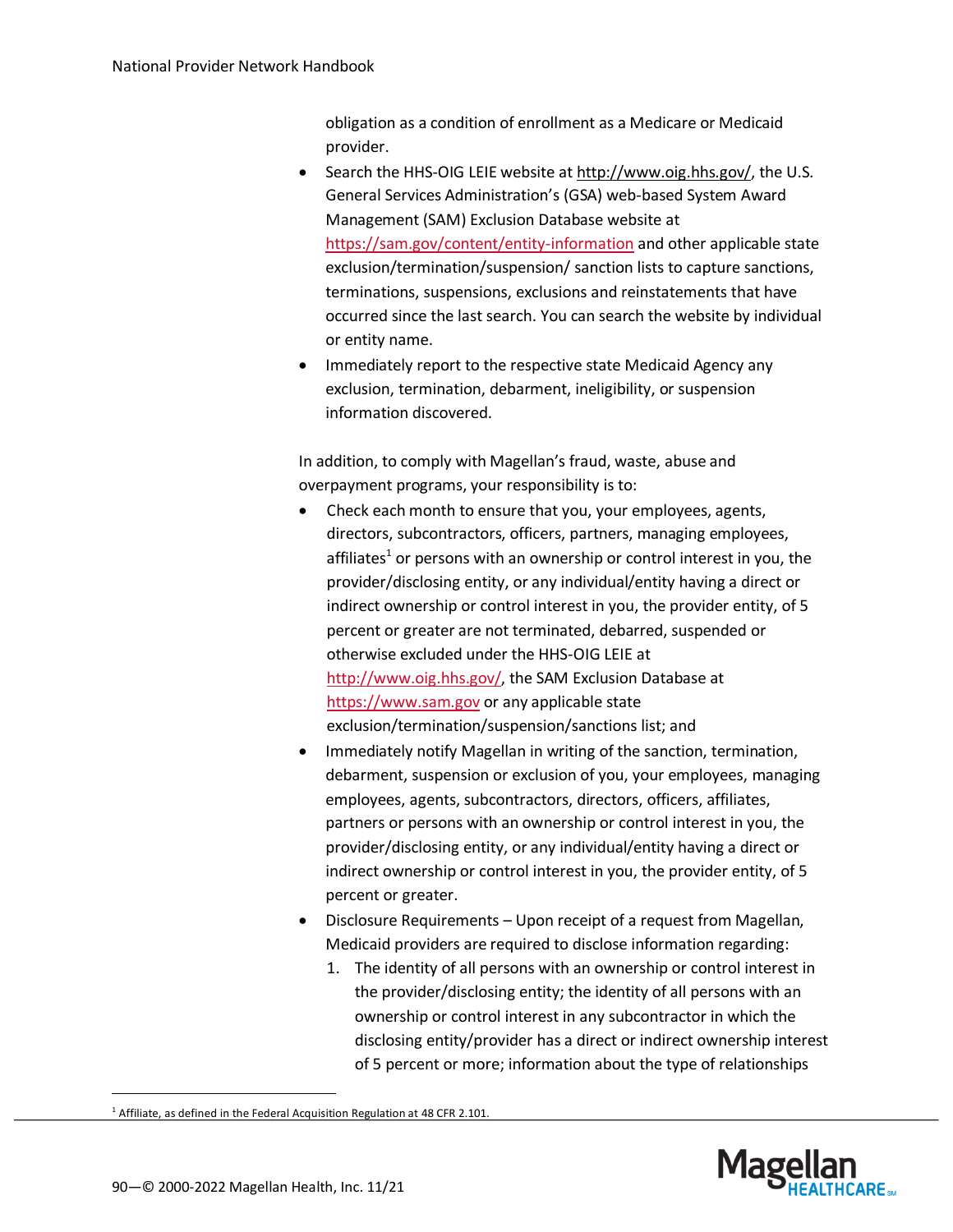obligation as a condition of enrollment as a Medicare or Medicaid provider.

- Search the HHS-OIG LEIE website at http://www.oig.hhs.gov/, the U.S. General Services Administration's (GSA) web-based System Award Management (SAM) Exclusion Database website at https://sam.gov/content/entity-information and other applicable state exclusion/termination/suspension/ sanction lists to capture sanctions, terminations, suspensions, exclusions and reinstatements that have occurred since the last search. You can search the website by individual or entity name.
- Immediately report to the respective state Medicaid Agency any exclusion, termination, debarment, ineligibility, or suspension information discovered.

In addition, to comply with Magellan's fraud, waste, abuse and overpayment programs, your responsibility is to:

- Check each month to ensure that you, your employees, agents, directors, subcontractors, officers, partners, managing employees, affiliates[1] or persons with an ownership or control interest in you, the provider/disclosing entity, or any individual/entity having a direct or indirect ownership or control interest in you, the provider entity, of 5 percent or greater are not terminated, debarred, suspended or otherwise excluded under the HHS-OIG LEIE at http://www.oig.hhs.gov/, the SAM Exclusion Database at https://www.sam.gov or any applicable state exclusion/termination/suspension/sanctions list; and
- Immediately notify Magellan in writing of the sanction, termination, debarment, suspension or exclusion of you, your employees, managing employees, agents, subcontractors, directors, officers, affiliates, partners or persons with an ownership or control interest in you, the provider/disclosing entity, or any individual/entity having a direct or indirect ownership or control interest in you, the provider entity, of 5 percent or greater.
- Disclosure Requirements – Upon receipt of a request from Magellan, Medicaid providers are required to disclose information regarding:
    1. The identity of all persons with an ownership or control interest in the provider/disclosing entity; the identity of all persons with an ownership or control interest in any subcontractor in which the disclosing entity/provider has a direct or indirect ownership interest of 5 percent or more; information about the type of relationships

[1] Affiliate, as defined in the Federal Acquisition Regulation at 48 CFR 2.101.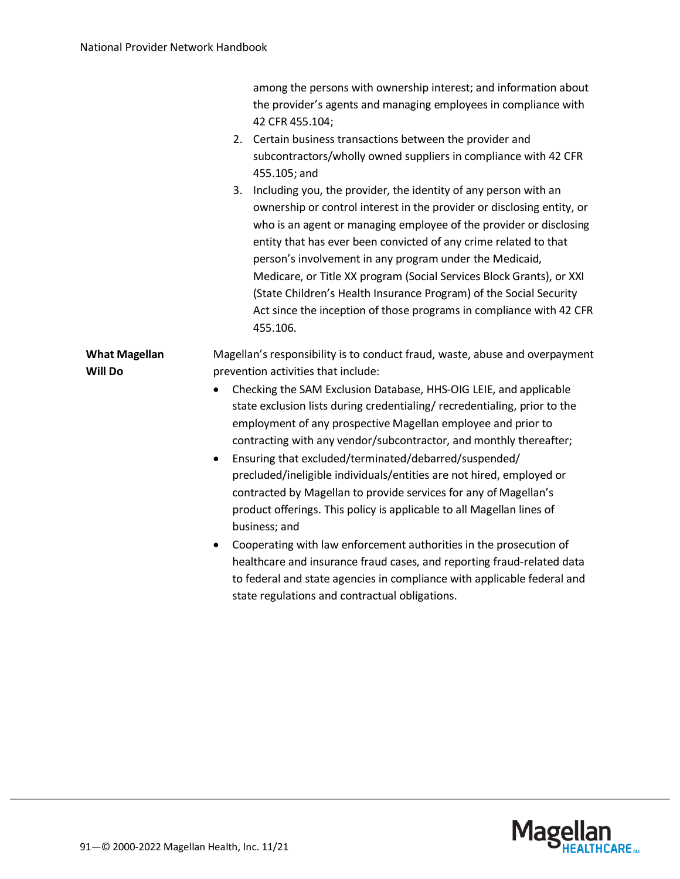among the persons with ownership interest; and information about the provider's agents and managing employees in compliance with 42 CFR 455.104;

2. Certain business transactions between the provider and subcontractors/wholly owned suppliers in compliance with 42 CFR 455.105; and
3. Including you, the provider, the identity of any person with an ownership or control interest in the provider or disclosing entity, or who is an agent or managing employee of the provider or disclosing entity that has ever been convicted of any crime related to that person's involvement in any program under the Medicaid, Medicare, or Title XX program (Social Services Block Grants), or XXI (State Children's Health Insurance Program) of the Social Security Act since the inception of those programs in compliance with 42 CFR 455.106.

**What Magellan Will Do**

Magellan's responsibility is to conduct fraud, waste, abuse and overpayment prevention activities that include:

- Checking the SAM Exclusion Database, HHS-OIG LEIE, and applicable state exclusion lists during credentialing/ recredentialing, prior to the employment of any prospective Magellan employee and prior to contracting with any vendor/subcontractor, and monthly thereafter;
- Ensuring that excluded/terminated/debarred/suspended/ precluded/ineligible individuals/entities are not hired, employed or contracted by Magellan to provide services for any of Magellan's product offerings. This policy is applicable to all Magellan lines of business; and
- Cooperating with law enforcement authorities in the prosecution of healthcare and insurance fraud cases, and reporting fraud-related data to federal and state agencies in compliance with applicable federal and state regulations and contractual obligations.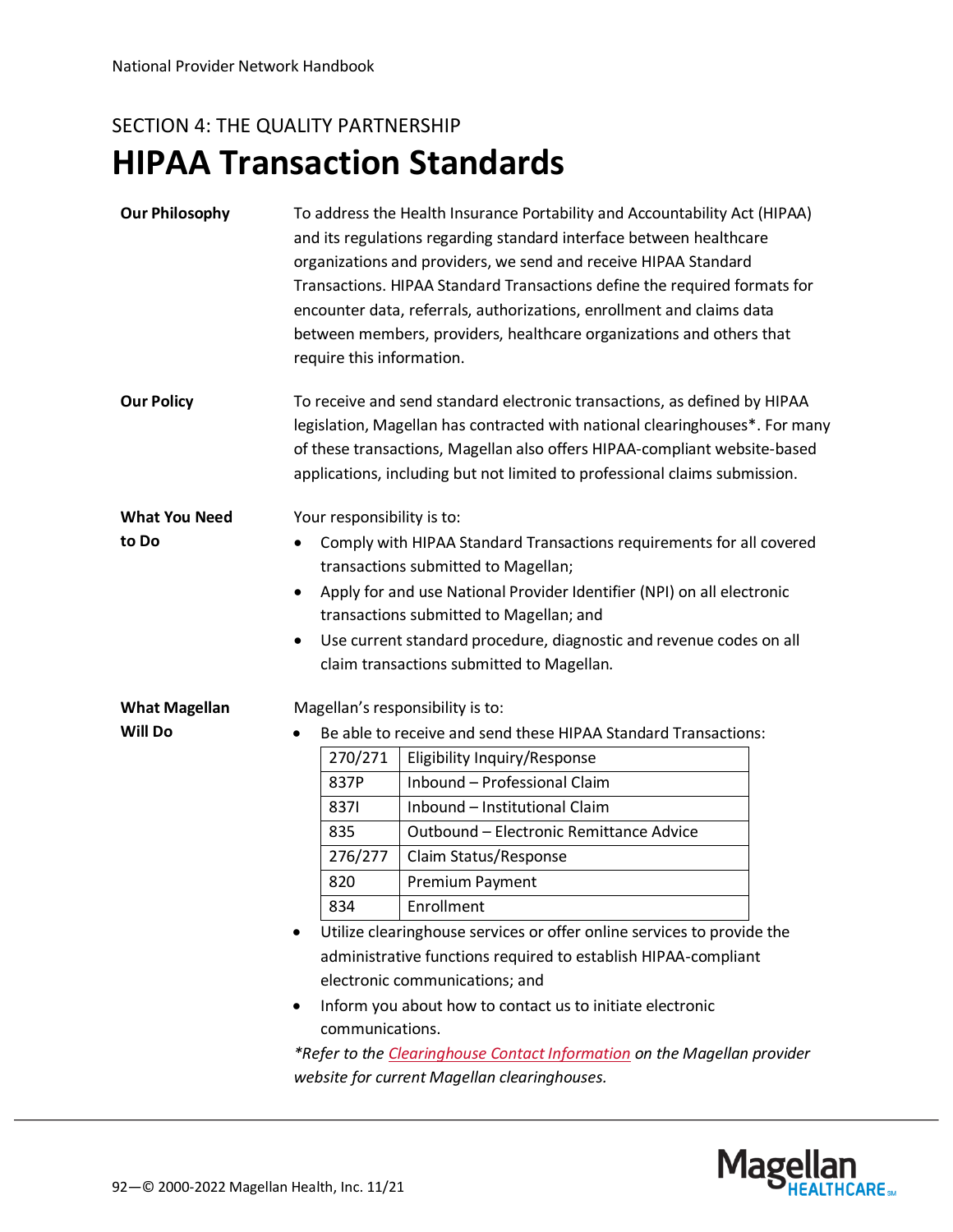SECTION 4: THE QUALITY PARTNERSHIP

# HIPAA Transaction Standards

**Our Philosophy**

To address the Health Insurance Portability and Accountability Act (HIPAA) and its regulations regarding standard interface between healthcare organizations and providers, we send and receive HIPAA Standard Transactions. HIPAA Standard Transactions define the required formats for encounter data, referrals, authorizations, enrollment and claims data between members, providers, healthcare organizations and others that require this information.

**Our Policy**

To receive and send standard electronic transactions, as defined by HIPAA legislation, Magellan has contracted with national clearinghouses*. For many of these transactions, Magellan also offers HIPAA-compliant website-based applications, including but not limited to professional claims submission.

**What You Need to Do**

Your responsibility is to:

- Comply with HIPAA Standard Transactions requirements for all covered transactions submitted to Magellan;
- Apply for and use National Provider Identifier (NPI) on all electronic transactions submitted to Magellan; and
- Use current standard procedure, diagnostic and revenue codes on all claim transactions submitted to Magellan.

**What Magellan Will Do**

Magellan's responsibility is to:

- Be able to receive and send these HIPAA Standard Transactions:

| | |
|---|---|
| 270/271 | Eligibility Inquiry/Response |
| 837P | Inbound – Professional Claim |
| 837I | Inbound – Institutional Claim |
| 835 | Outbound – Electronic Remittance Advice |
| 276/277 | Claim Status/Response |
| 820 | Premium Payment |
| 834 | Enrollment |

- Utilize clearinghouse services or offer online services to provide the administrative functions required to establish HIPAA-compliant electronic communications; and
- Inform you about how to contact us to initiate electronic communications.

*\*Refer to the Clearinghouse Contact Information on the Magellan provider website for current Magellan clearinghouses.*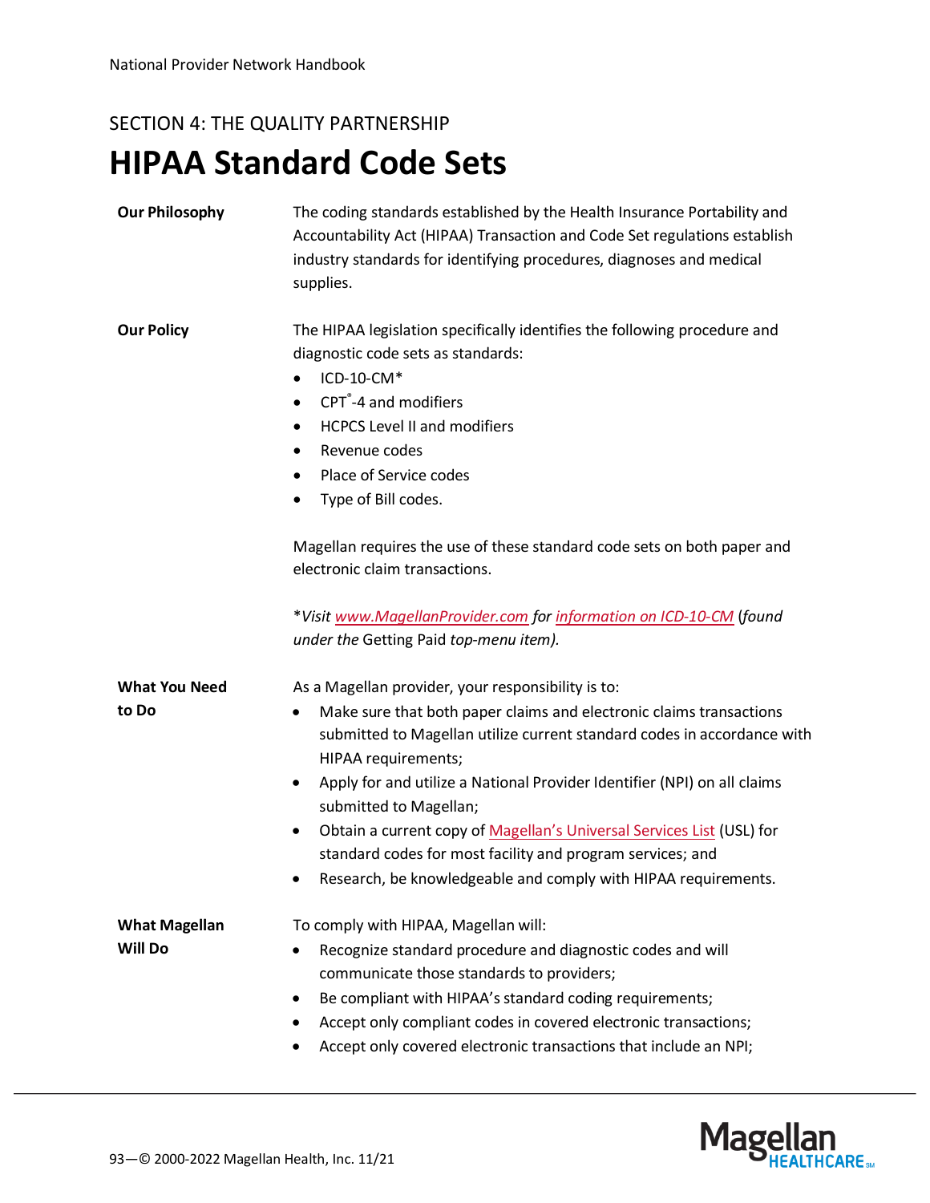SECTION 4: THE QUALITY PARTNERSHIP

# HIPAA Standard Code Sets

**Our Philosophy**

The coding standards established by the Health Insurance Portability and Accountability Act (HIPAA) Transaction and Code Set regulations establish industry standards for identifying procedures, diagnoses and medical supplies.

**Our Policy**

The HIPAA legislation specifically identifies the following procedure and diagnostic code sets as standards:

- ICD-10-CM*
- CPT®-4 and modifiers
- HCPCS Level II and modifiers
- Revenue codes
- Place of Service codes
- Type of Bill codes.

Magellan requires the use of these standard code sets on both paper and electronic claim transactions.

**Visit www.MagellanProvider.com for information on ICD-10-CM (found under the* Getting Paid *top-menu item).*

**What You Need to Do**

As a Magellan provider, your responsibility is to:

- Make sure that both paper claims and electronic claims transactions submitted to Magellan utilize current standard codes in accordance with HIPAA requirements;
- Apply for and utilize a National Provider Identifier (NPI) on all claims submitted to Magellan;
- Obtain a current copy of Magellan's Universal Services List (USL) for standard codes for most facility and program services; and
- Research, be knowledgeable and comply with HIPAA requirements.

**What Magellan Will Do**

To comply with HIPAA, Magellan will:

- Recognize standard procedure and diagnostic codes and will communicate those standards to providers;
- Be compliant with HIPAA's standard coding requirements;
- Accept only compliant codes in covered electronic transactions;
- Accept only covered electronic transactions that include an NPI;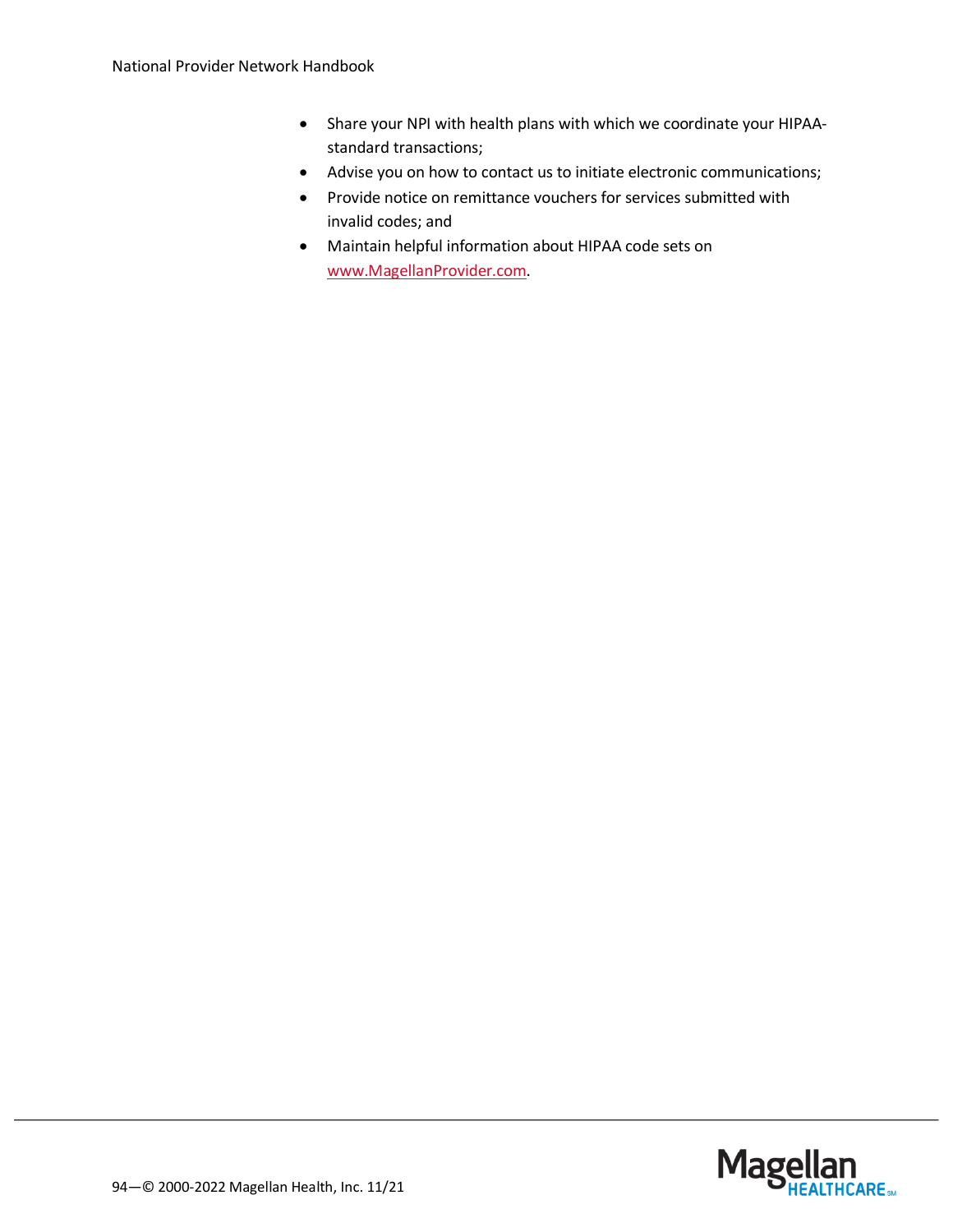- Share your NPI with health plans with which we coordinate your HIPAA-standard transactions;
- Advise you on how to contact us to initiate electronic communications;
- Provide notice on remittance vouchers for services submitted with invalid codes; and
- Maintain helpful information about HIPAA code sets on www.MagellanProvider.com.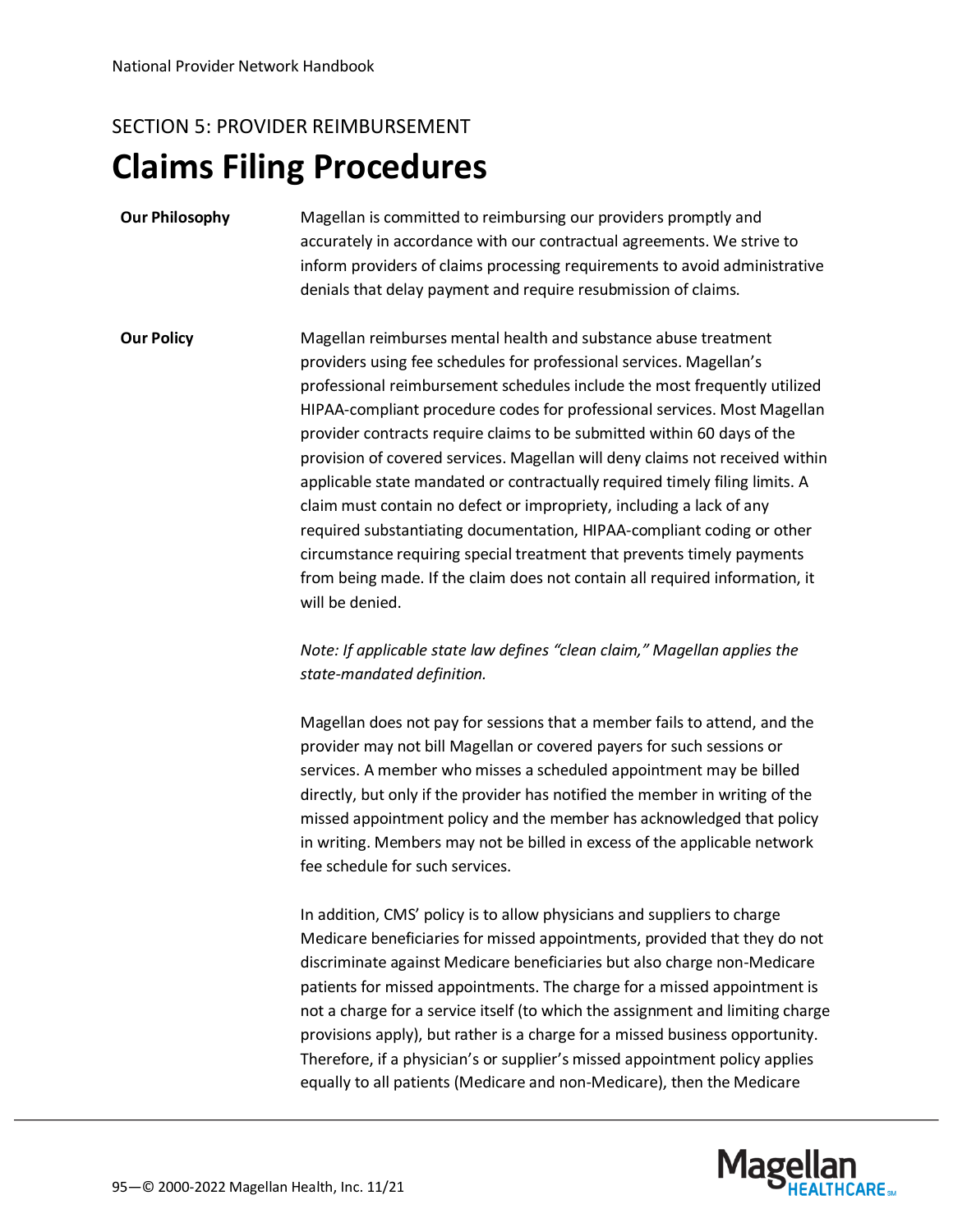SECTION 5: PROVIDER REIMBURSEMENT

# Claims Filing Procedures

**Our Philosophy**

Magellan is committed to reimbursing our providers promptly and accurately in accordance with our contractual agreements. We strive to inform providers of claims processing requirements to avoid administrative denials that delay payment and require resubmission of claims.

**Our Policy**

Magellan reimburses mental health and substance abuse treatment providers using fee schedules for professional services. Magellan's professional reimbursement schedules include the most frequently utilized HIPAA-compliant procedure codes for professional services. Most Magellan provider contracts require claims to be submitted within 60 days of the provision of covered services. Magellan will deny claims not received within applicable state mandated or contractually required timely filing limits. A claim must contain no defect or impropriety, including a lack of any required substantiating documentation, HIPAA-compliant coding or other circumstance requiring special treatment that prevents timely payments from being made. If the claim does not contain all required information, it will be denied.

*Note: If applicable state law defines "clean claim," Magellan applies the state-mandated definition.*

Magellan does not pay for sessions that a member fails to attend, and the provider may not bill Magellan or covered payers for such sessions or services. A member who misses a scheduled appointment may be billed directly, but only if the provider has notified the member in writing of the missed appointment policy and the member has acknowledged that policy in writing. Members may not be billed in excess of the applicable network fee schedule for such services.

In addition, CMS' policy is to allow physicians and suppliers to charge Medicare beneficiaries for missed appointments, provided that they do not discriminate against Medicare beneficiaries but also charge non-Medicare patients for missed appointments. The charge for a missed appointment is not a charge for a service itself (to which the assignment and limiting charge provisions apply), but rather is a charge for a missed business opportunity. Therefore, if a physician's or supplier's missed appointment policy applies equally to all patients (Medicare and non-Medicare), then the Medicare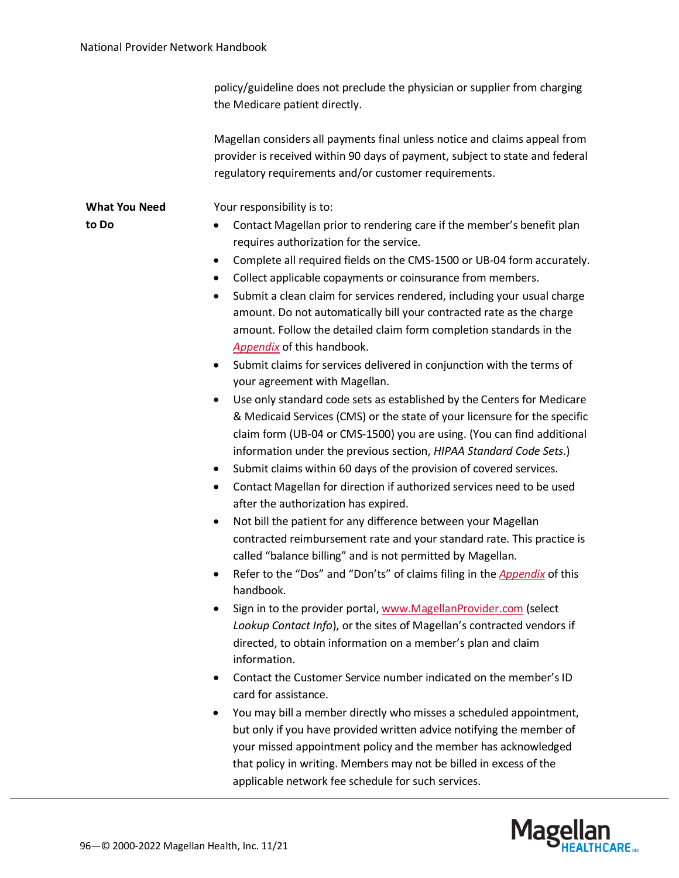policy/guideline does not preclude the physician or supplier from charging the Medicare patient directly.

Magellan considers all payments final unless notice and claims appeal from provider is received within 90 days of payment, subject to state and federal regulatory requirements and/or customer requirements.

**What You Need to Do**

Your responsibility is to:

- Contact Magellan prior to rendering care if the member's benefit plan requires authorization for the service.
- Complete all required fields on the CMS-1500 or UB-04 form accurately.
- Collect applicable copayments or coinsurance from members.
- Submit a clean claim for services rendered, including your usual charge amount. Do not automatically bill your contracted rate as the charge amount. Follow the detailed claim form completion standards in the *Appendix* of this handbook.
- Submit claims for services delivered in conjunction with the terms of your agreement with Magellan.
- Use only standard code sets as established by the Centers for Medicare & Medicaid Services (CMS) or the state of your licensure for the specific claim form (UB-04 or CMS-1500) you are using. (You can find additional information under the previous section, *HIPAA Standard Code Sets*.)
- Submit claims within 60 days of the provision of covered services.
- Contact Magellan for direction if authorized services need to be used after the authorization has expired.
- Not bill the patient for any difference between your Magellan contracted reimbursement rate and your standard rate. This practice is called "balance billing" and is not permitted by Magellan.
- Refer to the "Dos" and "Don'ts" of claims filing in the *Appendix* of this handbook.
- Sign in to the provider portal, www.MagellanProvider.com (select *Lookup Contact Info*), or the sites of Magellan's contracted vendors if directed, to obtain information on a member's plan and claim information.
- Contact the Customer Service number indicated on the member's ID card for assistance.
- You may bill a member directly who misses a scheduled appointment, but only if you have provided written advice notifying the member of your missed appointment policy and the member has acknowledged that policy in writing. Members may not be billed in excess of the applicable network fee schedule for such services.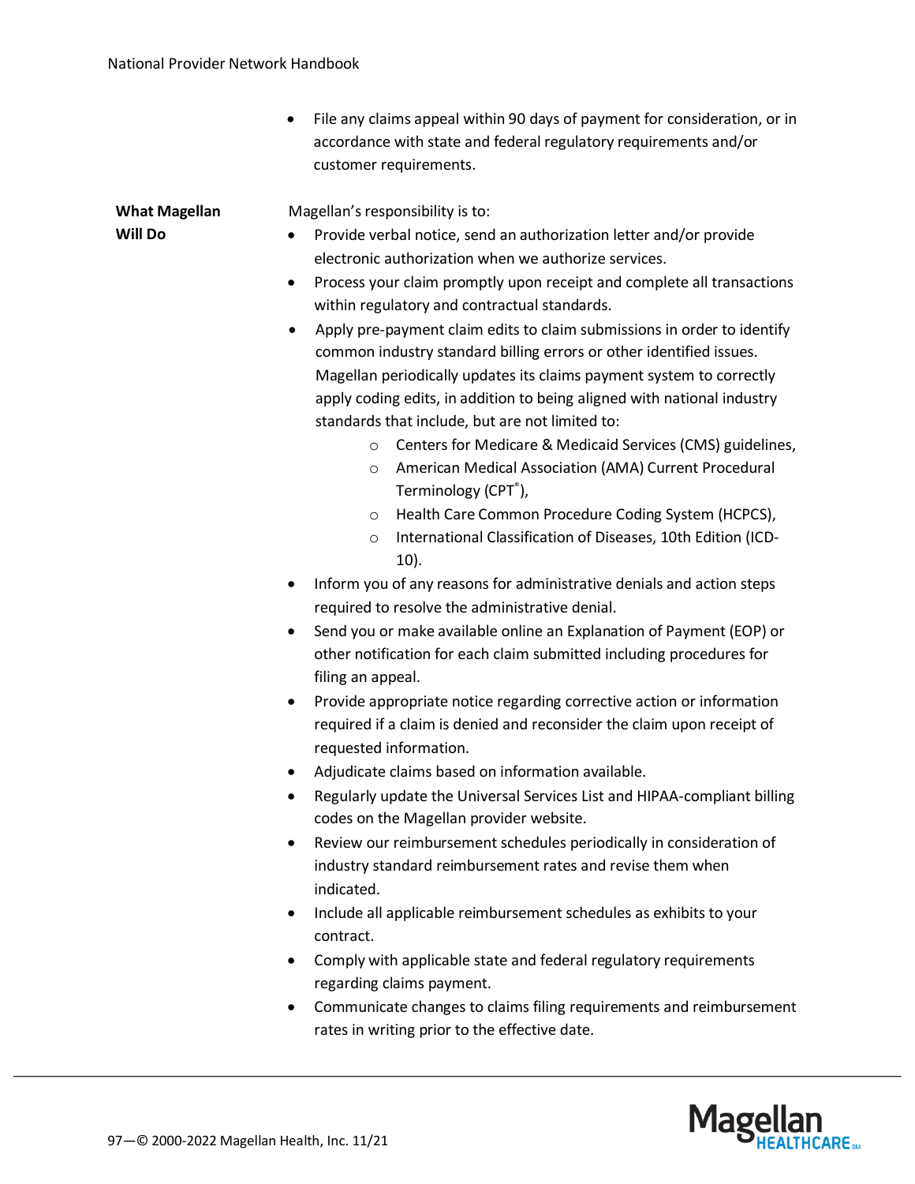- File any claims appeal within 90 days of payment for consideration, or in accordance with state and federal regulatory requirements and/or customer requirements.

**What Magellan Will Do**

Magellan's responsibility is to:

- Provide verbal notice, send an authorization letter and/or provide electronic authorization when we authorize services.
- Process your claim promptly upon receipt and complete all transactions within regulatory and contractual standards.
- Apply pre-payment claim edits to claim submissions in order to identify common industry standard billing errors or other identified issues. Magellan periodically updates its claims payment system to correctly apply coding edits, in addition to being aligned with national industry standards that include, but are not limited to:
    - Centers for Medicare & Medicaid Services (CMS) guidelines,
    - American Medical Association (AMA) Current Procedural Terminology (CPT®),
    - Health Care Common Procedure Coding System (HCPCS),
    - International Classification of Diseases, 10th Edition (ICD-10).
- Inform you of any reasons for administrative denials and action steps required to resolve the administrative denial.
- Send you or make available online an Explanation of Payment (EOP) or other notification for each claim submitted including procedures for filing an appeal.
- Provide appropriate notice regarding corrective action or information required if a claim is denied and reconsider the claim upon receipt of requested information.
- Adjudicate claims based on information available.
- Regularly update the Universal Services List and HIPAA-compliant billing codes on the Magellan provider website.
- Review our reimbursement schedules periodically in consideration of industry standard reimbursement rates and revise them when indicated.
- Include all applicable reimbursement schedules as exhibits to your contract.
- Comply with applicable state and federal regulatory requirements regarding claims payment.
- Communicate changes to claims filing requirements and reimbursement rates in writing prior to the effective date.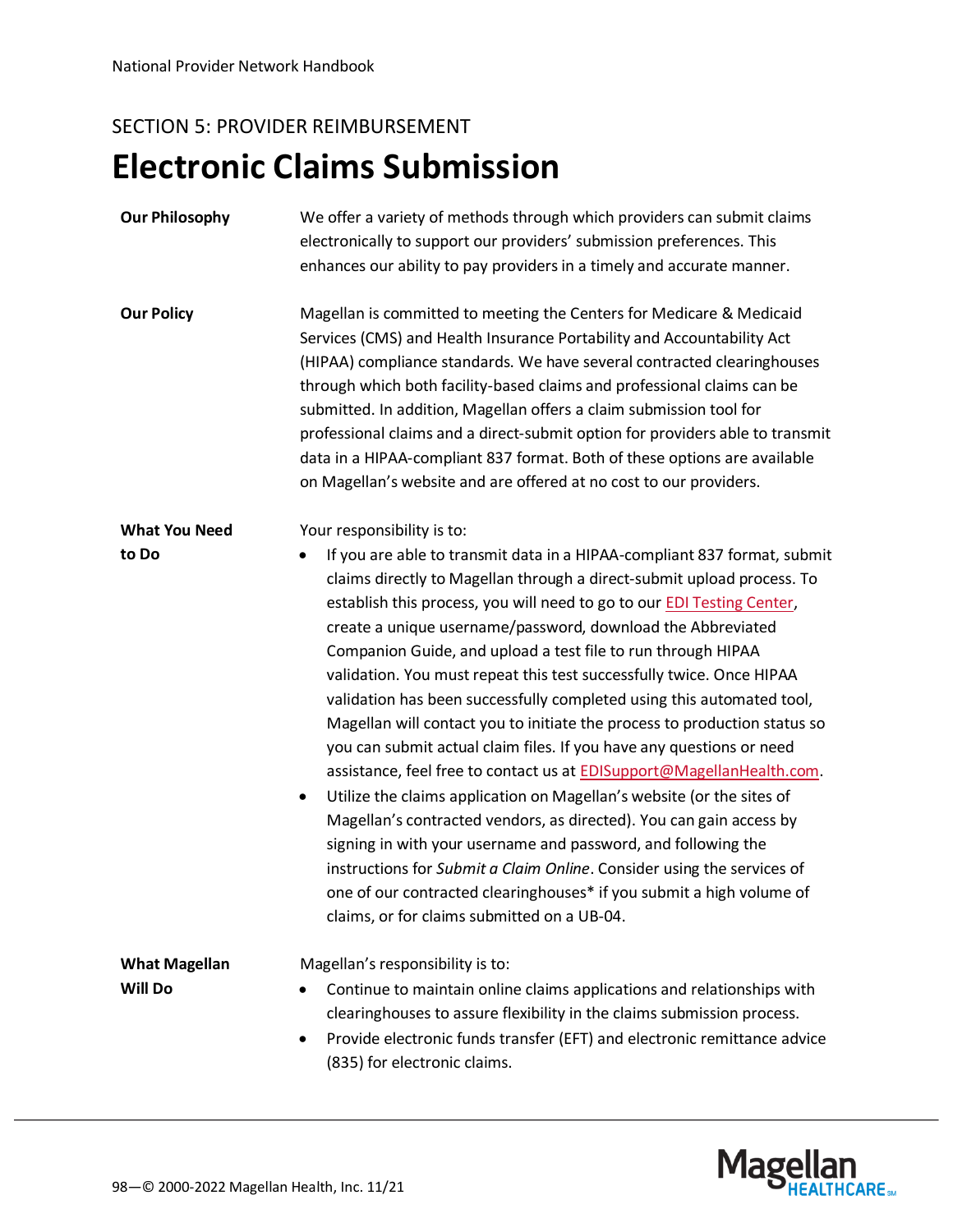SECTION 5: PROVIDER REIMBURSEMENT

# Electronic Claims Submission

**Our Philosophy**

We offer a variety of methods through which providers can submit claims electronically to support our providers' submission preferences. This enhances our ability to pay providers in a timely and accurate manner.

**Our Policy**

Magellan is committed to meeting the Centers for Medicare & Medicaid Services (CMS) and Health Insurance Portability and Accountability Act (HIPAA) compliance standards. We have several contracted clearinghouses through which both facility-based claims and professional claims can be submitted. In addition, Magellan offers a claim submission tool for professional claims and a direct-submit option for providers able to transmit data in a HIPAA-compliant 837 format. Both of these options are available on Magellan's website and are offered at no cost to our providers.

**What You Need to Do**

Your responsibility is to:

- If you are able to transmit data in a HIPAA-compliant 837 format, submit claims directly to Magellan through a direct-submit upload process. To establish this process, you will need to go to our EDI Testing Center, create a unique username/password, download the Abbreviated Companion Guide, and upload a test file to run through HIPAA validation. You must repeat this test successfully twice. Once HIPAA validation has been successfully completed using this automated tool, Magellan will contact you to initiate the process to production status so you can submit actual claim files. If you have any questions or need assistance, feel free to contact us at EDISupport@MagellanHealth.com.
- Utilize the claims application on Magellan's website (or the sites of Magellan's contracted vendors, as directed). You can gain access by signing in with your username and password, and following the instructions for *Submit a Claim Online*. Consider using the services of one of our contracted clearinghouses* if you submit a high volume of claims, or for claims submitted on a UB-04.

**What Magellan Will Do**

Magellan's responsibility is to:

- Continue to maintain online claims applications and relationships with clearinghouses to assure flexibility in the claims submission process.
- Provide electronic funds transfer (EFT) and electronic remittance advice (835) for electronic claims.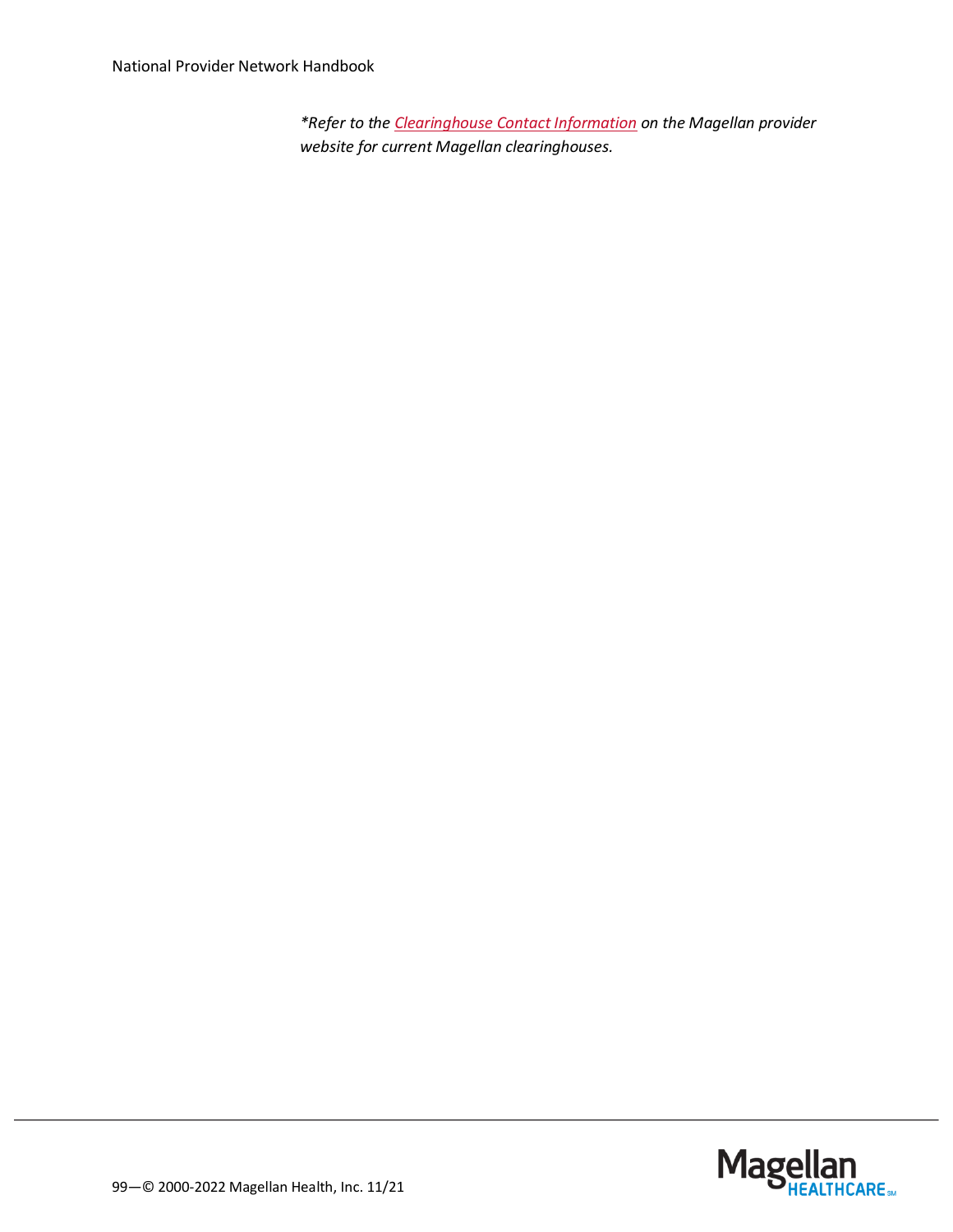*\*Refer to the Clearinghouse Contact Information on the Magellan provider website for current Magellan clearinghouses.*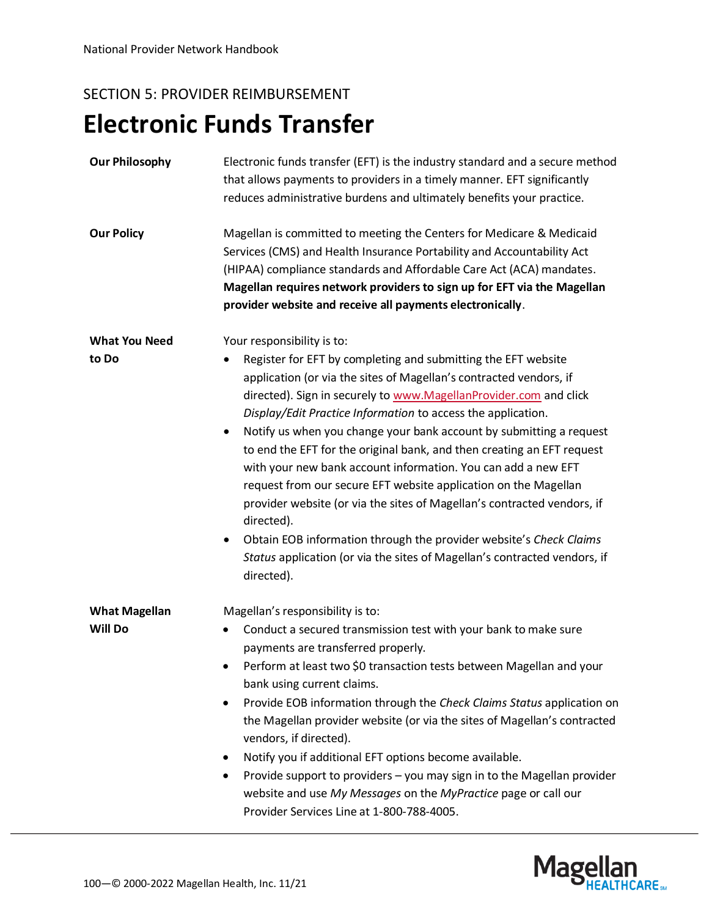SECTION 5: PROVIDER REIMBURSEMENT

# Electronic Funds Transfer

**Our Philosophy**

Electronic funds transfer (EFT) is the industry standard and a secure method that allows payments to providers in a timely manner. EFT significantly reduces administrative burdens and ultimately benefits your practice.

**Our Policy**

Magellan is committed to meeting the Centers for Medicare & Medicaid Services (CMS) and Health Insurance Portability and Accountability Act (HIPAA) compliance standards and Affordable Care Act (ACA) mandates. **Magellan requires network providers to sign up for EFT via the Magellan provider website and receive all payments electronically**.

**What You Need to Do**

Your responsibility is to:

- Register for EFT by completing and submitting the EFT website application (or via the sites of Magellan's contracted vendors, if directed). Sign in securely to www.MagellanProvider.com and click *Display/Edit Practice Information* to access the application.
- Notify us when you change your bank account by submitting a request to end the EFT for the original bank, and then creating an EFT request with your new bank account information. You can add a new EFT request from our secure EFT website application on the Magellan provider website (or via the sites of Magellan's contracted vendors, if directed).
- Obtain EOB information through the provider website's *Check Claims Status* application (or via the sites of Magellan's contracted vendors, if directed).

**What Magellan Will Do**

Magellan's responsibility is to:

- Conduct a secured transmission test with your bank to make sure payments are transferred properly.
- Perform at least two $0 transaction tests between Magellan and your bank using current claims.
- Provide EOB information through the *Check Claims Status* application on the Magellan provider website (or via the sites of Magellan's contracted vendors, if directed).
- Notify you if additional EFT options become available.
- Provide support to providers – you may sign in to the Magellan provider website and use *My Messages* on the *MyPractice* page or call our Provider Services Line at 1-800-788-4005.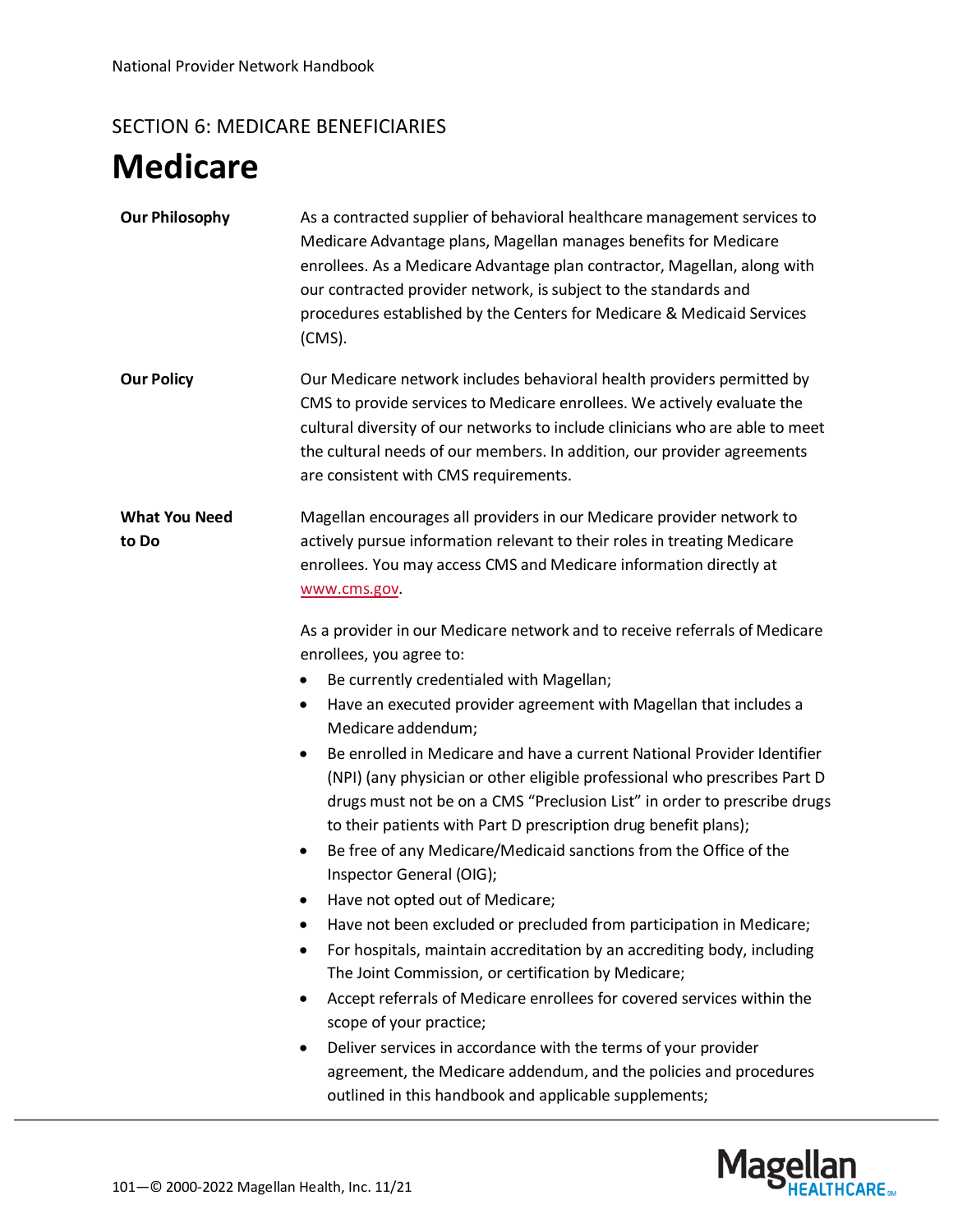SECTION 6: MEDICARE BENEFICIARIES

# Medicare

**Our Philosophy**

As a contracted supplier of behavioral healthcare management services to Medicare Advantage plans, Magellan manages benefits for Medicare enrollees. As a Medicare Advantage plan contractor, Magellan, along with our contracted provider network, is subject to the standards and procedures established by the Centers for Medicare & Medicaid Services (CMS).

**Our Policy**

Our Medicare network includes behavioral health providers permitted by CMS to provide services to Medicare enrollees. We actively evaluate the cultural diversity of our networks to include clinicians who are able to meet the cultural needs of our members. In addition, our provider agreements are consistent with CMS requirements.

**What You Need to Do**

Magellan encourages all providers in our Medicare provider network to actively pursue information relevant to their roles in treating Medicare enrollees. You may access CMS and Medicare information directly at www.cms.gov.

As a provider in our Medicare network and to receive referrals of Medicare enrollees, you agree to:

- Be currently credentialed with Magellan;
- Have an executed provider agreement with Magellan that includes a Medicare addendum;
- Be enrolled in Medicare and have a current National Provider Identifier (NPI) (any physician or other eligible professional who prescribes Part D drugs must not be on a CMS "Preclusion List" in order to prescribe drugs to their patients with Part D prescription drug benefit plans);
- Be free of any Medicare/Medicaid sanctions from the Office of the Inspector General (OIG);
- Have not opted out of Medicare;
- Have not been excluded or precluded from participation in Medicare;
- For hospitals, maintain accreditation by an accrediting body, including The Joint Commission, or certification by Medicare;
- Accept referrals of Medicare enrollees for covered services within the scope of your practice;
- Deliver services in accordance with the terms of your provider agreement, the Medicare addendum, and the policies and procedures outlined in this handbook and applicable supplements;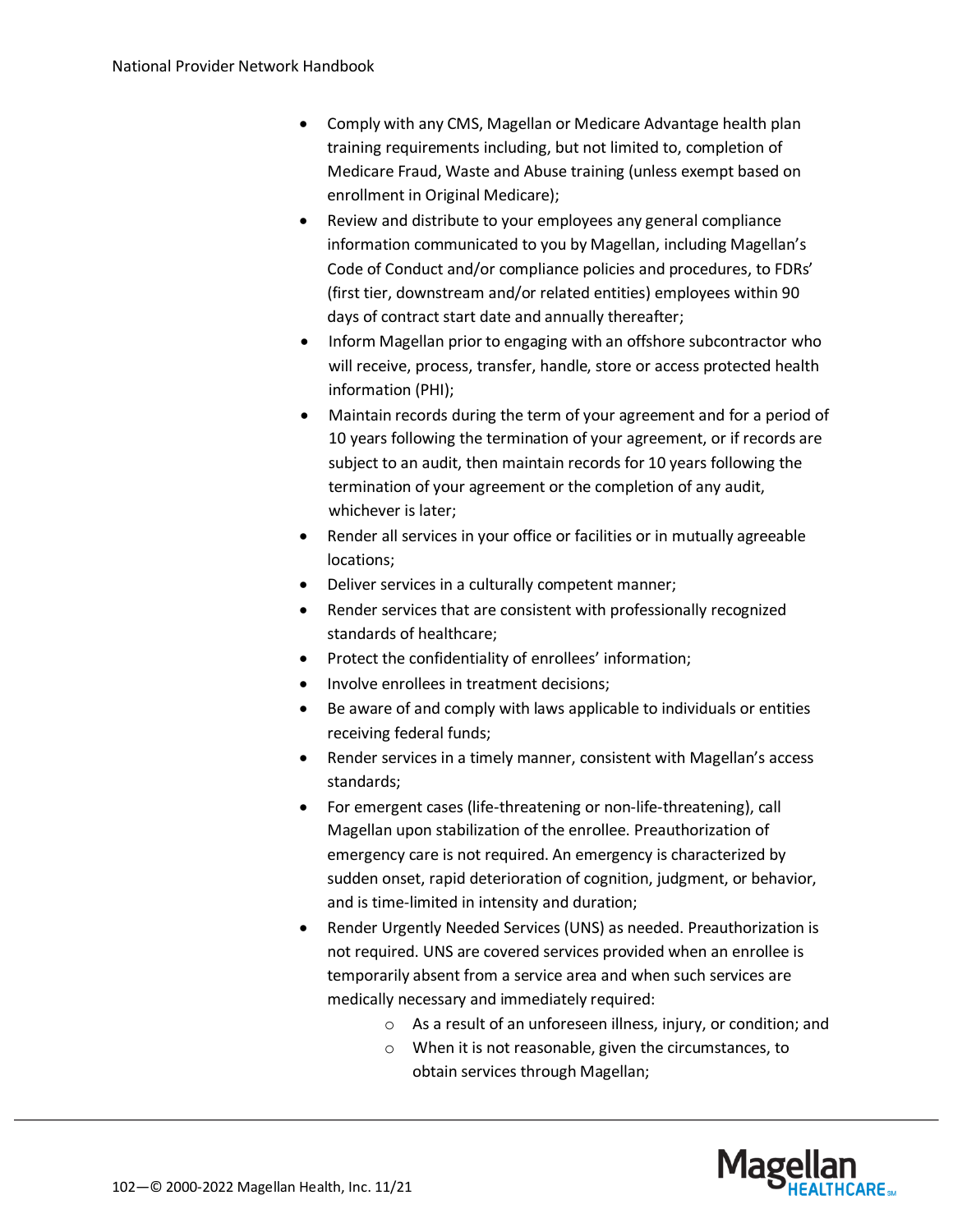- Comply with any CMS, Magellan or Medicare Advantage health plan training requirements including, but not limited to, completion of Medicare Fraud, Waste and Abuse training (unless exempt based on enrollment in Original Medicare);
- Review and distribute to your employees any general compliance information communicated to you by Magellan, including Magellan's Code of Conduct and/or compliance policies and procedures, to FDRs' (first tier, downstream and/or related entities) employees within 90 days of contract start date and annually thereafter;
- Inform Magellan prior to engaging with an offshore subcontractor who will receive, process, transfer, handle, store or access protected health information (PHI);
- Maintain records during the term of your agreement and for a period of 10 years following the termination of your agreement, or if records are subject to an audit, then maintain records for 10 years following the termination of your agreement or the completion of any audit, whichever is later;
- Render all services in your office or facilities or in mutually agreeable locations;
- Deliver services in a culturally competent manner;
- Render services that are consistent with professionally recognized standards of healthcare;
- Protect the confidentiality of enrollees' information;
- Involve enrollees in treatment decisions;
- Be aware of and comply with laws applicable to individuals or entities receiving federal funds;
- Render services in a timely manner, consistent with Magellan's access standards;
- For emergent cases (life-threatening or non-life-threatening), call Magellan upon stabilization of the enrollee. Preauthorization of emergency care is not required. An emergency is characterized by sudden onset, rapid deterioration of cognition, judgment, or behavior, and is time-limited in intensity and duration;
- Render Urgently Needed Services (UNS) as needed. Preauthorization is not required. UNS are covered services provided when an enrollee is temporarily absent from a service area and when such services are medically necessary and immediately required:
    - As a result of an unforeseen illness, injury, or condition; and
    - When it is not reasonable, given the circumstances, to obtain services through Magellan;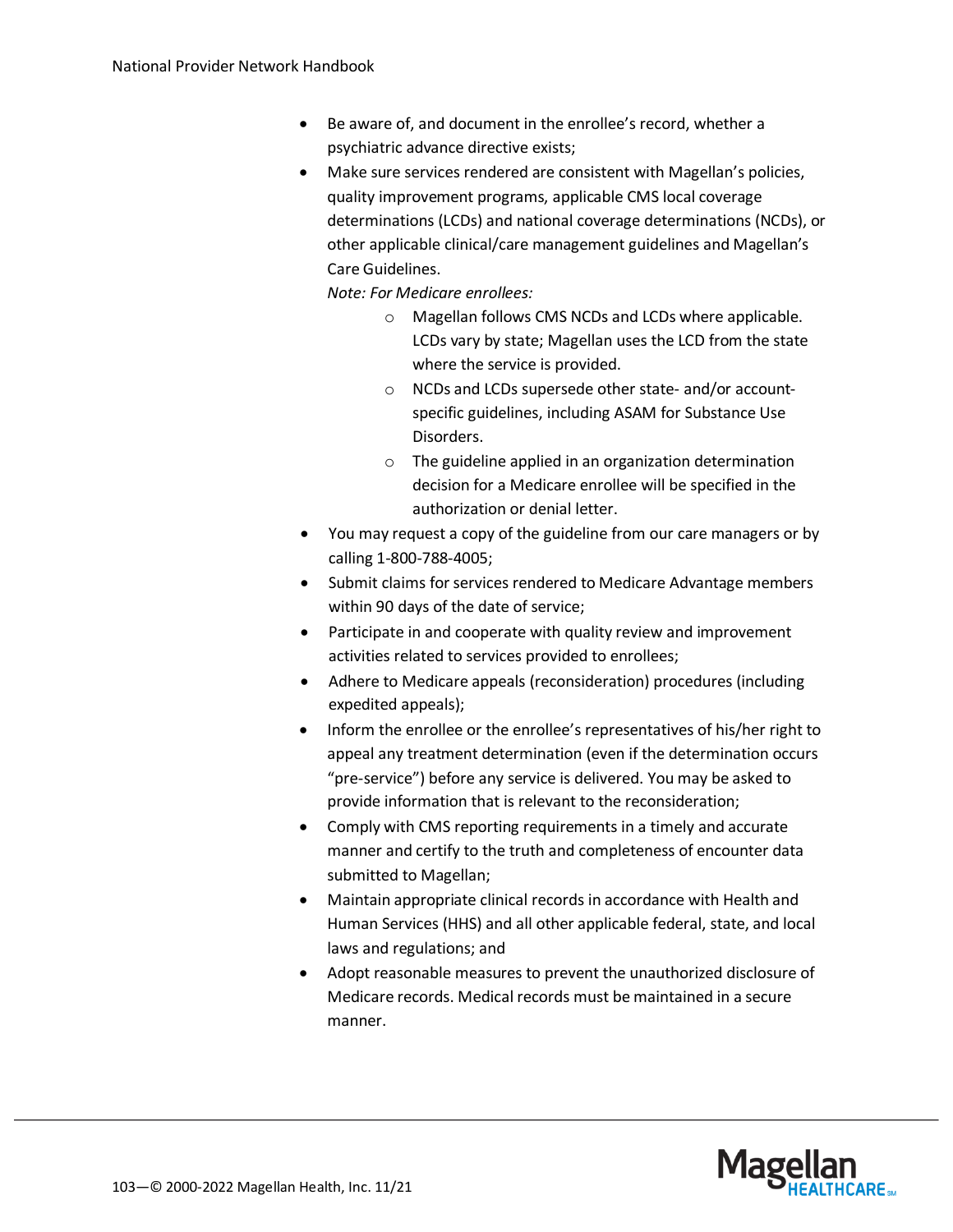- Be aware of, and document in the enrollee's record, whether a psychiatric advance directive exists;
- Make sure services rendered are consistent with Magellan's policies, quality improvement programs, applicable CMS local coverage determinations (LCDs) and national coverage determinations (NCDs), or other applicable clinical/care management guidelines and Magellan's Care Guidelines.

  *Note: For Medicare enrollees:*
    - Magellan follows CMS NCDs and LCDs where applicable. LCDs vary by state; Magellan uses the LCD from the state where the service is provided.
    - NCDs and LCDs supersede other state- and/or account-specific guidelines, including ASAM for Substance Use Disorders.
    - The guideline applied in an organization determination decision for a Medicare enrollee will be specified in the authorization or denial letter.
- You may request a copy of the guideline from our care managers or by calling 1-800-788-4005;
- Submit claims for services rendered to Medicare Advantage members within 90 days of the date of service;
- Participate in and cooperate with quality review and improvement activities related to services provided to enrollees;
- Adhere to Medicare appeals (reconsideration) procedures (including expedited appeals);
- Inform the enrollee or the enrollee's representatives of his/her right to appeal any treatment determination (even if the determination occurs "pre-service") before any service is delivered. You may be asked to provide information that is relevant to the reconsideration;
- Comply with CMS reporting requirements in a timely and accurate manner and certify to the truth and completeness of encounter data submitted to Magellan;
- Maintain appropriate clinical records in accordance with Health and Human Services (HHS) and all other applicable federal, state, and local laws and regulations; and
- Adopt reasonable measures to prevent the unauthorized disclosure of Medicare records. Medical records must be maintained in a secure manner.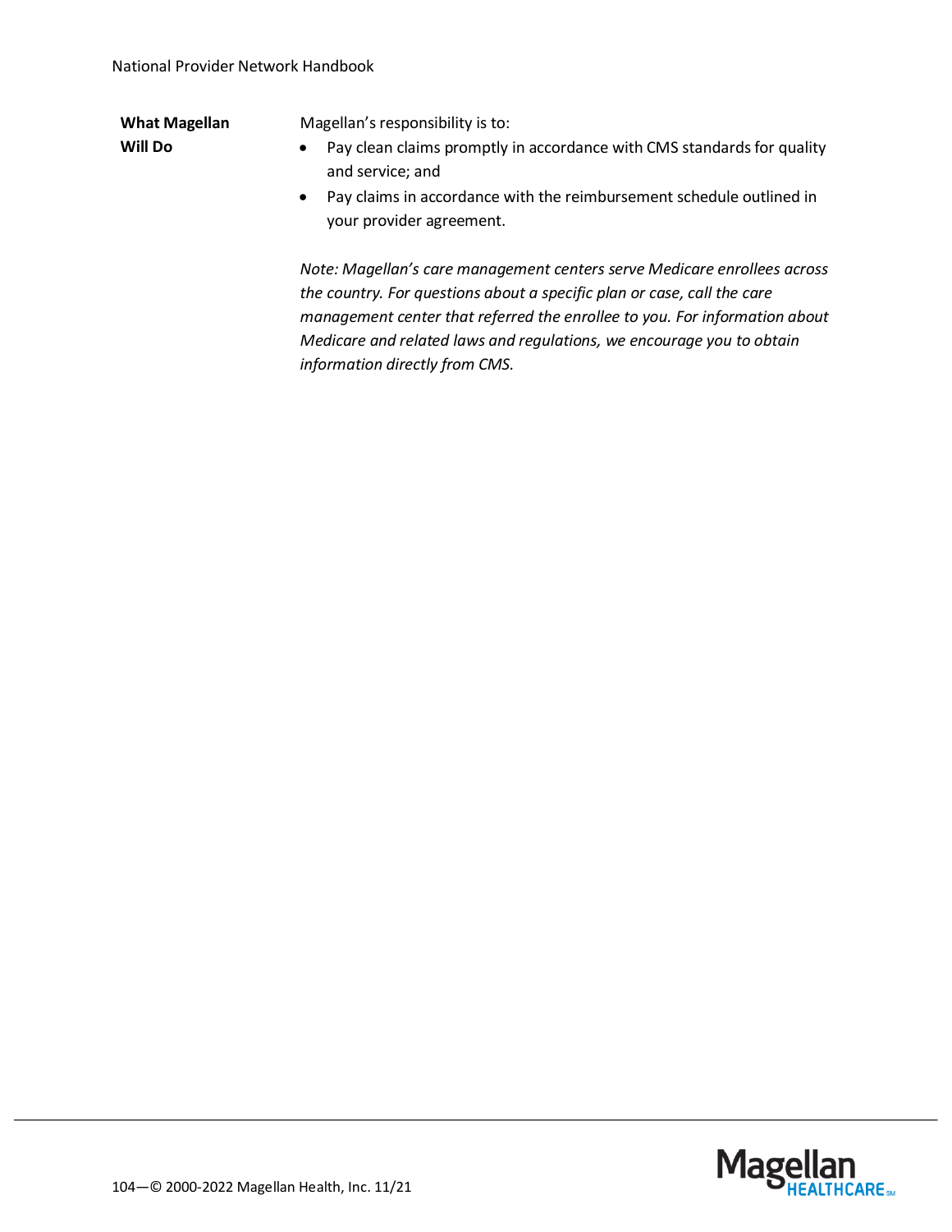**What Magellan Will Do**

Magellan's responsibility is to:

- Pay clean claims promptly in accordance with CMS standards for quality and service; and
- Pay claims in accordance with the reimbursement schedule outlined in your provider agreement.

*Note: Magellan's care management centers serve Medicare enrollees across the country. For questions about a specific plan or case, call the care management center that referred the enrollee to you. For information about Medicare and related laws and regulations, we encourage you to obtain information directly from CMS.*